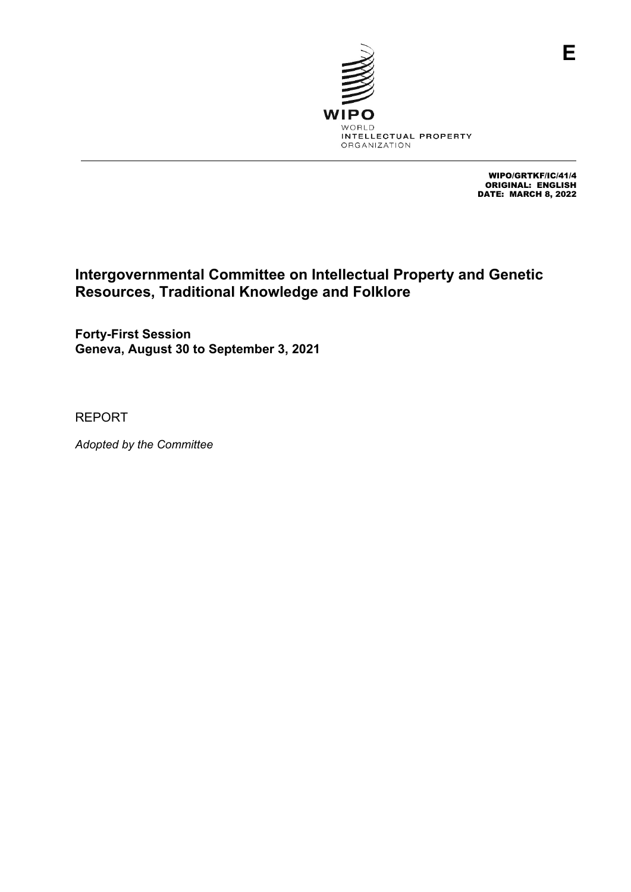E

WIPO
WORLD
INTELLECTUAL PROPERTY
ORGANIZATION

WIPO/GRTKF/IC/41/4
ORIGINAL: ENGLISH
DATE: MARCH 8, 2022

# Intergovernmental Committee on Intellectual Property and Genetic Resources, Traditional Knowledge and Folklore

**Forty-First Session**
**Geneva, August 30 to September 3, 2021**

REPORT

*Adopted by the Committee*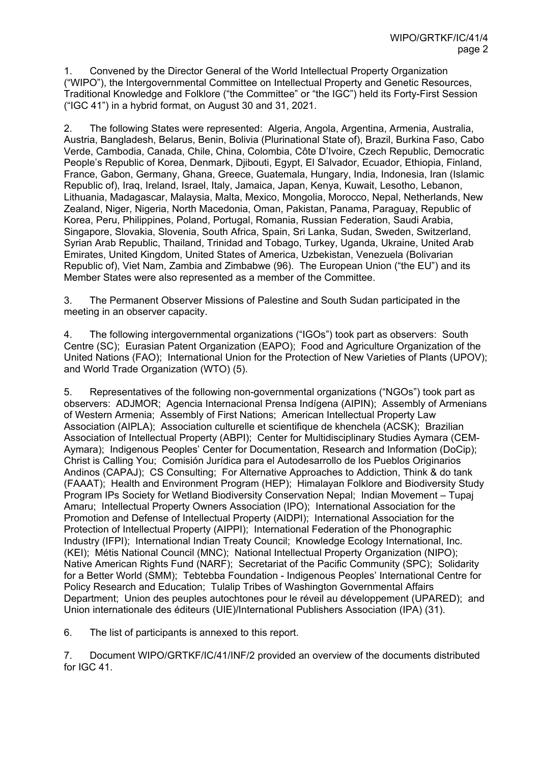1. Convened by the Director General of the World Intellectual Property Organization ("WIPO"), the Intergovernmental Committee on Intellectual Property and Genetic Resources, Traditional Knowledge and Folklore ("the Committee" or "the IGC") held its Forty-First Session ("IGC 41") in a hybrid format, on August 30 and 31, 2021.

2. The following States were represented: Algeria, Angola, Argentina, Armenia, Australia, Austria, Bangladesh, Belarus, Benin, Bolivia (Plurinational State of), Brazil, Burkina Faso, Cabo Verde, Cambodia, Canada, Chile, China, Colombia, Côte D'Ivoire, Czech Republic, Democratic People's Republic of Korea, Denmark, Djibouti, Egypt, El Salvador, Ecuador, Ethiopia, Finland, France, Gabon, Germany, Ghana, Greece, Guatemala, Hungary, India, Indonesia, Iran (Islamic Republic of), Iraq, Ireland, Israel, Italy, Jamaica, Japan, Kenya, Kuwait, Lesotho, Lebanon, Lithuania, Madagascar, Malaysia, Malta, Mexico, Mongolia, Morocco, Nepal, Netherlands, New Zealand, Niger, Nigeria, North Macedonia, Oman, Pakistan, Panama, Paraguay, Republic of Korea, Peru, Philippines, Poland, Portugal, Romania, Russian Federation, Saudi Arabia, Singapore, Slovakia, Slovenia, South Africa, Spain, Sri Lanka, Sudan, Sweden, Switzerland, Syrian Arab Republic, Thailand, Trinidad and Tobago, Turkey, Uganda, Ukraine, United Arab Emirates, United Kingdom, United States of America, Uzbekistan, Venezuela (Bolivarian Republic of), Viet Nam, Zambia and Zimbabwe (96). The European Union ("the EU") and its Member States were also represented as a member of the Committee.

3. The Permanent Observer Missions of Palestine and South Sudan participated in the meeting in an observer capacity.

4. The following intergovernmental organizations ("IGOs") took part as observers: South Centre (SC); Eurasian Patent Organization (EAPO); Food and Agriculture Organization of the United Nations (FAO); International Union for the Protection of New Varieties of Plants (UPOV); and World Trade Organization (WTO) (5).

5. Representatives of the following non-governmental organizations ("NGOs") took part as observers: ADJMOR; Agencia Internacional Prensa Indígena (AIPIN); Assembly of Armenians of Western Armenia; Assembly of First Nations; American Intellectual Property Law Association (AIPLA); Association culturelle et scientifique de khenchela (ACSK); Brazilian Association of Intellectual Property (ABPI); Center for Multidisciplinary Studies Aymara (CEM-Aymara); Indigenous Peoples' Center for Documentation, Research and Information (DoCip); Christ is Calling You; Comisión Jurídica para el Autodesarrollo de los Pueblos Originarios Andinos (CAPAJ); CS Consulting; For Alternative Approaches to Addiction, Think & do tank (FAAAT); Health and Environment Program (HEP); Himalayan Folklore and Biodiversity Study Program IPs Society for Wetland Biodiversity Conservation Nepal; Indian Movement – Tupaj Amaru; Intellectual Property Owners Association (IPO); International Association for the Promotion and Defense of Intellectual Property (AIDPI); International Association for the Protection of Intellectual Property (AIPPI); International Federation of the Phonographic Industry (IFPI); International Indian Treaty Council; Knowledge Ecology International, Inc. (KEI); Métis National Council (MNC); National Intellectual Property Organization (NIPO); Native American Rights Fund (NARF); Secretariat of the Pacific Community (SPC); Solidarity for a Better World (SMM); Tebtebba Foundation - Indigenous Peoples' International Centre for Policy Research and Education; Tulalip Tribes of Washington Governmental Affairs Department; Union des peuples autochtones pour le réveil au développement (UPARED); and Union internationale des éditeurs (UIE)/International Publishers Association (IPA) (31).

6. The list of participants is annexed to this report.

7. Document WIPO/GRTKF/IC/41/INF/2 provided an overview of the documents distributed for IGC 41.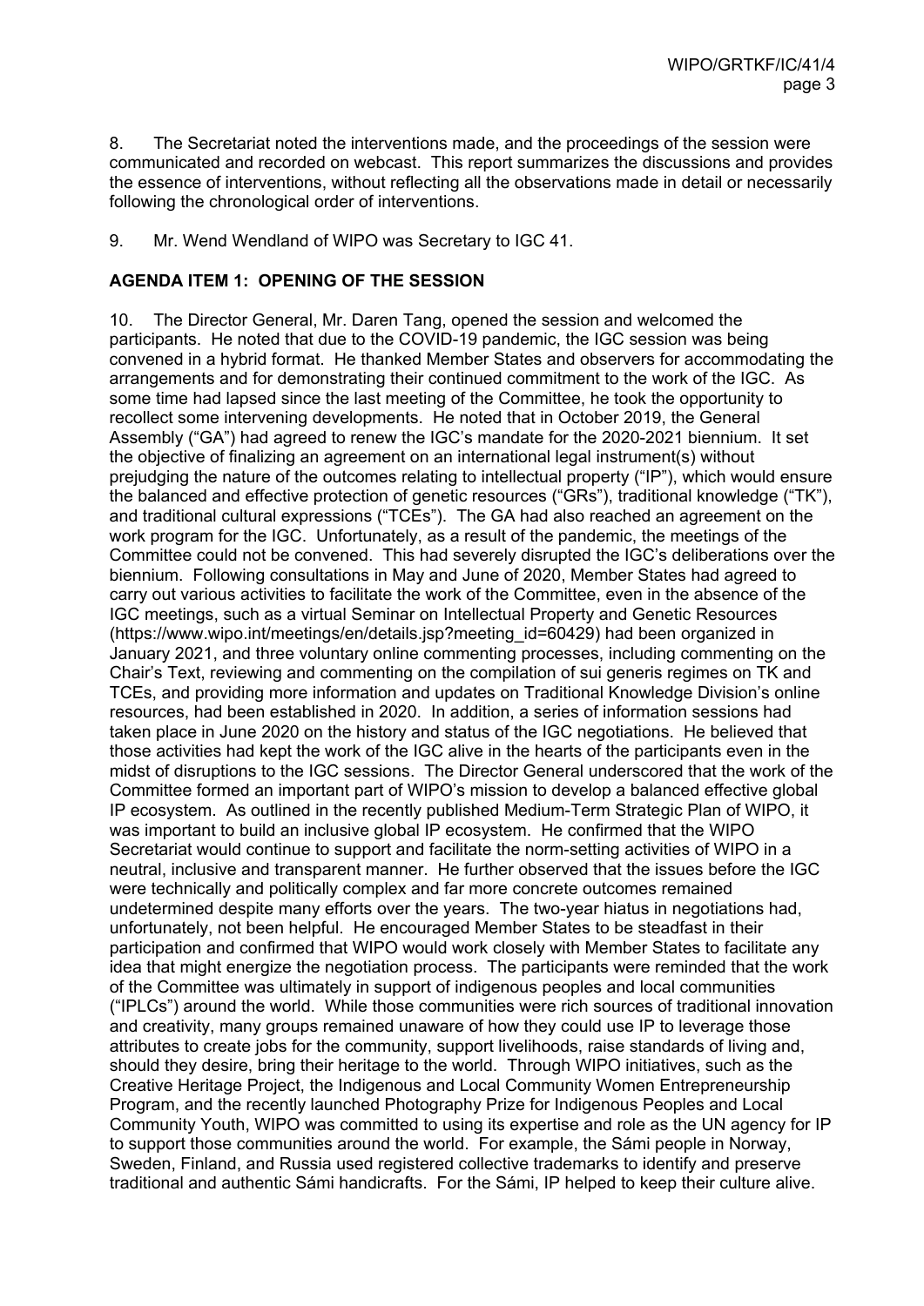8. The Secretariat noted the interventions made, and the proceedings of the session were communicated and recorded on webcast. This report summarizes the discussions and provides the essence of interventions, without reflecting all the observations made in detail or necessarily following the chronological order of interventions.

9. Mr. Wend Wendland of WIPO was Secretary to IGC 41.

## AGENDA ITEM 1: OPENING OF THE SESSION

10. The Director General, Mr. Daren Tang, opened the session and welcomed the participants. He noted that due to the COVID-19 pandemic, the IGC session was being convened in a hybrid format. He thanked Member States and observers for accommodating the arrangements and for demonstrating their continued commitment to the work of the IGC. As some time had lapsed since the last meeting of the Committee, he took the opportunity to recollect some intervening developments. He noted that in October 2019, the General Assembly ("GA") had agreed to renew the IGC's mandate for the 2020-2021 biennium. It set the objective of finalizing an agreement on an international legal instrument(s) without prejudging the nature of the outcomes relating to intellectual property ("IP"), which would ensure the balanced and effective protection of genetic resources ("GRs"), traditional knowledge ("TK"), and traditional cultural expressions ("TCEs"). The GA had also reached an agreement on the work program for the IGC. Unfortunately, as a result of the pandemic, the meetings of the Committee could not be convened. This had severely disrupted the IGC's deliberations over the biennium. Following consultations in May and June of 2020, Member States had agreed to carry out various activities to facilitate the work of the Committee, even in the absence of the IGC meetings, such as a virtual Seminar on Intellectual Property and Genetic Resources (https://www.wipo.int/meetings/en/details.jsp?meeting_id=60429) had been organized in January 2021, and three voluntary online commenting processes, including commenting on the Chair's Text, reviewing and commenting on the compilation of sui generis regimes on TK and TCEs, and providing more information and updates on Traditional Knowledge Division's online resources, had been established in 2020. In addition, a series of information sessions had taken place in June 2020 on the history and status of the IGC negotiations. He believed that those activities had kept the work of the IGC alive in the hearts of the participants even in the midst of disruptions to the IGC sessions. The Director General underscored that the work of the Committee formed an important part of WIPO's mission to develop a balanced effective global IP ecosystem. As outlined in the recently published Medium-Term Strategic Plan of WIPO, it was important to build an inclusive global IP ecosystem. He confirmed that the WIPO Secretariat would continue to support and facilitate the norm-setting activities of WIPO in a neutral, inclusive and transparent manner. He further observed that the issues before the IGC were technically and politically complex and far more concrete outcomes remained undetermined despite many efforts over the years. The two-year hiatus in negotiations had, unfortunately, not been helpful. He encouraged Member States to be steadfast in their participation and confirmed that WIPO would work closely with Member States to facilitate any idea that might energize the negotiation process. The participants were reminded that the work of the Committee was ultimately in support of indigenous peoples and local communities ("IPLCs") around the world. While those communities were rich sources of traditional innovation and creativity, many groups remained unaware of how they could use IP to leverage those attributes to create jobs for the community, support livelihoods, raise standards of living and, should they desire, bring their heritage to the world. Through WIPO initiatives, such as the Creative Heritage Project, the Indigenous and Local Community Women Entrepreneurship Program, and the recently launched Photography Prize for Indigenous Peoples and Local Community Youth, WIPO was committed to using its expertise and role as the UN agency for IP to support those communities around the world. For example, the Sámi people in Norway, Sweden, Finland, and Russia used registered collective trademarks to identify and preserve traditional and authentic Sámi handicrafts. For the Sámi, IP helped to keep their culture alive.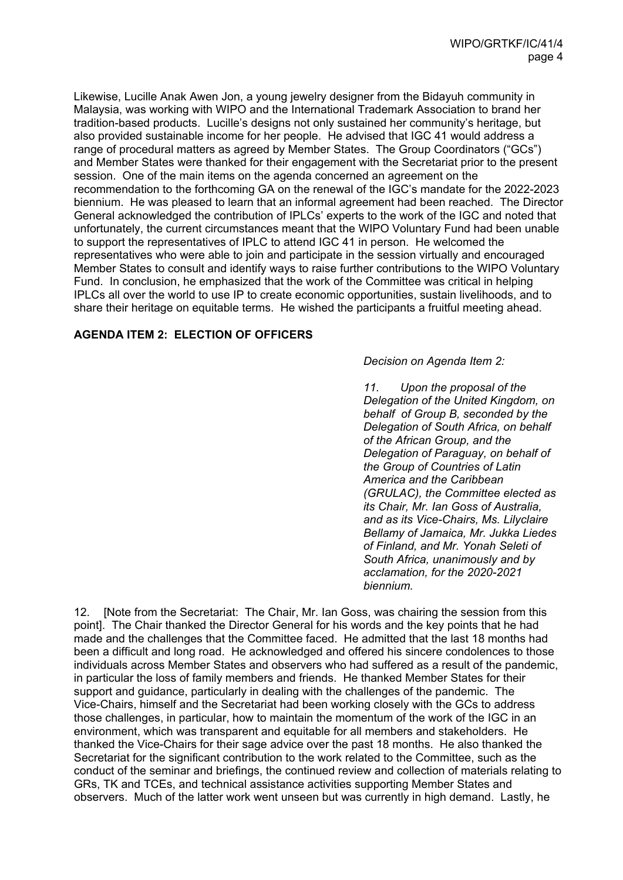Likewise, Lucille Anak Awen Jon, a young jewelry designer from the Bidayuh community in Malaysia, was working with WIPO and the International Trademark Association to brand her tradition-based products. Lucille's designs not only sustained her community's heritage, but also provided sustainable income for her people. He advised that IGC 41 would address a range of procedural matters as agreed by Member States. The Group Coordinators ("GCs") and Member States were thanked for their engagement with the Secretariat prior to the present session. One of the main items on the agenda concerned an agreement on the recommendation to the forthcoming GA on the renewal of the IGC's mandate for the 2022-2023 biennium. He was pleased to learn that an informal agreement had been reached. The Director General acknowledged the contribution of IPLCs' experts to the work of the IGC and noted that unfortunately, the current circumstances meant that the WIPO Voluntary Fund had been unable to support the representatives of IPLC to attend IGC 41 in person. He welcomed the representatives who were able to join and participate in the session virtually and encouraged Member States to consult and identify ways to raise further contributions to the WIPO Voluntary Fund. In conclusion, he emphasized that the work of the Committee was critical in helping IPLCs all over the world to use IP to create economic opportunities, sustain livelihoods, and to share their heritage on equitable terms. He wished the participants a fruitful meeting ahead.

**AGENDA ITEM 2: ELECTION OF OFFICERS**

*Decision on Agenda Item 2:*

*11. Upon the proposal of the Delegation of the United Kingdom, on behalf of Group B, seconded by the Delegation of South Africa, on behalf of the African Group, and the Delegation of Paraguay, on behalf of the Group of Countries of Latin America and the Caribbean (GRULAC), the Committee elected as its Chair, Mr. Ian Goss of Australia, and as its Vice-Chairs, Ms. Lilyclaire Bellamy of Jamaica, Mr. Jukka Liedes of Finland, and Mr. Yonah Seleti of South Africa, unanimously and by acclamation, for the 2020-2021 biennium.*

12. [Note from the Secretariat: The Chair, Mr. Ian Goss, was chairing the session from this point]. The Chair thanked the Director General for his words and the key points that he had made and the challenges that the Committee faced. He admitted that the last 18 months had been a difficult and long road. He acknowledged and offered his sincere condolences to those individuals across Member States and observers who had suffered as a result of the pandemic, in particular the loss of family members and friends. He thanked Member States for their support and guidance, particularly in dealing with the challenges of the pandemic. The Vice-Chairs, himself and the Secretariat had been working closely with the GCs to address those challenges, in particular, how to maintain the momentum of the work of the IGC in an environment, which was transparent and equitable for all members and stakeholders. He thanked the Vice-Chairs for their sage advice over the past 18 months. He also thanked the Secretariat for the significant contribution to the work related to the Committee, such as the conduct of the seminar and briefings, the continued review and collection of materials relating to GRs, TK and TCEs, and technical assistance activities supporting Member States and observers. Much of the latter work went unseen but was currently in high demand. Lastly, he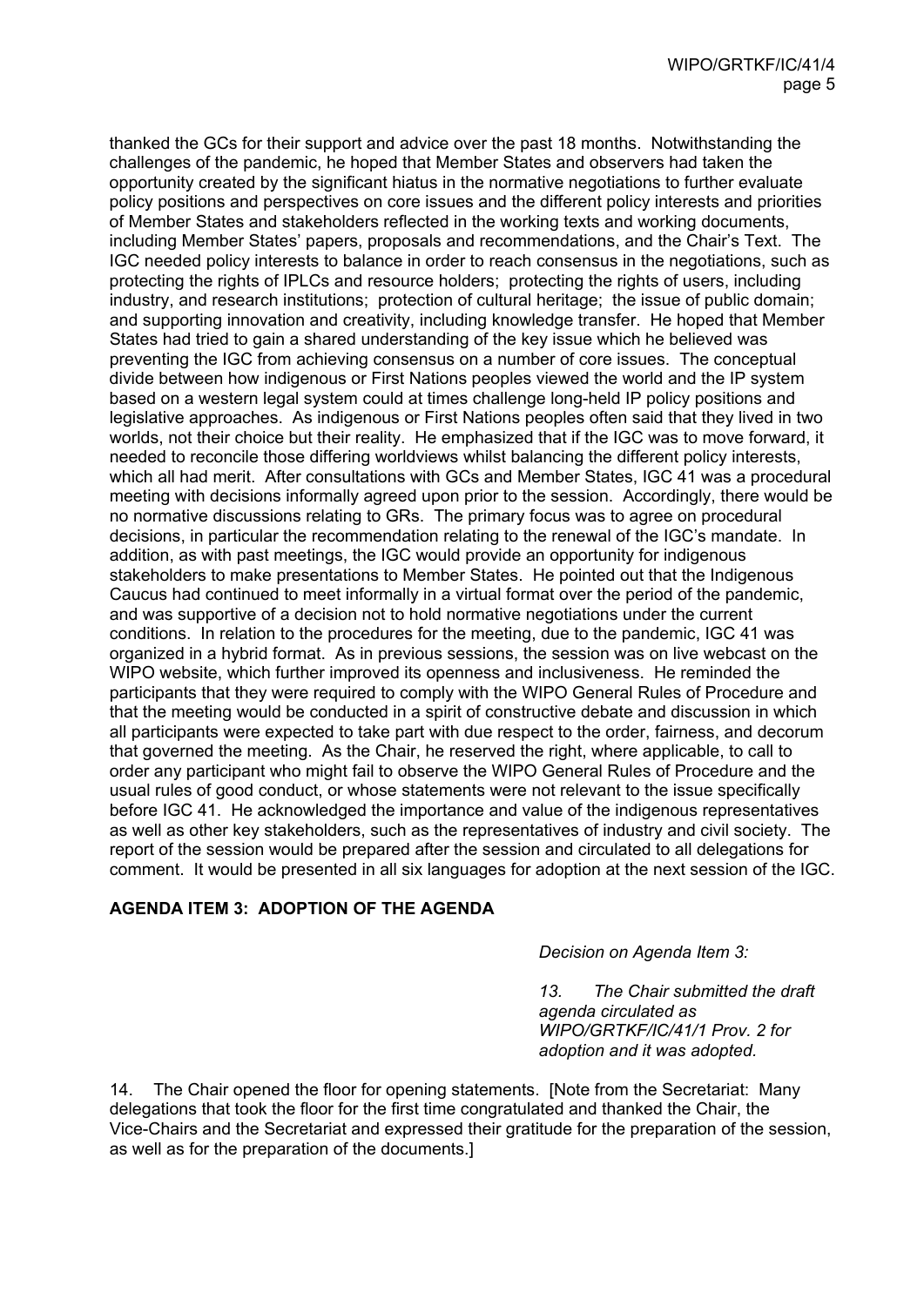thanked the GCs for their support and advice over the past 18 months. Notwithstanding the challenges of the pandemic, he hoped that Member States and observers had taken the opportunity created by the significant hiatus in the normative negotiations to further evaluate policy positions and perspectives on core issues and the different policy interests and priorities of Member States and stakeholders reflected in the working texts and working documents, including Member States' papers, proposals and recommendations, and the Chair's Text. The IGC needed policy interests to balance in order to reach consensus in the negotiations, such as protecting the rights of IPLCs and resource holders; protecting the rights of users, including industry, and research institutions; protection of cultural heritage; the issue of public domain; and supporting innovation and creativity, including knowledge transfer. He hoped that Member States had tried to gain a shared understanding of the key issue which he believed was preventing the IGC from achieving consensus on a number of core issues. The conceptual divide between how indigenous or First Nations peoples viewed the world and the IP system based on a western legal system could at times challenge long-held IP policy positions and legislative approaches. As indigenous or First Nations peoples often said that they lived in two worlds, not their choice but their reality. He emphasized that if the IGC was to move forward, it needed to reconcile those differing worldviews whilst balancing the different policy interests, which all had merit. After consultations with GCs and Member States, IGC 41 was a procedural meeting with decisions informally agreed upon prior to the session. Accordingly, there would be no normative discussions relating to GRs. The primary focus was to agree on procedural decisions, in particular the recommendation relating to the renewal of the IGC's mandate. In addition, as with past meetings, the IGC would provide an opportunity for indigenous stakeholders to make presentations to Member States. He pointed out that the Indigenous Caucus had continued to meet informally in a virtual format over the period of the pandemic, and was supportive of a decision not to hold normative negotiations under the current conditions. In relation to the procedures for the meeting, due to the pandemic, IGC 41 was organized in a hybrid format. As in previous sessions, the session was on live webcast on the WIPO website, which further improved its openness and inclusiveness. He reminded the participants that they were required to comply with the WIPO General Rules of Procedure and that the meeting would be conducted in a spirit of constructive debate and discussion in which all participants were expected to take part with due respect to the order, fairness, and decorum that governed the meeting. As the Chair, he reserved the right, where applicable, to call to order any participant who might fail to observe the WIPO General Rules of Procedure and the usual rules of good conduct, or whose statements were not relevant to the issue specifically before IGC 41. He acknowledged the importance and value of the indigenous representatives as well as other key stakeholders, such as the representatives of industry and civil society. The report of the session would be prepared after the session and circulated to all delegations for comment. It would be presented in all six languages for adoption at the next session of the IGC.

## AGENDA ITEM 3: ADOPTION OF THE AGENDA

*Decision on Agenda Item 3:*

*13. The Chair submitted the draft agenda circulated as WIPO/GRTKF/IC/41/1 Prov. 2 for adoption and it was adopted.*

14. The Chair opened the floor for opening statements. [Note from the Secretariat: Many delegations that took the floor for the first time congratulated and thanked the Chair, the Vice-Chairs and the Secretariat and expressed their gratitude for the preparation of the session, as well as for the preparation of the documents.]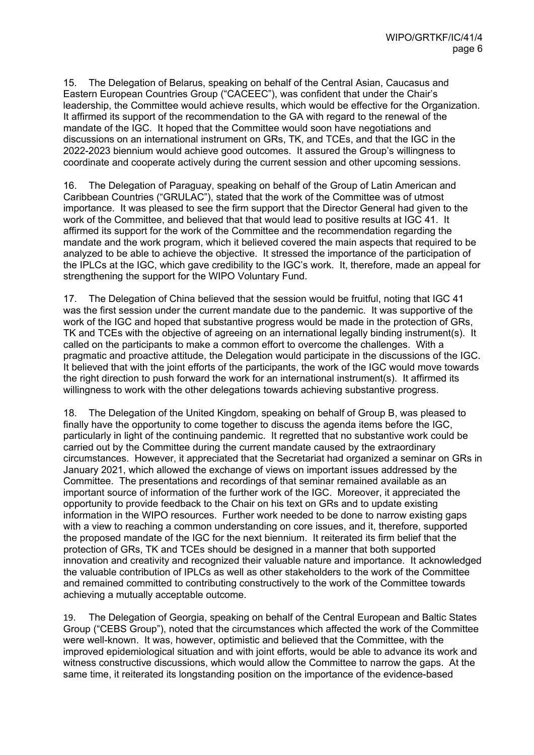15. The Delegation of Belarus, speaking on behalf of the Central Asian, Caucasus and Eastern European Countries Group ("CACEEC"), was confident that under the Chair's leadership, the Committee would achieve results, which would be effective for the Organization. It affirmed its support of the recommendation to the GA with regard to the renewal of the mandate of the IGC. It hoped that the Committee would soon have negotiations and discussions on an international instrument on GRs, TK, and TCEs, and that the IGC in the 2022-2023 biennium would achieve good outcomes. It assured the Group's willingness to coordinate and cooperate actively during the current session and other upcoming sessions.

16. The Delegation of Paraguay, speaking on behalf of the Group of Latin American and Caribbean Countries ("GRULAC"), stated that the work of the Committee was of utmost importance. It was pleased to see the firm support that the Director General had given to the work of the Committee, and believed that that would lead to positive results at IGC 41. It affirmed its support for the work of the Committee and the recommendation regarding the mandate and the work program, which it believed covered the main aspects that required to be analyzed to be able to achieve the objective. It stressed the importance of the participation of the IPLCs at the IGC, which gave credibility to the IGC's work. It, therefore, made an appeal for strengthening the support for the WIPO Voluntary Fund.

17. The Delegation of China believed that the session would be fruitful, noting that IGC 41 was the first session under the current mandate due to the pandemic. It was supportive of the work of the IGC and hoped that substantive progress would be made in the protection of GRs, TK and TCEs with the objective of agreeing on an international legally binding instrument(s). It called on the participants to make a common effort to overcome the challenges. With a pragmatic and proactive attitude, the Delegation would participate in the discussions of the IGC. It believed that with the joint efforts of the participants, the work of the IGC would move towards the right direction to push forward the work for an international instrument(s). It affirmed its willingness to work with the other delegations towards achieving substantive progress.

18. The Delegation of the United Kingdom, speaking on behalf of Group B, was pleased to finally have the opportunity to come together to discuss the agenda items before the IGC, particularly in light of the continuing pandemic. It regretted that no substantive work could be carried out by the Committee during the current mandate caused by the extraordinary circumstances. However, it appreciated that the Secretariat had organized a seminar on GRs in January 2021, which allowed the exchange of views on important issues addressed by the Committee. The presentations and recordings of that seminar remained available as an important source of information of the further work of the IGC. Moreover, it appreciated the opportunity to provide feedback to the Chair on his text on GRs and to update existing information in the WIPO resources. Further work needed to be done to narrow existing gaps with a view to reaching a common understanding on core issues, and it, therefore, supported the proposed mandate of the IGC for the next biennium. It reiterated its firm belief that the protection of GRs, TK and TCEs should be designed in a manner that both supported innovation and creativity and recognized their valuable nature and importance. It acknowledged the valuable contribution of IPLCs as well as other stakeholders to the work of the Committee and remained committed to contributing constructively to the work of the Committee towards achieving a mutually acceptable outcome.

19. The Delegation of Georgia, speaking on behalf of the Central European and Baltic States Group ("CEBS Group"), noted that the circumstances which affected the work of the Committee were well-known. It was, however, optimistic and believed that the Committee, with the improved epidemiological situation and with joint efforts, would be able to advance its work and witness constructive discussions, which would allow the Committee to narrow the gaps. At the same time, it reiterated its longstanding position on the importance of the evidence-based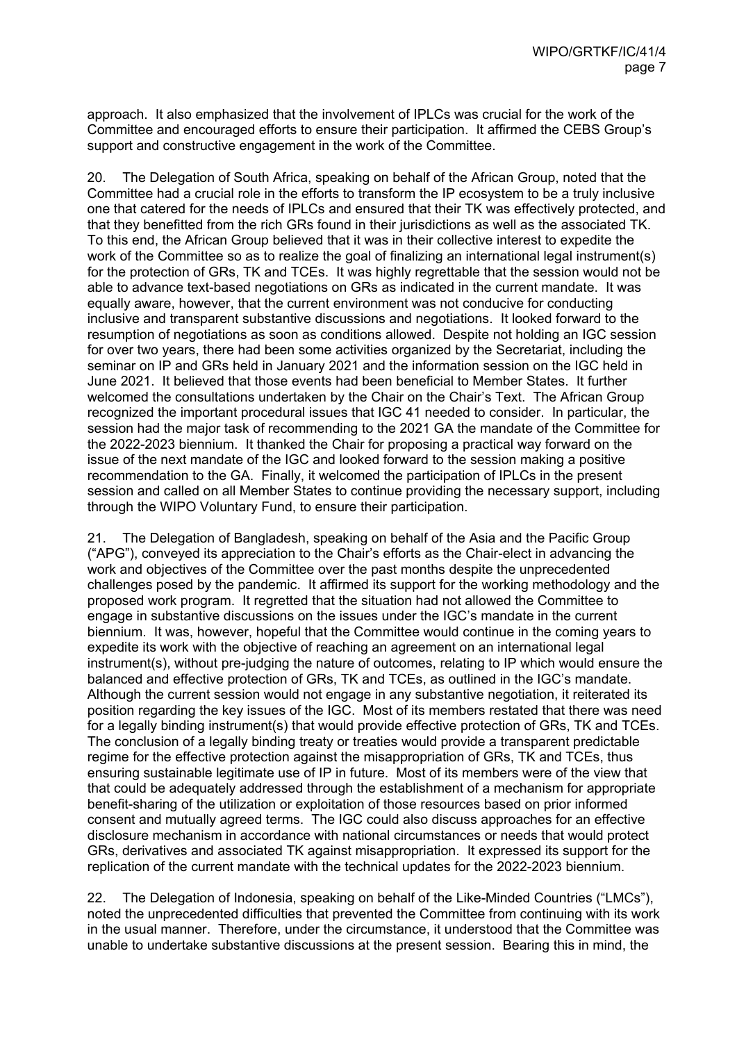approach. It also emphasized that the involvement of IPLCs was crucial for the work of the Committee and encouraged efforts to ensure their participation. It affirmed the CEBS Group's support and constructive engagement in the work of the Committee.

20. The Delegation of South Africa, speaking on behalf of the African Group, noted that the Committee had a crucial role in the efforts to transform the IP ecosystem to be a truly inclusive one that catered for the needs of IPLCs and ensured that their TK was effectively protected, and that they benefitted from the rich GRs found in their jurisdictions as well as the associated TK. To this end, the African Group believed that it was in their collective interest to expedite the work of the Committee so as to realize the goal of finalizing an international legal instrument(s) for the protection of GRs, TK and TCEs. It was highly regrettable that the session would not be able to advance text-based negotiations on GRs as indicated in the current mandate. It was equally aware, however, that the current environment was not conducive for conducting inclusive and transparent substantive discussions and negotiations. It looked forward to the resumption of negotiations as soon as conditions allowed. Despite not holding an IGC session for over two years, there had been some activities organized by the Secretariat, including the seminar on IP and GRs held in January 2021 and the information session on the IGC held in June 2021. It believed that those events had been beneficial to Member States. It further welcomed the consultations undertaken by the Chair on the Chair's Text. The African Group recognized the important procedural issues that IGC 41 needed to consider. In particular, the session had the major task of recommending to the 2021 GA the mandate of the Committee for the 2022-2023 biennium. It thanked the Chair for proposing a practical way forward on the issue of the next mandate of the IGC and looked forward to the session making a positive recommendation to the GA. Finally, it welcomed the participation of IPLCs in the present session and called on all Member States to continue providing the necessary support, including through the WIPO Voluntary Fund, to ensure their participation.

21. The Delegation of Bangladesh, speaking on behalf of the Asia and the Pacific Group ("APG"), conveyed its appreciation to the Chair's efforts as the Chair-elect in advancing the work and objectives of the Committee over the past months despite the unprecedented challenges posed by the pandemic. It affirmed its support for the working methodology and the proposed work program. It regretted that the situation had not allowed the Committee to engage in substantive discussions on the issues under the IGC's mandate in the current biennium. It was, however, hopeful that the Committee would continue in the coming years to expedite its work with the objective of reaching an agreement on an international legal instrument(s), without pre-judging the nature of outcomes, relating to IP which would ensure the balanced and effective protection of GRs, TK and TCEs, as outlined in the IGC's mandate. Although the current session would not engage in any substantive negotiation, it reiterated its position regarding the key issues of the IGC. Most of its members restated that there was need for a legally binding instrument(s) that would provide effective protection of GRs, TK and TCEs. The conclusion of a legally binding treaty or treaties would provide a transparent predictable regime for the effective protection against the misappropriation of GRs, TK and TCEs, thus ensuring sustainable legitimate use of IP in future. Most of its members were of the view that that could be adequately addressed through the establishment of a mechanism for appropriate benefit-sharing of the utilization or exploitation of those resources based on prior informed consent and mutually agreed terms. The IGC could also discuss approaches for an effective disclosure mechanism in accordance with national circumstances or needs that would protect GRs, derivatives and associated TK against misappropriation. It expressed its support for the replication of the current mandate with the technical updates for the 2022-2023 biennium.

22. The Delegation of Indonesia, speaking on behalf of the Like-Minded Countries ("LMCs"), noted the unprecedented difficulties that prevented the Committee from continuing with its work in the usual manner. Therefore, under the circumstance, it understood that the Committee was unable to undertake substantive discussions at the present session. Bearing this in mind, the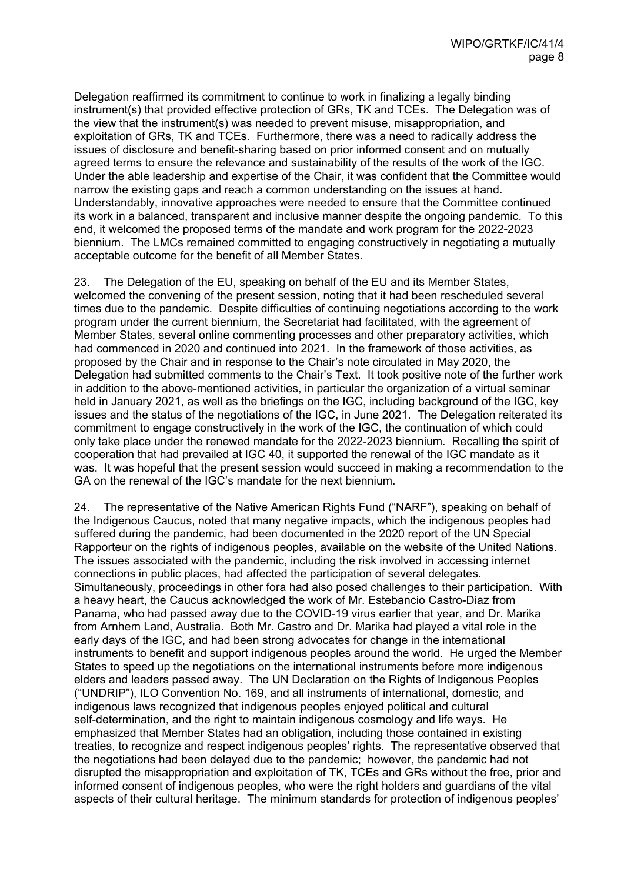Delegation reaffirmed its commitment to continue to work in finalizing a legally binding instrument(s) that provided effective protection of GRs, TK and TCEs. The Delegation was of the view that the instrument(s) was needed to prevent misuse, misappropriation, and exploitation of GRs, TK and TCEs. Furthermore, there was a need to radically address the issues of disclosure and benefit-sharing based on prior informed consent and on mutually agreed terms to ensure the relevance and sustainability of the results of the work of the IGC. Under the able leadership and expertise of the Chair, it was confident that the Committee would narrow the existing gaps and reach a common understanding on the issues at hand. Understandably, innovative approaches were needed to ensure that the Committee continued its work in a balanced, transparent and inclusive manner despite the ongoing pandemic. To this end, it welcomed the proposed terms of the mandate and work program for the 2022-2023 biennium. The LMCs remained committed to engaging constructively in negotiating a mutually acceptable outcome for the benefit of all Member States.

23. The Delegation of the EU, speaking on behalf of the EU and its Member States, welcomed the convening of the present session, noting that it had been rescheduled several times due to the pandemic. Despite difficulties of continuing negotiations according to the work program under the current biennium, the Secretariat had facilitated, with the agreement of Member States, several online commenting processes and other preparatory activities, which had commenced in 2020 and continued into 2021. In the framework of those activities, as proposed by the Chair and in response to the Chair's note circulated in May 2020, the Delegation had submitted comments to the Chair's Text. It took positive note of the further work in addition to the above-mentioned activities, in particular the organization of a virtual seminar held in January 2021, as well as the briefings on the IGC, including background of the IGC, key issues and the status of the negotiations of the IGC, in June 2021. The Delegation reiterated its commitment to engage constructively in the work of the IGC, the continuation of which could only take place under the renewed mandate for the 2022-2023 biennium. Recalling the spirit of cooperation that had prevailed at IGC 40, it supported the renewal of the IGC mandate as it was. It was hopeful that the present session would succeed in making a recommendation to the GA on the renewal of the IGC's mandate for the next biennium.

24. The representative of the Native American Rights Fund ("NARF"), speaking on behalf of the Indigenous Caucus, noted that many negative impacts, which the indigenous peoples had suffered during the pandemic, had been documented in the 2020 report of the UN Special Rapporteur on the rights of indigenous peoples, available on the website of the United Nations. The issues associated with the pandemic, including the risk involved in accessing internet connections in public places, had affected the participation of several delegates. Simultaneously, proceedings in other fora had also posed challenges to their participation. With a heavy heart, the Caucus acknowledged the work of Mr. Estebancio Castro-Diaz from Panama, who had passed away due to the COVID-19 virus earlier that year, and Dr. Marika from Arnhem Land, Australia. Both Mr. Castro and Dr. Marika had played a vital role in the early days of the IGC, and had been strong advocates for change in the international instruments to benefit and support indigenous peoples around the world. He urged the Member States to speed up the negotiations on the international instruments before more indigenous elders and leaders passed away. The UN Declaration on the Rights of Indigenous Peoples ("UNDRIP"), ILO Convention No. 169, and all instruments of international, domestic, and indigenous laws recognized that indigenous peoples enjoyed political and cultural self-determination, and the right to maintain indigenous cosmology and life ways. He emphasized that Member States had an obligation, including those contained in existing treaties, to recognize and respect indigenous peoples' rights. The representative observed that the negotiations had been delayed due to the pandemic; however, the pandemic had not disrupted the misappropriation and exploitation of TK, TCEs and GRs without the free, prior and informed consent of indigenous peoples, who were the right holders and guardians of the vital aspects of their cultural heritage. The minimum standards for protection of indigenous peoples'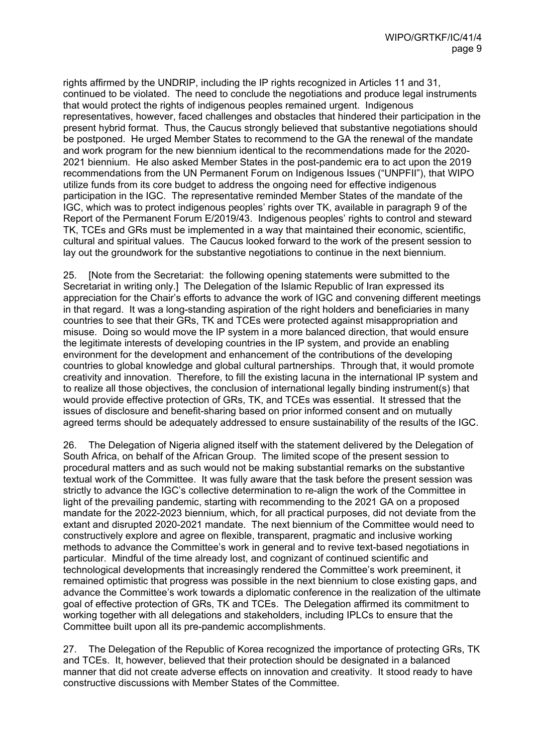rights affirmed by the UNDRIP, including the IP rights recognized in Articles 11 and 31, continued to be violated. The need to conclude the negotiations and produce legal instruments that would protect the rights of indigenous peoples remained urgent. Indigenous representatives, however, faced challenges and obstacles that hindered their participation in the present hybrid format. Thus, the Caucus strongly believed that substantive negotiations should be postponed. He urged Member States to recommend to the GA the renewal of the mandate and work program for the new biennium identical to the recommendations made for the 2020-2021 biennium. He also asked Member States in the post-pandemic era to act upon the 2019 recommendations from the UN Permanent Forum on Indigenous Issues ("UNPFII"), that WIPO utilize funds from its core budget to address the ongoing need for effective indigenous participation in the IGC. The representative reminded Member States of the mandate of the IGC, which was to protect indigenous peoples' rights over TK, available in paragraph 9 of the Report of the Permanent Forum E/2019/43. Indigenous peoples' rights to control and steward TK, TCEs and GRs must be implemented in a way that maintained their economic, scientific, cultural and spiritual values. The Caucus looked forward to the work of the present session to lay out the groundwork for the substantive negotiations to continue in the next biennium.

25. [Note from the Secretariat: the following opening statements were submitted to the Secretariat in writing only.] The Delegation of the Islamic Republic of Iran expressed its appreciation for the Chair's efforts to advance the work of IGC and convening different meetings in that regard. It was a long-standing aspiration of the right holders and beneficiaries in many countries to see that their GRs, TK and TCEs were protected against misappropriation and misuse. Doing so would move the IP system in a more balanced direction, that would ensure the legitimate interests of developing countries in the IP system, and provide an enabling environment for the development and enhancement of the contributions of the developing countries to global knowledge and global cultural partnerships. Through that, it would promote creativity and innovation. Therefore, to fill the existing lacuna in the international IP system and to realize all those objectives, the conclusion of international legally binding instrument(s) that would provide effective protection of GRs, TK, and TCEs was essential. It stressed that the issues of disclosure and benefit-sharing based on prior informed consent and on mutually agreed terms should be adequately addressed to ensure sustainability of the results of the IGC.

26. The Delegation of Nigeria aligned itself with the statement delivered by the Delegation of South Africa, on behalf of the African Group. The limited scope of the present session to procedural matters and as such would not be making substantial remarks on the substantive textual work of the Committee. It was fully aware that the task before the present session was strictly to advance the IGC's collective determination to re-align the work of the Committee in light of the prevailing pandemic, starting with recommending to the 2021 GA on a proposed mandate for the 2022-2023 biennium, which, for all practical purposes, did not deviate from the extant and disrupted 2020-2021 mandate. The next biennium of the Committee would need to constructively explore and agree on flexible, transparent, pragmatic and inclusive working methods to advance the Committee's work in general and to revive text-based negotiations in particular. Mindful of the time already lost, and cognizant of continued scientific and technological developments that increasingly rendered the Committee's work preeminent, it remained optimistic that progress was possible in the next biennium to close existing gaps, and advance the Committee's work towards a diplomatic conference in the realization of the ultimate goal of effective protection of GRs, TK and TCEs. The Delegation affirmed its commitment to working together with all delegations and stakeholders, including IPLCs to ensure that the Committee built upon all its pre-pandemic accomplishments.

27. The Delegation of the Republic of Korea recognized the importance of protecting GRs, TK and TCEs. It, however, believed that their protection should be designated in a balanced manner that did not create adverse effects on innovation and creativity. It stood ready to have constructive discussions with Member States of the Committee.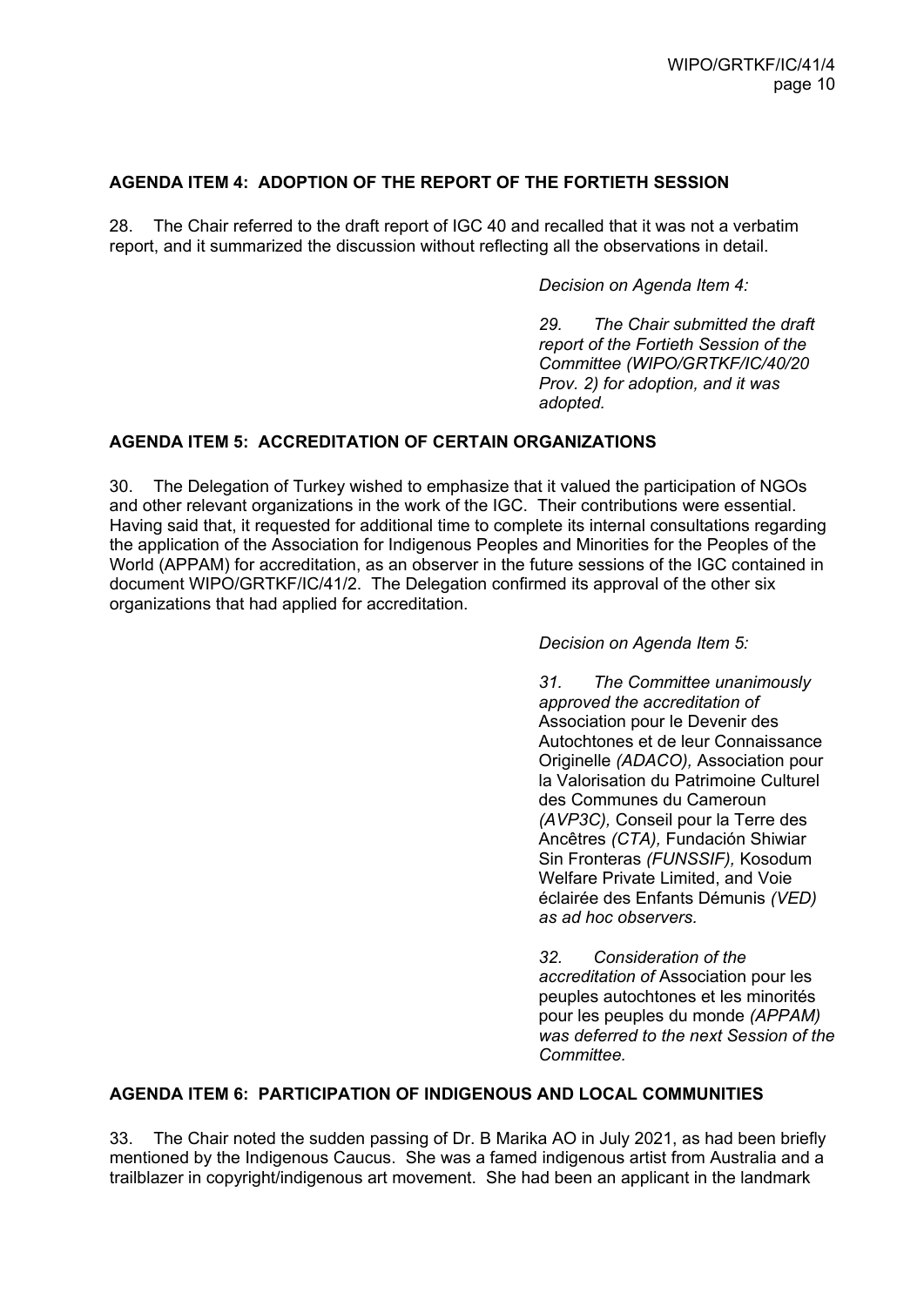**AGENDA ITEM 4: ADOPTION OF THE REPORT OF THE FORTIETH SESSION**

28. The Chair referred to the draft report of IGC 40 and recalled that it was not a verbatim report, and it summarized the discussion without reflecting all the observations in detail.

*Decision on Agenda Item 4:*

*29. The Chair submitted the draft report of the Fortieth Session of the Committee (WIPO/GRTKF/IC/40/20 Prov. 2) for adoption, and it was adopted.*

**AGENDA ITEM 5: ACCREDITATION OF CERTAIN ORGANIZATIONS**

30. The Delegation of Turkey wished to emphasize that it valued the participation of NGOs and other relevant organizations in the work of the IGC. Their contributions were essential. Having said that, it requested for additional time to complete its internal consultations regarding the application of the Association for Indigenous Peoples and Minorities for the Peoples of the World (APPAM) for accreditation, as an observer in the future sessions of the IGC contained in document WIPO/GRTKF/IC/41/2. The Delegation confirmed its approval of the other six organizations that had applied for accreditation.

*Decision on Agenda Item 5:*

*31. The Committee unanimously approved the accreditation of* Association pour le Devenir des Autochtones et de leur Connaissance Originelle *(ADACO),* Association pour la Valorisation du Patrimoine Culturel des Communes du Cameroun *(AVP3C),* Conseil pour la Terre des Ancêtres *(CTA),* Fundación Shiwiar Sin Fronteras *(FUNSSIF),* Kosodum Welfare Private Limited, and Voie éclairée des Enfants Démunis *(VED) as ad hoc observers.*

*32. Consideration of the accreditation of* Association pour les peuples autochtones et les minorités pour les peuples du monde *(APPAM) was deferred to the next Session of the Committee.*

**AGENDA ITEM 6: PARTICIPATION OF INDIGENOUS AND LOCAL COMMUNITIES**

33. The Chair noted the sudden passing of Dr. B Marika AO in July 2021, as had been briefly mentioned by the Indigenous Caucus. She was a famed indigenous artist from Australia and a trailblazer in copyright/indigenous art movement. She had been an applicant in the landmark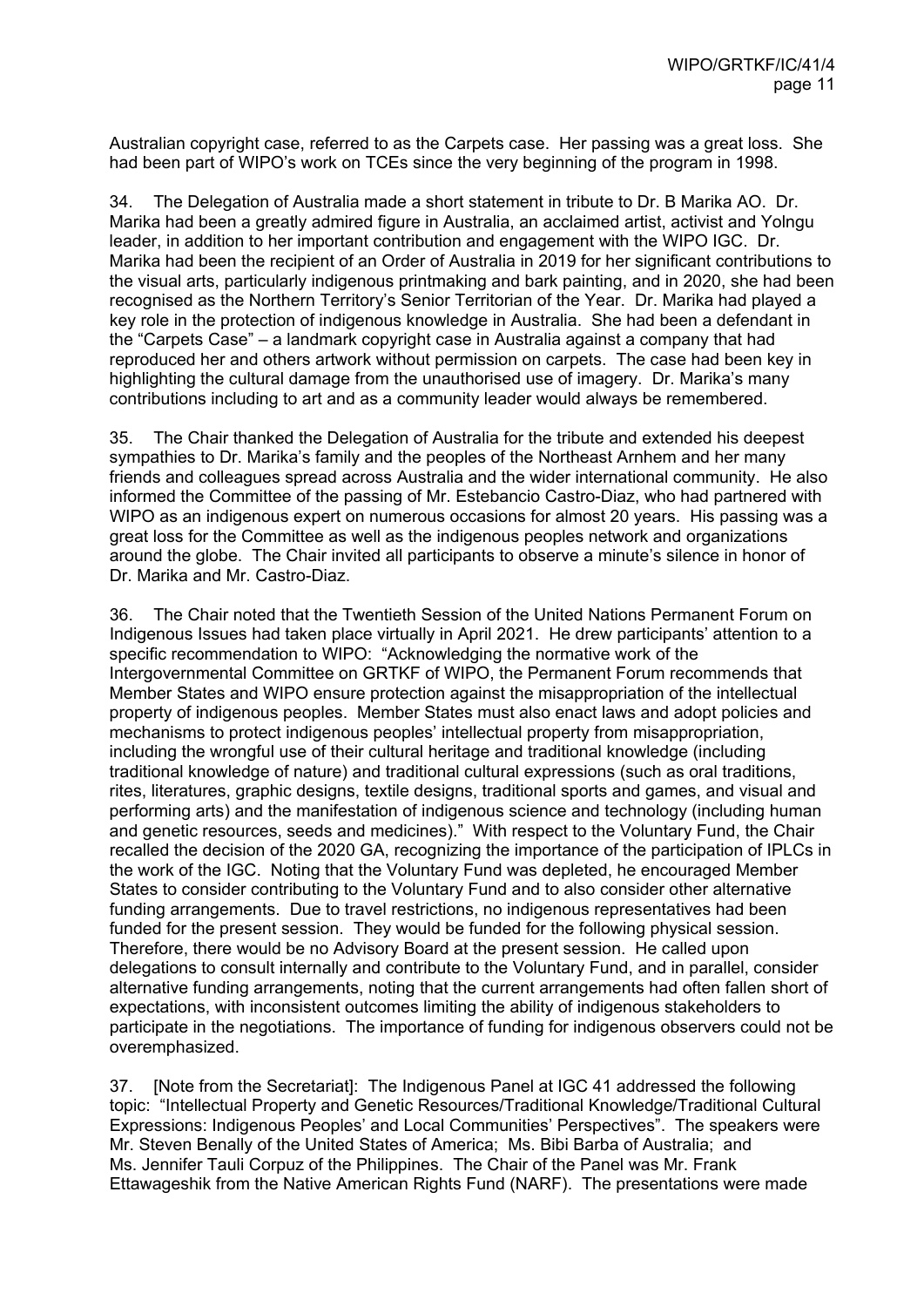Australian copyright case, referred to as the Carpets case. Her passing was a great loss. She had been part of WIPO's work on TCEs since the very beginning of the program in 1998.

34. The Delegation of Australia made a short statement in tribute to Dr. B Marika AO. Dr. Marika had been a greatly admired figure in Australia, an acclaimed artist, activist and Yolngu leader, in addition to her important contribution and engagement with the WIPO IGC. Dr. Marika had been the recipient of an Order of Australia in 2019 for her significant contributions to the visual arts, particularly indigenous printmaking and bark painting, and in 2020, she had been recognised as the Northern Territory's Senior Territorian of the Year. Dr. Marika had played a key role in the protection of indigenous knowledge in Australia. She had been a defendant in the "Carpets Case" – a landmark copyright case in Australia against a company that had reproduced her and others artwork without permission on carpets. The case had been key in highlighting the cultural damage from the unauthorised use of imagery. Dr. Marika's many contributions including to art and as a community leader would always be remembered.

35. The Chair thanked the Delegation of Australia for the tribute and extended his deepest sympathies to Dr. Marika's family and the peoples of the Northeast Arnhem and her many friends and colleagues spread across Australia and the wider international community. He also informed the Committee of the passing of Mr. Estebancio Castro-Diaz, who had partnered with WIPO as an indigenous expert on numerous occasions for almost 20 years. His passing was a great loss for the Committee as well as the indigenous peoples network and organizations around the globe. The Chair invited all participants to observe a minute's silence in honor of Dr. Marika and Mr. Castro-Diaz.

36. The Chair noted that the Twentieth Session of the United Nations Permanent Forum on Indigenous Issues had taken place virtually in April 2021. He drew participants' attention to a specific recommendation to WIPO: "Acknowledging the normative work of the Intergovernmental Committee on GRTKF of WIPO, the Permanent Forum recommends that Member States and WIPO ensure protection against the misappropriation of the intellectual property of indigenous peoples. Member States must also enact laws and adopt policies and mechanisms to protect indigenous peoples' intellectual property from misappropriation, including the wrongful use of their cultural heritage and traditional knowledge (including traditional knowledge of nature) and traditional cultural expressions (such as oral traditions, rites, literatures, graphic designs, textile designs, traditional sports and games, and visual and performing arts) and the manifestation of indigenous science and technology (including human and genetic resources, seeds and medicines)." With respect to the Voluntary Fund, the Chair recalled the decision of the 2020 GA, recognizing the importance of the participation of IPLCs in the work of the IGC. Noting that the Voluntary Fund was depleted, he encouraged Member States to consider contributing to the Voluntary Fund and to also consider other alternative funding arrangements. Due to travel restrictions, no indigenous representatives had been funded for the present session. They would be funded for the following physical session. Therefore, there would be no Advisory Board at the present session. He called upon delegations to consult internally and contribute to the Voluntary Fund, and in parallel, consider alternative funding arrangements, noting that the current arrangements had often fallen short of expectations, with inconsistent outcomes limiting the ability of indigenous stakeholders to participate in the negotiations. The importance of funding for indigenous observers could not be overemphasized.

37. [Note from the Secretariat]: The Indigenous Panel at IGC 41 addressed the following topic: "Intellectual Property and Genetic Resources/Traditional Knowledge/Traditional Cultural Expressions: Indigenous Peoples' and Local Communities' Perspectives". The speakers were Mr. Steven Benally of the United States of America; Ms. Bibi Barba of Australia; and Ms. Jennifer Tauli Corpuz of the Philippines. The Chair of the Panel was Mr. Frank Ettawageshik from the Native American Rights Fund (NARF). The presentations were made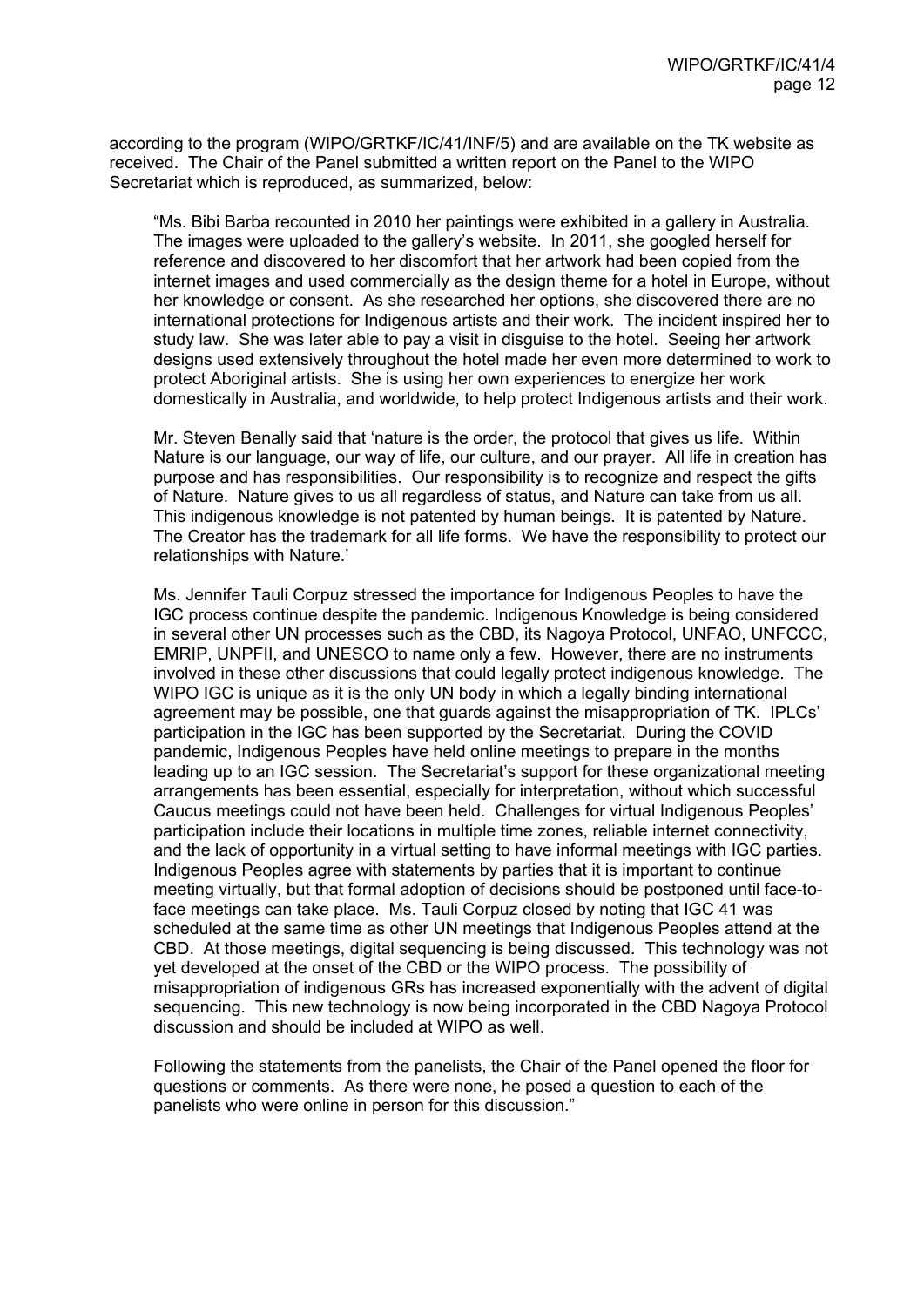according to the program (WIPO/GRTKF/IC/41/INF/5) and are available on the TK website as received. The Chair of the Panel submitted a written report on the Panel to the WIPO Secretariat which is reproduced, as summarized, below:

> "Ms. Bibi Barba recounted in 2010 her paintings were exhibited in a gallery in Australia. The images were uploaded to the gallery's website. In 2011, she googled herself for reference and discovered to her discomfort that her artwork had been copied from the internet images and used commercially as the design theme for a hotel in Europe, without her knowledge or consent. As she researched her options, she discovered there are no international protections for Indigenous artists and their work. The incident inspired her to study law. She was later able to pay a visit in disguise to the hotel. Seeing her artwork designs used extensively throughout the hotel made her even more determined to work to protect Aboriginal artists. She is using her own experiences to energize her work domestically in Australia, and worldwide, to help protect Indigenous artists and their work.
>
> Mr. Steven Benally said that 'nature is the order, the protocol that gives us life. Within Nature is our language, our way of life, our culture, and our prayer. All life in creation has purpose and has responsibilities. Our responsibility is to recognize and respect the gifts of Nature. Nature gives to us all regardless of status, and Nature can take from us all. This indigenous knowledge is not patented by human beings. It is patented by Nature. The Creator has the trademark for all life forms. We have the responsibility to protect our relationships with Nature.'
>
> Ms. Jennifer Tauli Corpuz stressed the importance for Indigenous Peoples to have the IGC process continue despite the pandemic. Indigenous Knowledge is being considered in several other UN processes such as the CBD, its Nagoya Protocol, UNFAO, UNFCCC, EMRIP, UNPFII, and UNESCO to name only a few. However, there are no instruments involved in these other discussions that could legally protect indigenous knowledge. The WIPO IGC is unique as it is the only UN body in which a legally binding international agreement may be possible, one that guards against the misappropriation of TK. IPLCs' participation in the IGC has been supported by the Secretariat. During the COVID pandemic, Indigenous Peoples have held online meetings to prepare in the months leading up to an IGC session. The Secretariat's support for these organizational meeting arrangements has been essential, especially for interpretation, without which successful Caucus meetings could not have been held. Challenges for virtual Indigenous Peoples' participation include their locations in multiple time zones, reliable internet connectivity, and the lack of opportunity in a virtual setting to have informal meetings with IGC parties. Indigenous Peoples agree with statements by parties that it is important to continue meeting virtually, but that formal adoption of decisions should be postponed until face-to-face meetings can take place. Ms. Tauli Corpuz closed by noting that IGC 41 was scheduled at the same time as other UN meetings that Indigenous Peoples attend at the CBD. At those meetings, digital sequencing is being discussed. This technology was not yet developed at the onset of the CBD or the WIPO process. The possibility of misappropriation of indigenous GRs has increased exponentially with the advent of digital sequencing. This new technology is now being incorporated in the CBD Nagoya Protocol discussion and should be included at WIPO as well.
>
> Following the statements from the panelists, the Chair of the Panel opened the floor for questions or comments. As there were none, he posed a question to each of the panelists who were online in person for this discussion."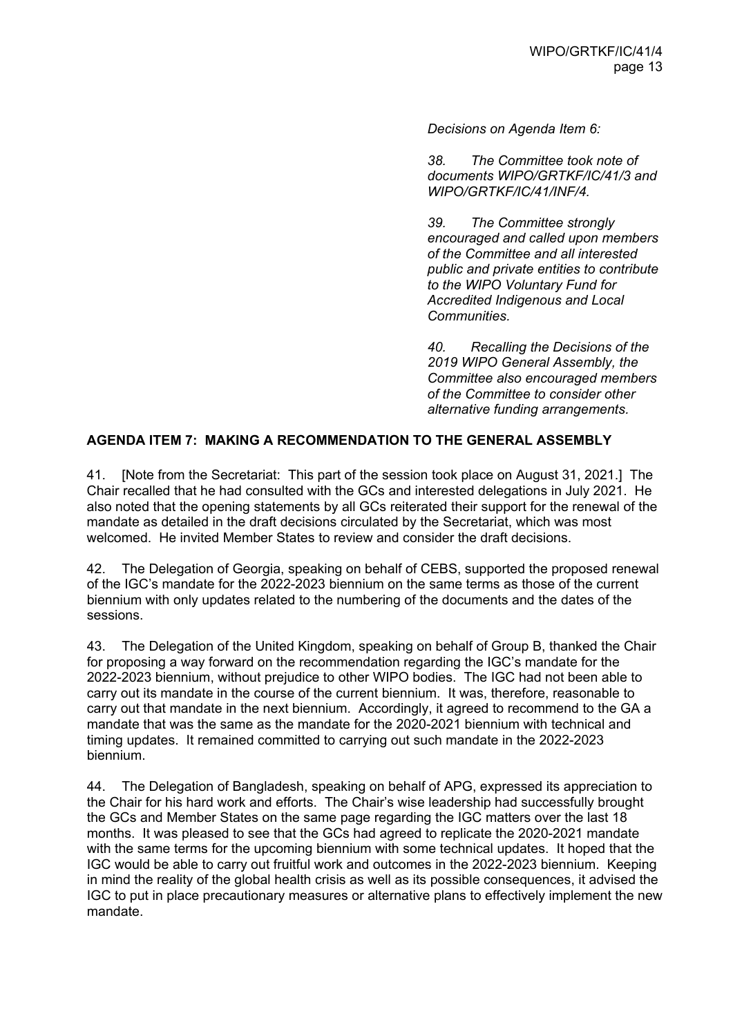*Decisions on Agenda Item 6:*

*38. The Committee took note of documents WIPO/GRTKF/IC/41/3 and WIPO/GRTKF/IC/41/INF/4.*

*39. The Committee strongly encouraged and called upon members of the Committee and all interested public and private entities to contribute to the WIPO Voluntary Fund for Accredited Indigenous and Local Communities.*

*40. Recalling the Decisions of the 2019 WIPO General Assembly, the Committee also encouraged members of the Committee to consider other alternative funding arrangements.*

## AGENDA ITEM 7: MAKING A RECOMMENDATION TO THE GENERAL ASSEMBLY

41. [Note from the Secretariat: This part of the session took place on August 31, 2021.] The Chair recalled that he had consulted with the GCs and interested delegations in July 2021. He also noted that the opening statements by all GCs reiterated their support for the renewal of the mandate as detailed in the draft decisions circulated by the Secretariat, which was most welcomed. He invited Member States to review and consider the draft decisions.

42. The Delegation of Georgia, speaking on behalf of CEBS, supported the proposed renewal of the IGC's mandate for the 2022-2023 biennium on the same terms as those of the current biennium with only updates related to the numbering of the documents and the dates of the sessions.

43. The Delegation of the United Kingdom, speaking on behalf of Group B, thanked the Chair for proposing a way forward on the recommendation regarding the IGC's mandate for the 2022-2023 biennium, without prejudice to other WIPO bodies. The IGC had not been able to carry out its mandate in the course of the current biennium. It was, therefore, reasonable to carry out that mandate in the next biennium. Accordingly, it agreed to recommend to the GA a mandate that was the same as the mandate for the 2020-2021 biennium with technical and timing updates. It remained committed to carrying out such mandate in the 2022-2023 biennium.

44. The Delegation of Bangladesh, speaking on behalf of APG, expressed its appreciation to the Chair for his hard work and efforts. The Chair's wise leadership had successfully brought the GCs and Member States on the same page regarding the IGC matters over the last 18 months. It was pleased to see that the GCs had agreed to replicate the 2020-2021 mandate with the same terms for the upcoming biennium with some technical updates. It hoped that the IGC would be able to carry out fruitful work and outcomes in the 2022-2023 biennium. Keeping in mind the reality of the global health crisis as well as its possible consequences, it advised the IGC to put in place precautionary measures or alternative plans to effectively implement the new mandate.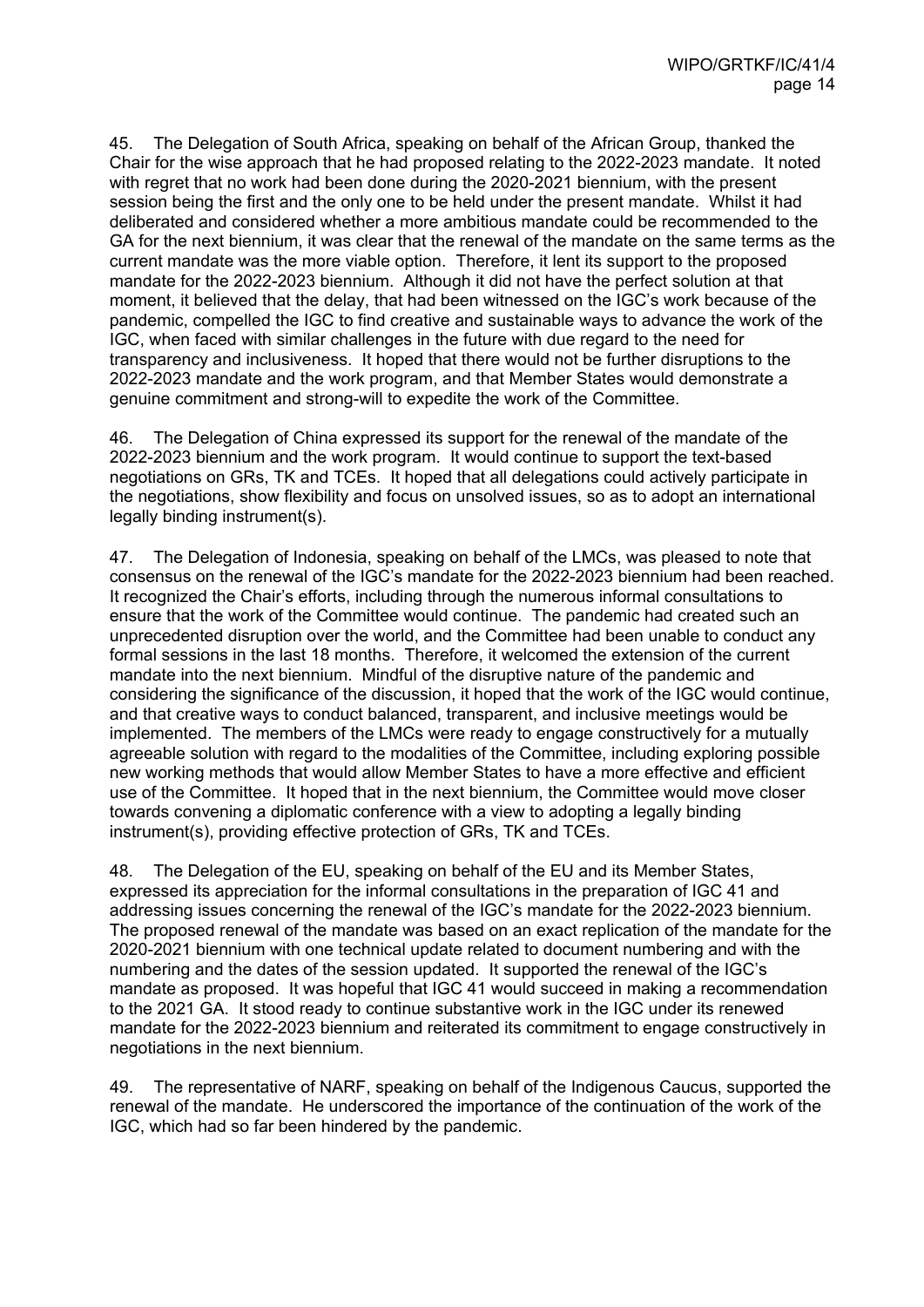45. The Delegation of South Africa, speaking on behalf of the African Group, thanked the Chair for the wise approach that he had proposed relating to the 2022-2023 mandate. It noted with regret that no work had been done during the 2020-2021 biennium, with the present session being the first and the only one to be held under the present mandate. Whilst it had deliberated and considered whether a more ambitious mandate could be recommended to the GA for the next biennium, it was clear that the renewal of the mandate on the same terms as the current mandate was the more viable option. Therefore, it lent its support to the proposed mandate for the 2022-2023 biennium. Although it did not have the perfect solution at that moment, it believed that the delay, that had been witnessed on the IGC's work because of the pandemic, compelled the IGC to find creative and sustainable ways to advance the work of the IGC, when faced with similar challenges in the future with due regard to the need for transparency and inclusiveness. It hoped that there would not be further disruptions to the 2022-2023 mandate and the work program, and that Member States would demonstrate a genuine commitment and strong-will to expedite the work of the Committee.

46. The Delegation of China expressed its support for the renewal of the mandate of the 2022-2023 biennium and the work program. It would continue to support the text-based negotiations on GRs, TK and TCEs. It hoped that all delegations could actively participate in the negotiations, show flexibility and focus on unsolved issues, so as to adopt an international legally binding instrument(s).

47. The Delegation of Indonesia, speaking on behalf of the LMCs, was pleased to note that consensus on the renewal of the IGC's mandate for the 2022-2023 biennium had been reached. It recognized the Chair's efforts, including through the numerous informal consultations to ensure that the work of the Committee would continue. The pandemic had created such an unprecedented disruption over the world, and the Committee had been unable to conduct any formal sessions in the last 18 months. Therefore, it welcomed the extension of the current mandate into the next biennium. Mindful of the disruptive nature of the pandemic and considering the significance of the discussion, it hoped that the work of the IGC would continue, and that creative ways to conduct balanced, transparent, and inclusive meetings would be implemented. The members of the LMCs were ready to engage constructively for a mutually agreeable solution with regard to the modalities of the Committee, including exploring possible new working methods that would allow Member States to have a more effective and efficient use of the Committee. It hoped that in the next biennium, the Committee would move closer towards convening a diplomatic conference with a view to adopting a legally binding instrument(s), providing effective protection of GRs, TK and TCEs.

48. The Delegation of the EU, speaking on behalf of the EU and its Member States, expressed its appreciation for the informal consultations in the preparation of IGC 41 and addressing issues concerning the renewal of the IGC's mandate for the 2022-2023 biennium. The proposed renewal of the mandate was based on an exact replication of the mandate for the 2020-2021 biennium with one technical update related to document numbering and with the numbering and the dates of the session updated. It supported the renewal of the IGC's mandate as proposed. It was hopeful that IGC 41 would succeed in making a recommendation to the 2021 GA. It stood ready to continue substantive work in the IGC under its renewed mandate for the 2022-2023 biennium and reiterated its commitment to engage constructively in negotiations in the next biennium.

49. The representative of NARF, speaking on behalf of the Indigenous Caucus, supported the renewal of the mandate. He underscored the importance of the continuation of the work of the IGC, which had so far been hindered by the pandemic.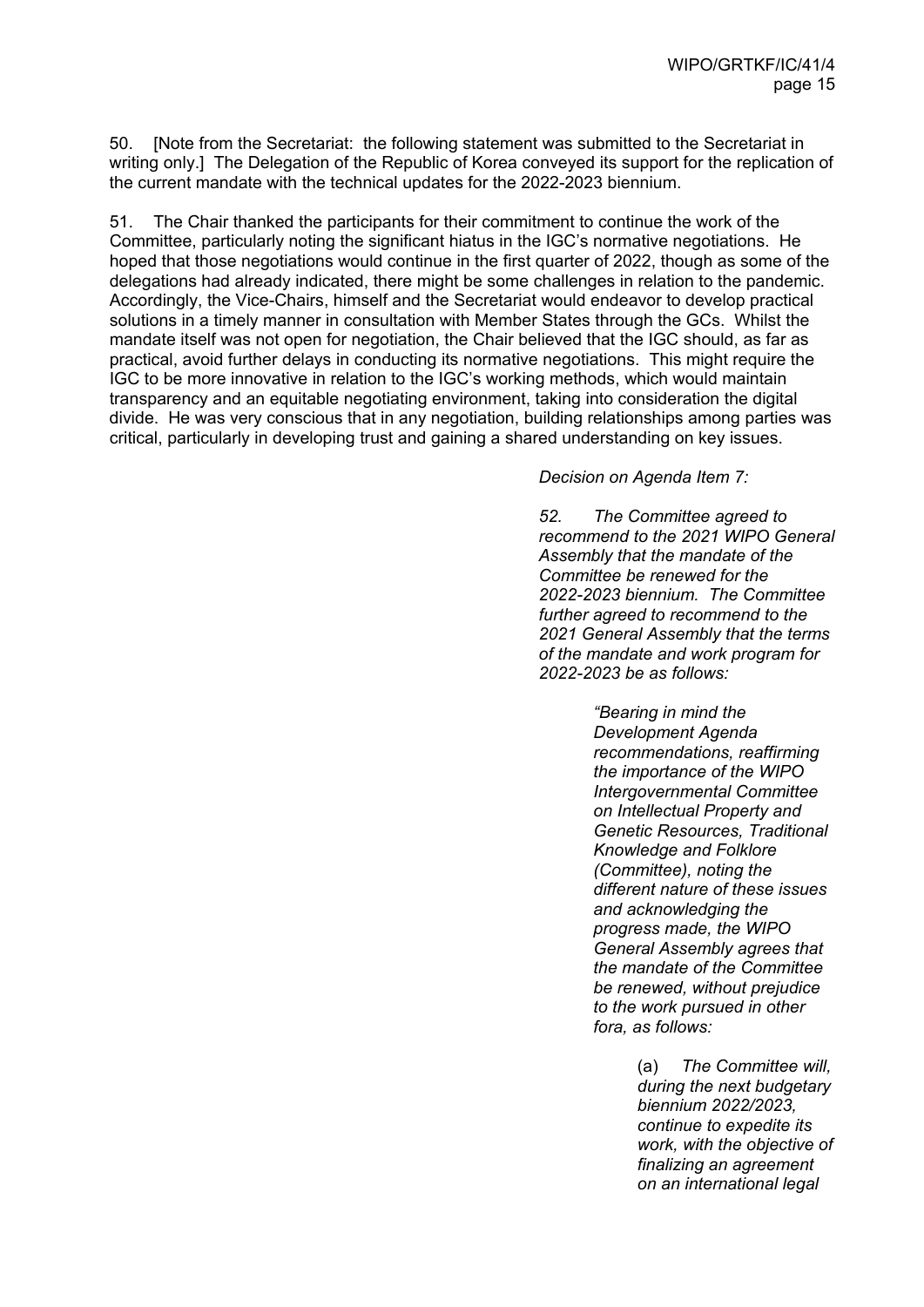50. [Note from the Secretariat: the following statement was submitted to the Secretariat in writing only.] The Delegation of the Republic of Korea conveyed its support for the replication of the current mandate with the technical updates for the 2022-2023 biennium.

51. The Chair thanked the participants for their commitment to continue the work of the Committee, particularly noting the significant hiatus in the IGC's normative negotiations. He hoped that those negotiations would continue in the first quarter of 2022, though as some of the delegations had already indicated, there might be some challenges in relation to the pandemic. Accordingly, the Vice-Chairs, himself and the Secretariat would endeavor to develop practical solutions in a timely manner in consultation with Member States through the GCs. Whilst the mandate itself was not open for negotiation, the Chair believed that the IGC should, as far as practical, avoid further delays in conducting its normative negotiations. This might require the IGC to be more innovative in relation to the IGC's working methods, which would maintain transparency and an equitable negotiating environment, taking into consideration the digital divide. He was very conscious that in any negotiation, building relationships among parties was critical, particularly in developing trust and gaining a shared understanding on key issues.

*Decision on Agenda Item 7:*

*52. The Committee agreed to recommend to the 2021 WIPO General Assembly that the mandate of the Committee be renewed for the 2022-2023 biennium. The Committee further agreed to recommend to the 2021 General Assembly that the terms of the mandate and work program for 2022-2023 be as follows:*

> *"Bearing in mind the Development Agenda recommendations, reaffirming the importance of the WIPO Intergovernmental Committee on Intellectual Property and Genetic Resources, Traditional Knowledge and Folklore (Committee), noting the different nature of these issues and acknowledging the progress made, the WIPO General Assembly agrees that the mandate of the Committee be renewed, without prejudice to the work pursued in other fora, as follows:*
>
> > (a) *The Committee will, during the next budgetary biennium 2022/2023, continue to expedite its work, with the objective of finalizing an agreement on an international legal*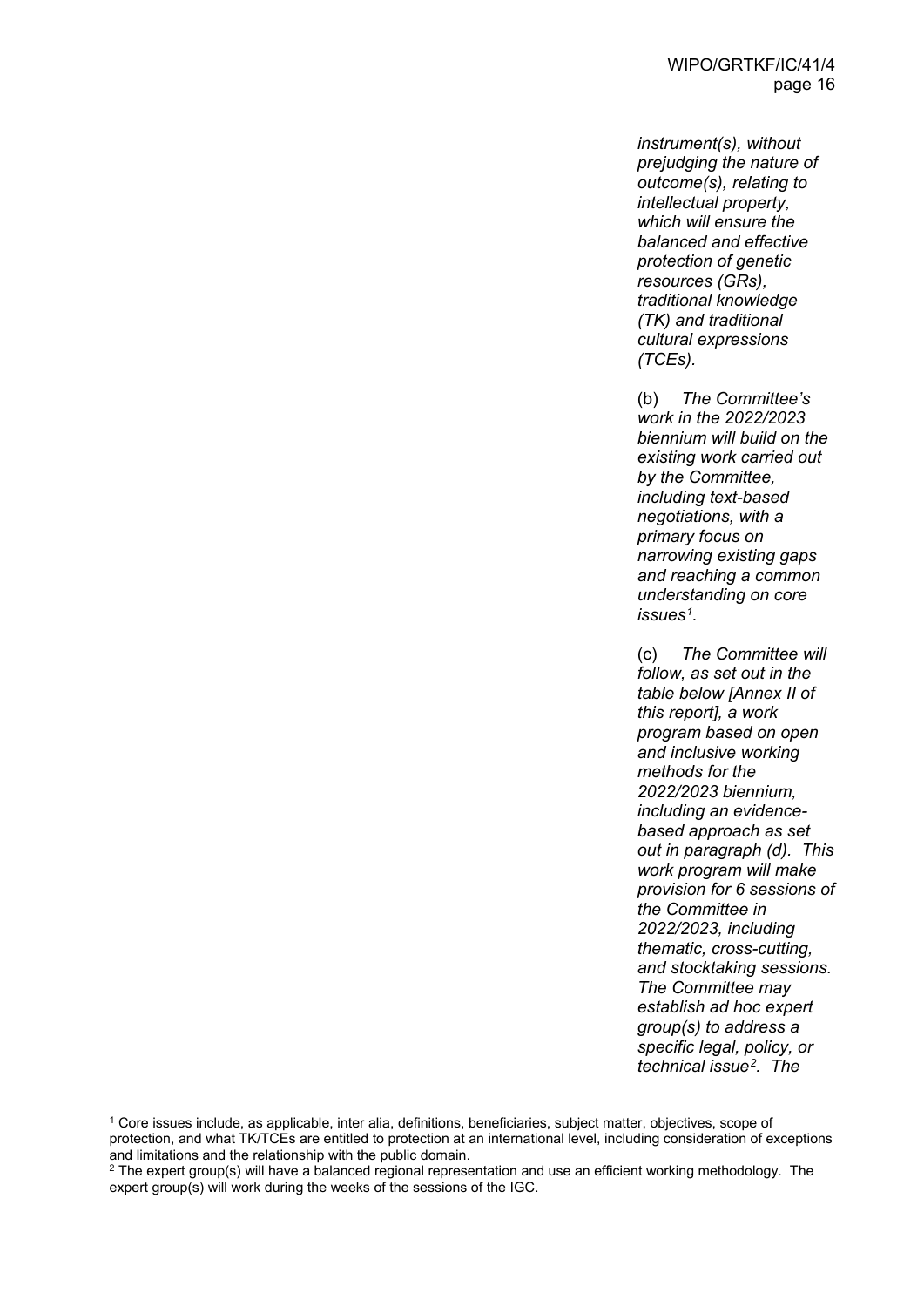*instrument(s), without prejudging the nature of outcome(s), relating to intellectual property, which will ensure the balanced and effective protection of genetic resources (GRs), traditional knowledge (TK) and traditional cultural expressions (TCEs).*

(b) *The Committee's work in the 2022/2023 biennium will build on the existing work carried out by the Committee, including text-based negotiations, with a primary focus on narrowing existing gaps and reaching a common understanding on core issues[1].*

(c) *The Committee will follow, as set out in the table below [Annex II of this report], a work program based on open and inclusive working methods for the 2022/2023 biennium, including an evidence-based approach as set out in paragraph (d). This work program will make provision for 6 sessions of the Committee in 2022/2023, including thematic, cross-cutting, and stocktaking sessions. The Committee may establish ad hoc expert group(s) to address a specific legal, policy, or technical issue[2]. The*

---

[1] Core issues include, as applicable, inter alia, definitions, beneficiaries, subject matter, objectives, scope of protection, and what TK/TCEs are entitled to protection at an international level, including consideration of exceptions and limitations and the relationship with the public domain.

[2] The expert group(s) will have a balanced regional representation and use an efficient working methodology. The expert group(s) will work during the weeks of the sessions of the IGC.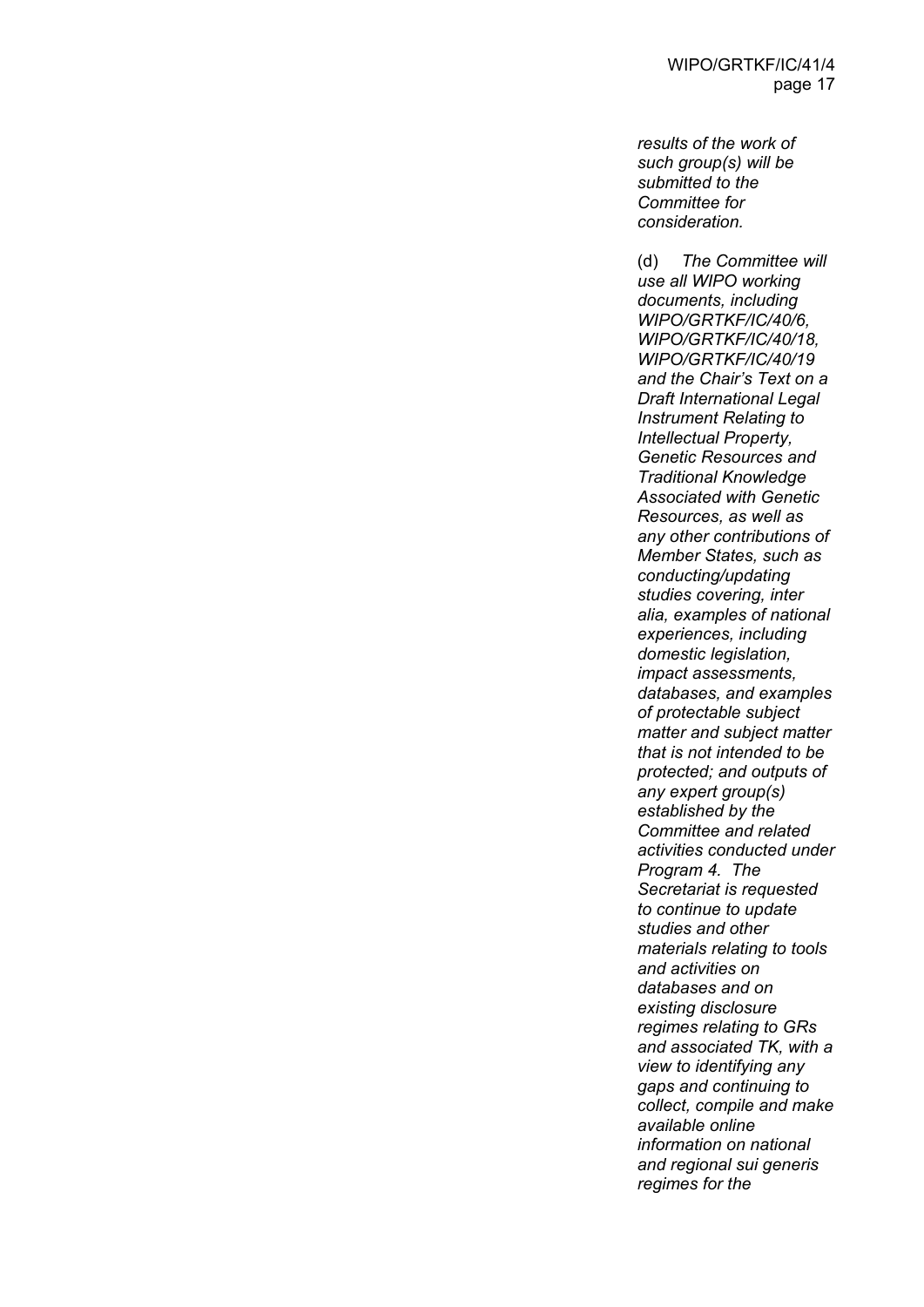*results of the work of such group(s) will be submitted to the Committee for consideration.*

(d) *The Committee will use all WIPO working documents, including WIPO/GRTKF/IC/40/6, WIPO/GRTKF/IC/40/18, WIPO/GRTKF/IC/40/19 and the Chair's Text on a Draft International Legal Instrument Relating to Intellectual Property, Genetic Resources and Traditional Knowledge Associated with Genetic Resources, as well as any other contributions of Member States, such as conducting/updating studies covering, inter alia, examples of national experiences, including domestic legislation, impact assessments, databases, and examples of protectable subject matter and subject matter that is not intended to be protected; and outputs of any expert group(s) established by the Committee and related activities conducted under Program 4. The Secretariat is requested to continue to update studies and other materials relating to tools and activities on databases and on existing disclosure regimes relating to GRs and associated TK, with a view to identifying any gaps and continuing to collect, compile and make available online information on national and regional sui generis regimes for the*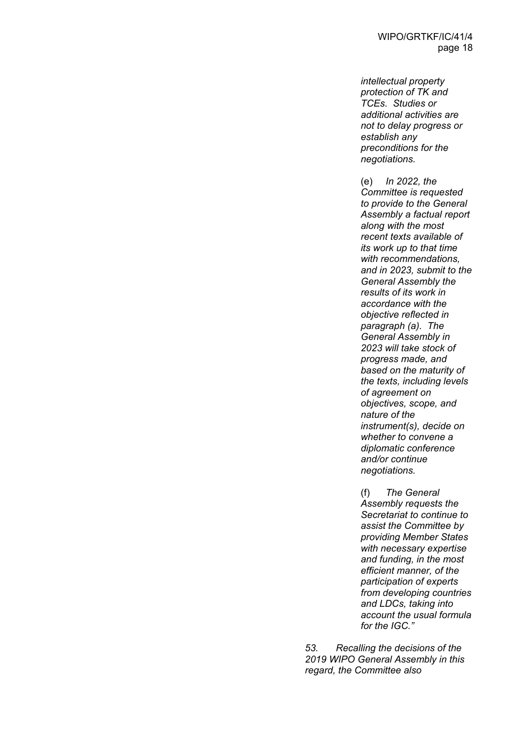*intellectual property protection of TK and TCEs. Studies or additional activities are not to delay progress or establish any preconditions for the negotiations.*

(e) *In 2022, the Committee is requested to provide to the General Assembly a factual report along with the most recent texts available of its work up to that time with recommendations, and in 2023, submit to the General Assembly the results of its work in accordance with the objective reflected in paragraph (a). The General Assembly in 2023 will take stock of progress made, and based on the maturity of the texts, including levels of agreement on objectives, scope, and nature of the instrument(s), decide on whether to convene a diplomatic conference and/or continue negotiations.*

(f) *The General Assembly requests the Secretariat to continue to assist the Committee by providing Member States with necessary expertise and funding, in the most efficient manner, of the participation of experts from developing countries and LDCs, taking into account the usual formula for the IGC."*

*53. Recalling the decisions of the 2019 WIPO General Assembly in this regard, the Committee also*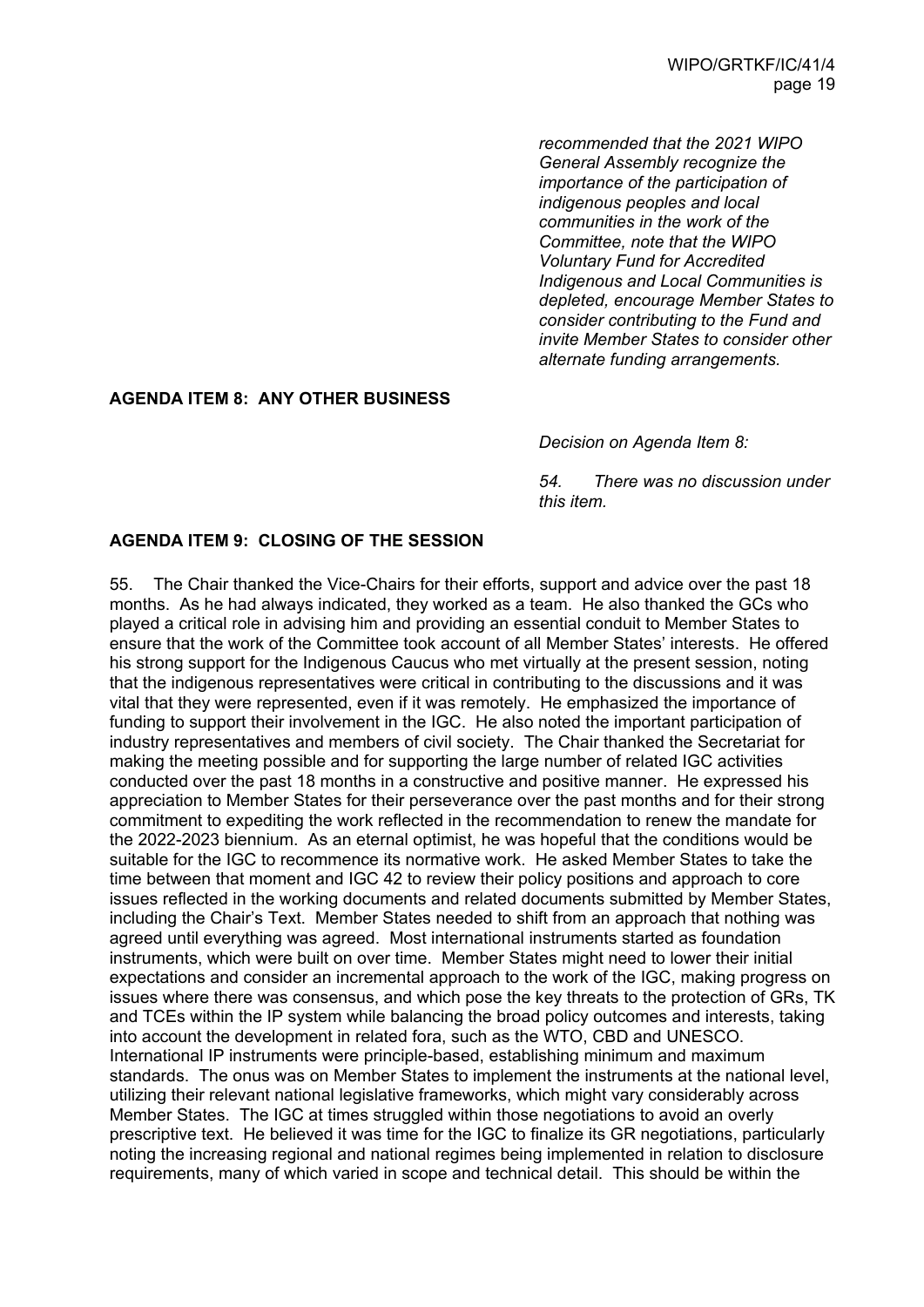*recommended that the 2021 WIPO General Assembly recognize the importance of the participation of indigenous peoples and local communities in the work of the Committee, note that the WIPO Voluntary Fund for Accredited Indigenous and Local Communities is depleted, encourage Member States to consider contributing to the Fund and invite Member States to consider other alternate funding arrangements.*

## AGENDA ITEM 8: ANY OTHER BUSINESS

*Decision on Agenda Item 8:*

*54. There was no discussion under this item.*

## AGENDA ITEM 9: CLOSING OF THE SESSION

55. The Chair thanked the Vice-Chairs for their efforts, support and advice over the past 18 months. As he had always indicated, they worked as a team. He also thanked the GCs who played a critical role in advising him and providing an essential conduit to Member States to ensure that the work of the Committee took account of all Member States' interests. He offered his strong support for the Indigenous Caucus who met virtually at the present session, noting that the indigenous representatives were critical in contributing to the discussions and it was vital that they were represented, even if it was remotely. He emphasized the importance of funding to support their involvement in the IGC. He also noted the important participation of industry representatives and members of civil society. The Chair thanked the Secretariat for making the meeting possible and for supporting the large number of related IGC activities conducted over the past 18 months in a constructive and positive manner. He expressed his appreciation to Member States for their perseverance over the past months and for their strong commitment to expediting the work reflected in the recommendation to renew the mandate for the 2022-2023 biennium. As an eternal optimist, he was hopeful that the conditions would be suitable for the IGC to recommence its normative work. He asked Member States to take the time between that moment and IGC 42 to review their policy positions and approach to core issues reflected in the working documents and related documents submitted by Member States, including the Chair's Text. Member States needed to shift from an approach that nothing was agreed until everything was agreed. Most international instruments started as foundation instruments, which were built on over time. Member States might need to lower their initial expectations and consider an incremental approach to the work of the IGC, making progress on issues where there was consensus, and which pose the key threats to the protection of GRs, TK and TCEs within the IP system while balancing the broad policy outcomes and interests, taking into account the development in related fora, such as the WTO, CBD and UNESCO. International IP instruments were principle-based, establishing minimum and maximum standards. The onus was on Member States to implement the instruments at the national level, utilizing their relevant national legislative frameworks, which might vary considerably across Member States. The IGC at times struggled within those negotiations to avoid an overly prescriptive text. He believed it was time for the IGC to finalize its GR negotiations, particularly noting the increasing regional and national regimes being implemented in relation to disclosure requirements, many of which varied in scope and technical detail. This should be within the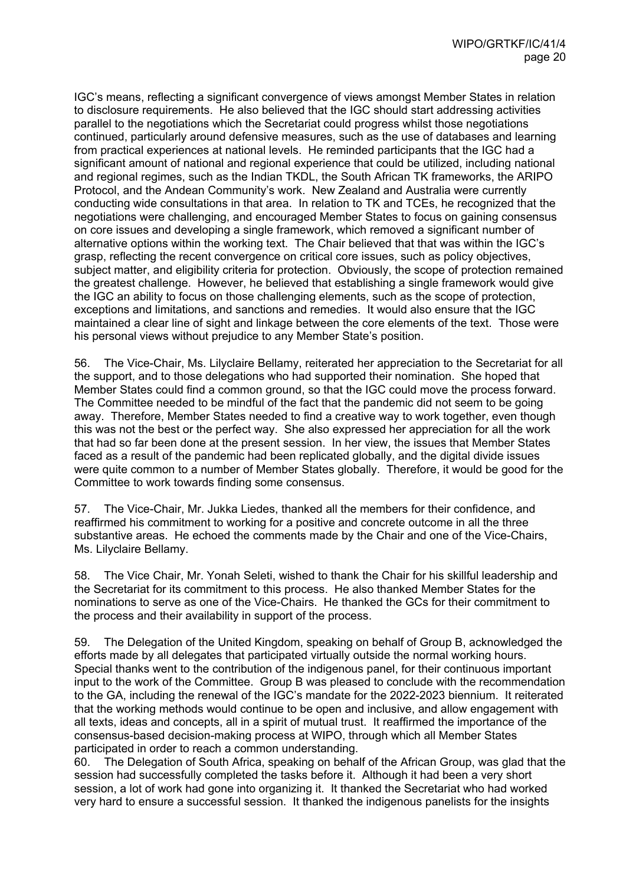IGC's means, reflecting a significant convergence of views amongst Member States in relation to disclosure requirements. He also believed that the IGC should start addressing activities parallel to the negotiations which the Secretariat could progress whilst those negotiations continued, particularly around defensive measures, such as the use of databases and learning from practical experiences at national levels. He reminded participants that the IGC had a significant amount of national and regional experience that could be utilized, including national and regional regimes, such as the Indian TKDL, the South African TK frameworks, the ARIPO Protocol, and the Andean Community's work. New Zealand and Australia were currently conducting wide consultations in that area. In relation to TK and TCEs, he recognized that the negotiations were challenging, and encouraged Member States to focus on gaining consensus on core issues and developing a single framework, which removed a significant number of alternative options within the working text. The Chair believed that that was within the IGC's grasp, reflecting the recent convergence on critical core issues, such as policy objectives, subject matter, and eligibility criteria for protection. Obviously, the scope of protection remained the greatest challenge. However, he believed that establishing a single framework would give the IGC an ability to focus on those challenging elements, such as the scope of protection, exceptions and limitations, and sanctions and remedies. It would also ensure that the IGC maintained a clear line of sight and linkage between the core elements of the text. Those were his personal views without prejudice to any Member State's position.

56. The Vice-Chair, Ms. Lilyclaire Bellamy, reiterated her appreciation to the Secretariat for all the support, and to those delegations who had supported their nomination. She hoped that Member States could find a common ground, so that the IGC could move the process forward. The Committee needed to be mindful of the fact that the pandemic did not seem to be going away. Therefore, Member States needed to find a creative way to work together, even though this was not the best or the perfect way. She also expressed her appreciation for all the work that had so far been done at the present session. In her view, the issues that Member States faced as a result of the pandemic had been replicated globally, and the digital divide issues were quite common to a number of Member States globally. Therefore, it would be good for the Committee to work towards finding some consensus.

57. The Vice-Chair, Mr. Jukka Liedes, thanked all the members for their confidence, and reaffirmed his commitment to working for a positive and concrete outcome in all the three substantive areas. He echoed the comments made by the Chair and one of the Vice-Chairs, Ms. Lilyclaire Bellamy.

58. The Vice Chair, Mr. Yonah Seleti, wished to thank the Chair for his skillful leadership and the Secretariat for its commitment to this process. He also thanked Member States for the nominations to serve as one of the Vice-Chairs. He thanked the GCs for their commitment to the process and their availability in support of the process.

59. The Delegation of the United Kingdom, speaking on behalf of Group B, acknowledged the efforts made by all delegates that participated virtually outside the normal working hours. Special thanks went to the contribution of the indigenous panel, for their continuous important input to the work of the Committee. Group B was pleased to conclude with the recommendation to the GA, including the renewal of the IGC's mandate for the 2022-2023 biennium. It reiterated that the working methods would continue to be open and inclusive, and allow engagement with all texts, ideas and concepts, all in a spirit of mutual trust. It reaffirmed the importance of the consensus-based decision-making process at WIPO, through which all Member States participated in order to reach a common understanding.

60. The Delegation of South Africa, speaking on behalf of the African Group, was glad that the session had successfully completed the tasks before it. Although it had been a very short session, a lot of work had gone into organizing it. It thanked the Secretariat who had worked very hard to ensure a successful session. It thanked the indigenous panelists for the insights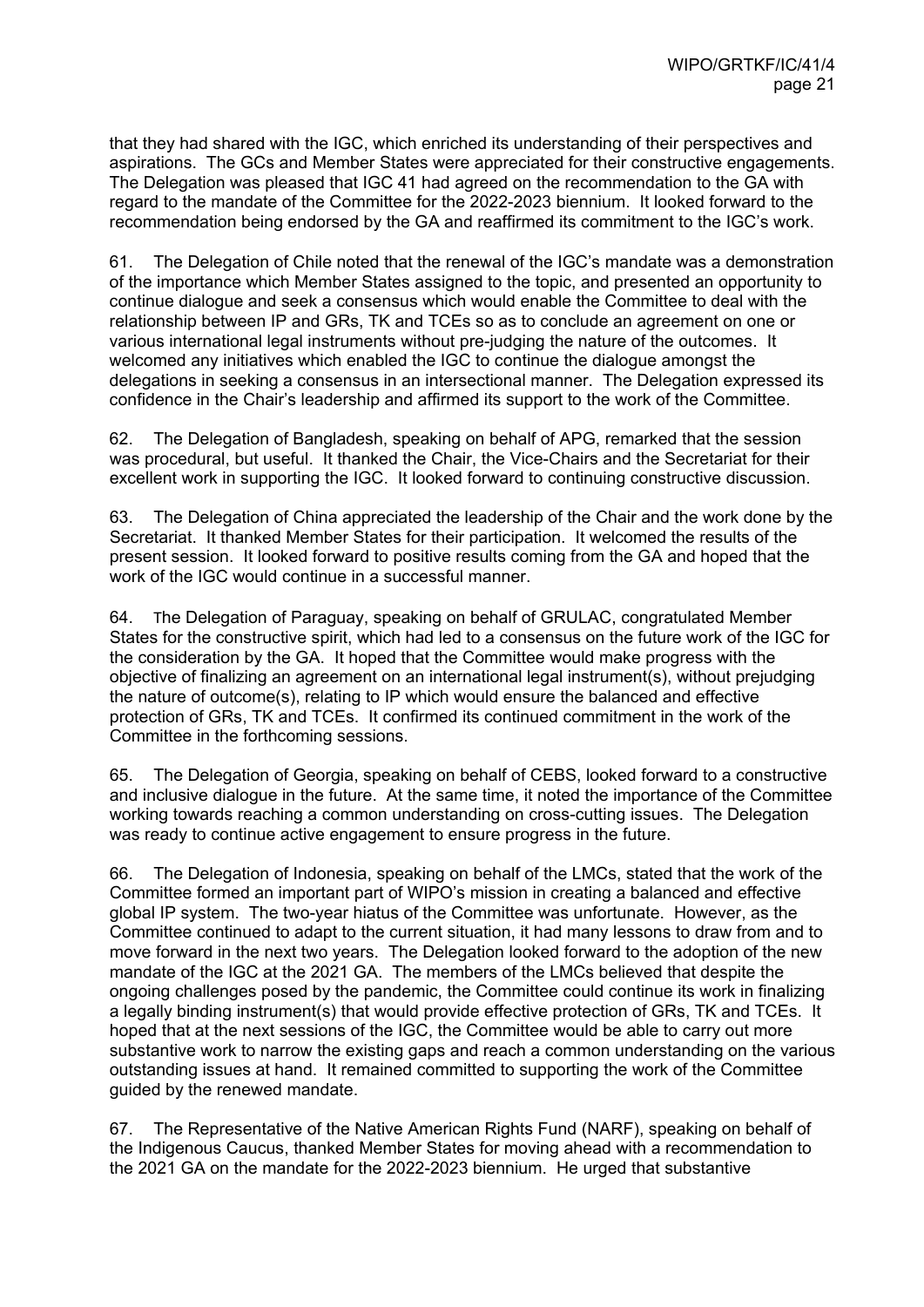that they had shared with the IGC, which enriched its understanding of their perspectives and aspirations. The GCs and Member States were appreciated for their constructive engagements. The Delegation was pleased that IGC 41 had agreed on the recommendation to the GA with regard to the mandate of the Committee for the 2022-2023 biennium. It looked forward to the recommendation being endorsed by the GA and reaffirmed its commitment to the IGC's work.

61. The Delegation of Chile noted that the renewal of the IGC's mandate was a demonstration of the importance which Member States assigned to the topic, and presented an opportunity to continue dialogue and seek a consensus which would enable the Committee to deal with the relationship between IP and GRs, TK and TCEs so as to conclude an agreement on one or various international legal instruments without pre-judging the nature of the outcomes. It welcomed any initiatives which enabled the IGC to continue the dialogue amongst the delegations in seeking a consensus in an intersectional manner. The Delegation expressed its confidence in the Chair's leadership and affirmed its support to the work of the Committee.

62. The Delegation of Bangladesh, speaking on behalf of APG, remarked that the session was procedural, but useful. It thanked the Chair, the Vice-Chairs and the Secretariat for their excellent work in supporting the IGC. It looked forward to continuing constructive discussion.

63. The Delegation of China appreciated the leadership of the Chair and the work done by the Secretariat. It thanked Member States for their participation. It welcomed the results of the present session. It looked forward to positive results coming from the GA and hoped that the work of the IGC would continue in a successful manner.

64. The Delegation of Paraguay, speaking on behalf of GRULAC, congratulated Member States for the constructive spirit, which had led to a consensus on the future work of the IGC for the consideration by the GA. It hoped that the Committee would make progress with the objective of finalizing an agreement on an international legal instrument(s), without prejudging the nature of outcome(s), relating to IP which would ensure the balanced and effective protection of GRs, TK and TCEs. It confirmed its continued commitment in the work of the Committee in the forthcoming sessions.

65. The Delegation of Georgia, speaking on behalf of CEBS, looked forward to a constructive and inclusive dialogue in the future. At the same time, it noted the importance of the Committee working towards reaching a common understanding on cross-cutting issues. The Delegation was ready to continue active engagement to ensure progress in the future.

66. The Delegation of Indonesia, speaking on behalf of the LMCs, stated that the work of the Committee formed an important part of WIPO's mission in creating a balanced and effective global IP system. The two-year hiatus of the Committee was unfortunate. However, as the Committee continued to adapt to the current situation, it had many lessons to draw from and to move forward in the next two years. The Delegation looked forward to the adoption of the new mandate of the IGC at the 2021 GA. The members of the LMCs believed that despite the ongoing challenges posed by the pandemic, the Committee could continue its work in finalizing a legally binding instrument(s) that would provide effective protection of GRs, TK and TCEs. It hoped that at the next sessions of the IGC, the Committee would be able to carry out more substantive work to narrow the existing gaps and reach a common understanding on the various outstanding issues at hand. It remained committed to supporting the work of the Committee guided by the renewed mandate.

67. The Representative of the Native American Rights Fund (NARF), speaking on behalf of the Indigenous Caucus, thanked Member States for moving ahead with a recommendation to the 2021 GA on the mandate for the 2022-2023 biennium. He urged that substantive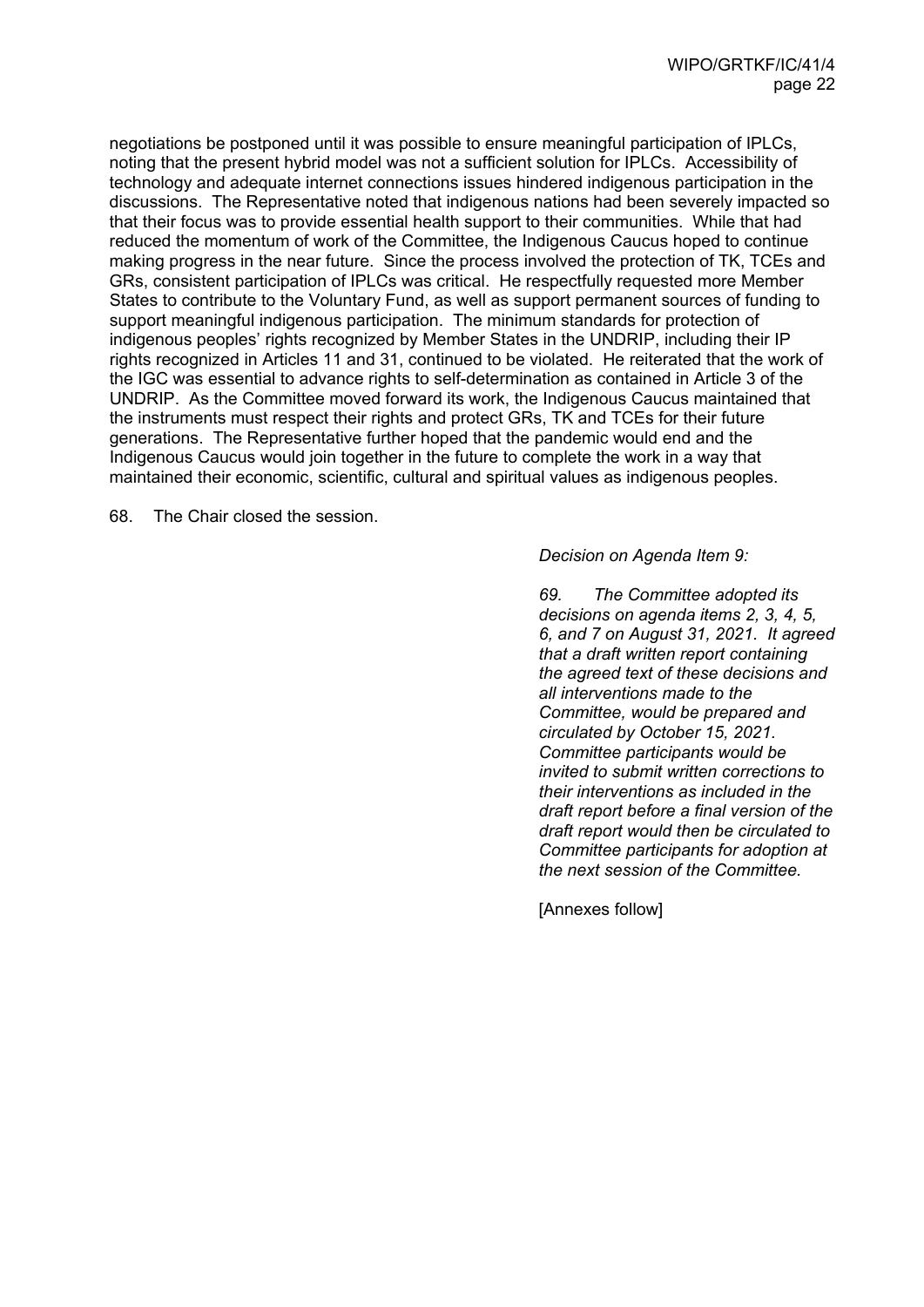negotiations be postponed until it was possible to ensure meaningful participation of IPLCs, noting that the present hybrid model was not a sufficient solution for IPLCs. Accessibility of technology and adequate internet connections issues hindered indigenous participation in the discussions. The Representative noted that indigenous nations had been severely impacted so that their focus was to provide essential health support to their communities. While that had reduced the momentum of work of the Committee, the Indigenous Caucus hoped to continue making progress in the near future. Since the process involved the protection of TK, TCEs and GRs, consistent participation of IPLCs was critical. He respectfully requested more Member States to contribute to the Voluntary Fund, as well as support permanent sources of funding to support meaningful indigenous participation. The minimum standards for protection of indigenous peoples' rights recognized by Member States in the UNDRIP, including their IP rights recognized in Articles 11 and 31, continued to be violated. He reiterated that the work of the IGC was essential to advance rights to self-determination as contained in Article 3 of the UNDRIP. As the Committee moved forward its work, the Indigenous Caucus maintained that the instruments must respect their rights and protect GRs, TK and TCEs for their future generations. The Representative further hoped that the pandemic would end and the Indigenous Caucus would join together in the future to complete the work in a way that maintained their economic, scientific, cultural and spiritual values as indigenous peoples.

68. The Chair closed the session.

*Decision on Agenda Item 9:*

*69. The Committee adopted its decisions on agenda items 2, 3, 4, 5, 6, and 7 on August 31, 2021. It agreed that a draft written report containing the agreed text of these decisions and all interventions made to the Committee, would be prepared and circulated by October 15, 2021. Committee participants would be invited to submit written corrections to their interventions as included in the draft report before a final version of the draft report would then be circulated to Committee participants for adoption at the next session of the Committee.*

[Annexes follow]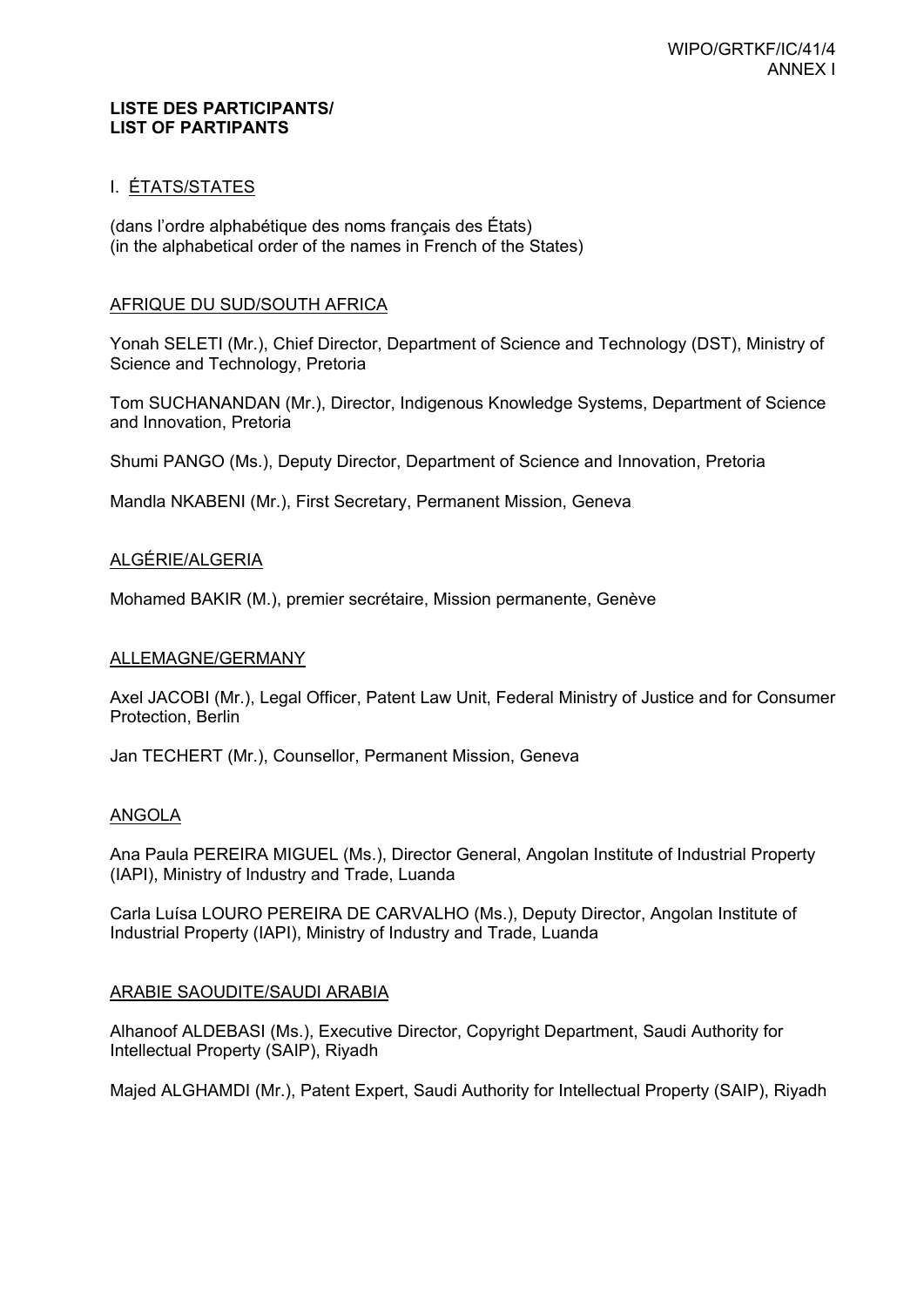**LISTE DES PARTICIPANTS/**
**LIST OF PARTIPANTS**

## I. ÉTATS/STATES

(dans l'ordre alphabétique des noms français des États)
(in the alphabetical order of the names in French of the States)

### AFRIQUE DU SUD/SOUTH AFRICA

Yonah SELETI (Mr.), Chief Director, Department of Science and Technology (DST), Ministry of Science and Technology, Pretoria

Tom SUCHANANDAN (Mr.), Director, Indigenous Knowledge Systems, Department of Science and Innovation, Pretoria

Shumi PANGO (Ms.), Deputy Director, Department of Science and Innovation, Pretoria

Mandla NKABENI (Mr.), First Secretary, Permanent Mission, Geneva

### ALGÉRIE/ALGERIA

Mohamed BAKIR (M.), premier secrétaire, Mission permanente, Genève

### ALLEMAGNE/GERMANY

Axel JACOBI (Mr.), Legal Officer, Patent Law Unit, Federal Ministry of Justice and for Consumer Protection, Berlin

Jan TECHERT (Mr.), Counsellor, Permanent Mission, Geneva

### ANGOLA

Ana Paula PEREIRA MIGUEL (Ms.), Director General, Angolan Institute of Industrial Property (IAPI), Ministry of Industry and Trade, Luanda

Carla Luísa LOURO PEREIRA DE CARVALHO (Ms.), Deputy Director, Angolan Institute of Industrial Property (IAPI), Ministry of Industry and Trade, Luanda

### ARABIE SAOUDITE/SAUDI ARABIA

Alhanoof ALDEBASI (Ms.), Executive Director, Copyright Department, Saudi Authority for Intellectual Property (SAIP), Riyadh

Majed ALGHAMDI (Mr.), Patent Expert, Saudi Authority for Intellectual Property (SAIP), Riyadh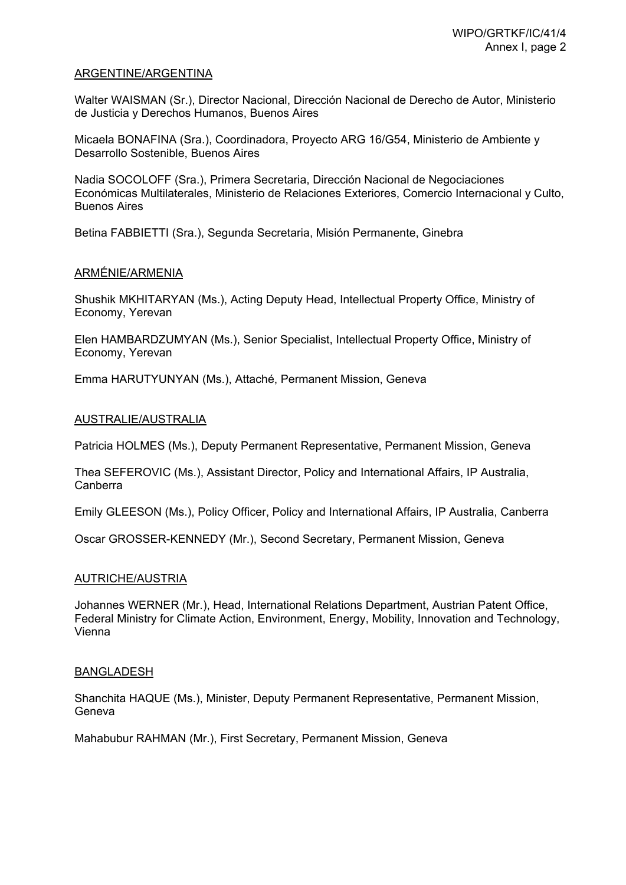ARGENTINE/ARGENTINA

Walter WAISMAN (Sr.), Director Nacional, Dirección Nacional de Derecho de Autor, Ministerio de Justicia y Derechos Humanos, Buenos Aires

Micaela BONAFINA (Sra.), Coordinadora, Proyecto ARG 16/G54, Ministerio de Ambiente y Desarrollo Sostenible, Buenos Aires

Nadia SOCOLOFF (Sra.), Primera Secretaria, Dirección Nacional de Negociaciones Económicas Multilaterales, Ministerio de Relaciones Exteriores, Comercio Internacional y Culto, Buenos Aires

Betina FABBIETTI (Sra.), Segunda Secretaria, Misión Permanente, Ginebra

ARMÉNIE/ARMENIA

Shushik MKHITARYAN (Ms.), Acting Deputy Head, Intellectual Property Office, Ministry of Economy, Yerevan

Elen HAMBARDZUMYAN (Ms.), Senior Specialist, Intellectual Property Office, Ministry of Economy, Yerevan

Emma HARUTYUNYAN (Ms.), Attaché, Permanent Mission, Geneva

AUSTRALIE/AUSTRALIA

Patricia HOLMES (Ms.), Deputy Permanent Representative, Permanent Mission, Geneva

Thea SEFEROVIC (Ms.), Assistant Director, Policy and International Affairs, IP Australia, Canberra

Emily GLEESON (Ms.), Policy Officer, Policy and International Affairs, IP Australia, Canberra

Oscar GROSSER-KENNEDY (Mr.), Second Secretary, Permanent Mission, Geneva

AUTRICHE/AUSTRIA

Johannes WERNER (Mr.), Head, International Relations Department, Austrian Patent Office, Federal Ministry for Climate Action, Environment, Energy, Mobility, Innovation and Technology, Vienna

BANGLADESH

Shanchita HAQUE (Ms.), Minister, Deputy Permanent Representative, Permanent Mission, Geneva

Mahabubur RAHMAN (Mr.), First Secretary, Permanent Mission, Geneva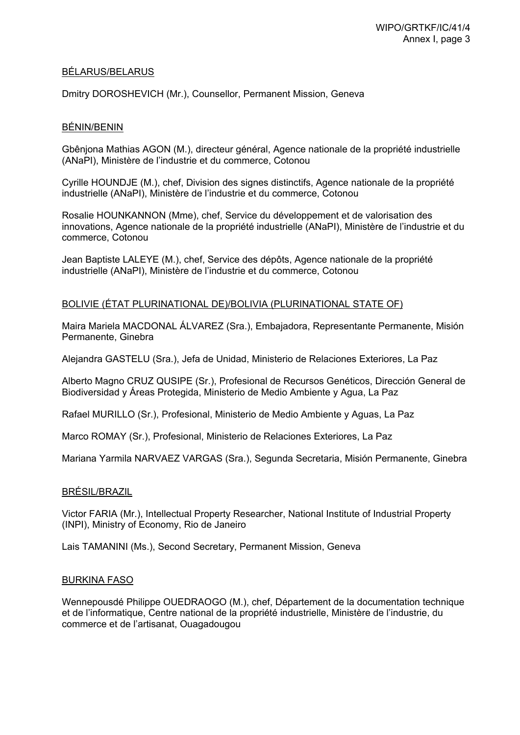BÉLARUS/BELARUS

Dmitry DOROSHEVICH (Mr.), Counsellor, Permanent Mission, Geneva

BÉNIN/BENIN

Gbênjona Mathias AGON (M.), directeur général, Agence nationale de la propriété industrielle (ANaPI), Ministère de l'industrie et du commerce, Cotonou

Cyrille HOUNDJE (M.), chef, Division des signes distinctifs, Agence nationale de la propriété industrielle (ANaPI), Ministère de l'industrie et du commerce, Cotonou

Rosalie HOUNKANNON (Mme), chef, Service du développement et de valorisation des innovations, Agence nationale de la propriété industrielle (ANaPI), Ministère de l'industrie et du commerce, Cotonou

Jean Baptiste LALEYE (M.), chef, Service des dépôts, Agence nationale de la propriété industrielle (ANaPI), Ministère de l'industrie et du commerce, Cotonou

BOLIVIE (ÉTAT PLURINATIONAL DE)/BOLIVIA (PLURINATIONAL STATE OF)

Maira Mariela MACDONAL ÁLVAREZ (Sra.), Embajadora, Representante Permanente, Misión Permanente, Ginebra

Alejandra GASTELU (Sra.), Jefa de Unidad, Ministerio de Relaciones Exteriores, La Paz

Alberto Magno CRUZ QUSIPE (Sr.), Profesional de Recursos Genéticos, Dirección General de Biodiversidad y Áreas Protegida, Ministerio de Medio Ambiente y Agua, La Paz

Rafael MURILLO (Sr.), Profesional, Ministerio de Medio Ambiente y Aguas, La Paz

Marco ROMAY (Sr.), Profesional, Ministerio de Relaciones Exteriores, La Paz

Mariana Yarmila NARVAEZ VARGAS (Sra.), Segunda Secretaria, Misión Permanente, Ginebra

BRÉSIL/BRAZIL

Victor FARIA (Mr.), Intellectual Property Researcher, National Institute of Industrial Property (INPI), Ministry of Economy, Rio de Janeiro

Lais TAMANINI (Ms.), Second Secretary, Permanent Mission, Geneva

BURKINA FASO

Wennepousdé Philippe OUEDRAOGO (M.), chef, Département de la documentation technique et de l'informatique, Centre national de la propriété industrielle, Ministère de l'industrie, du commerce et de l'artisanat, Ouagadougou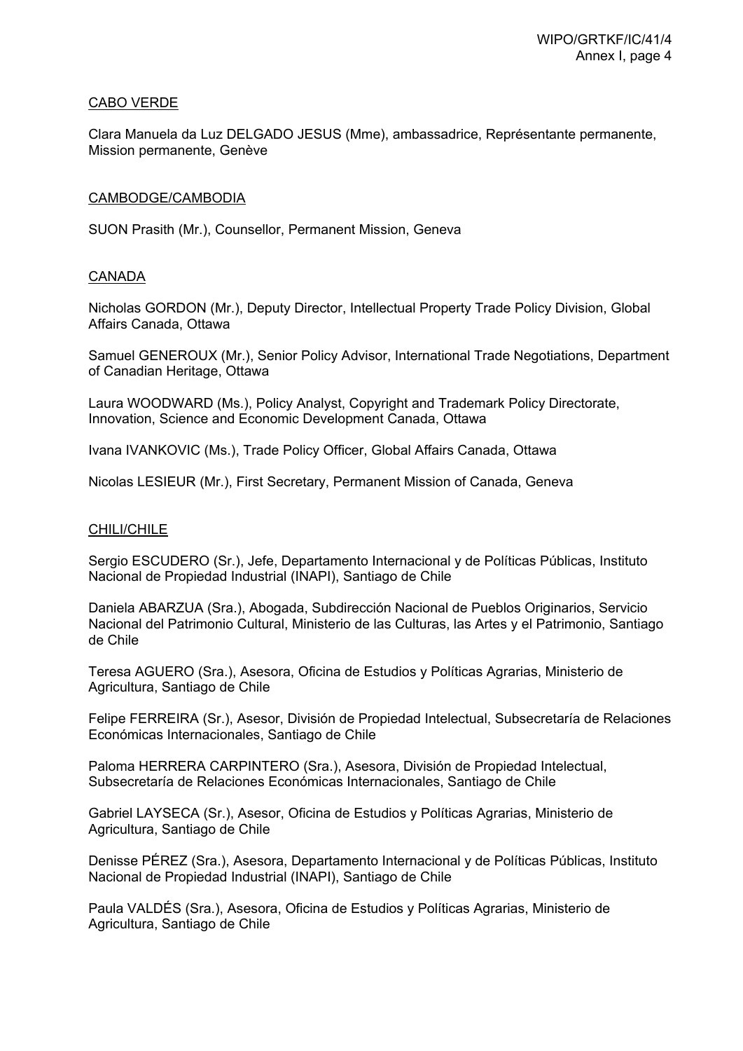CABO VERDE

Clara Manuela da Luz DELGADO JESUS (Mme), ambassadrice, Représentante permanente, Mission permanente, Genève

CAMBODGE/CAMBODIA

SUON Prasith (Mr.), Counsellor, Permanent Mission, Geneva

CANADA

Nicholas GORDON (Mr.), Deputy Director, Intellectual Property Trade Policy Division, Global Affairs Canada, Ottawa

Samuel GENEROUX (Mr.), Senior Policy Advisor, International Trade Negotiations, Department of Canadian Heritage, Ottawa

Laura WOODWARD (Ms.), Policy Analyst, Copyright and Trademark Policy Directorate, Innovation, Science and Economic Development Canada, Ottawa

Ivana IVANKOVIC (Ms.), Trade Policy Officer, Global Affairs Canada, Ottawa

Nicolas LESIEUR (Mr.), First Secretary, Permanent Mission of Canada, Geneva

CHILI/CHILE

Sergio ESCUDERO (Sr.), Jefe, Departamento Internacional y de Políticas Públicas, Instituto Nacional de Propiedad Industrial (INAPI), Santiago de Chile

Daniela ABARZUA (Sra.), Abogada, Subdirección Nacional de Pueblos Originarios, Servicio Nacional del Patrimonio Cultural, Ministerio de las Culturas, las Artes y el Patrimonio, Santiago de Chile

Teresa AGUERO (Sra.), Asesora, Oficina de Estudios y Políticas Agrarias, Ministerio de Agricultura, Santiago de Chile

Felipe FERREIRA (Sr.), Asesor, División de Propiedad Intelectual, Subsecretaría de Relaciones Económicas Internacionales, Santiago de Chile

Paloma HERRERA CARPINTERO (Sra.), Asesora, División de Propiedad Intelectual, Subsecretaría de Relaciones Económicas Internacionales, Santiago de Chile

Gabriel LAYSECA (Sr.), Asesor, Oficina de Estudios y Políticas Agrarias, Ministerio de Agricultura, Santiago de Chile

Denisse PÉREZ (Sra.), Asesora, Departamento Internacional y de Políticas Públicas, Instituto Nacional de Propiedad Industrial (INAPI), Santiago de Chile

Paula VALDÉS (Sra.), Asesora, Oficina de Estudios y Políticas Agrarias, Ministerio de Agricultura, Santiago de Chile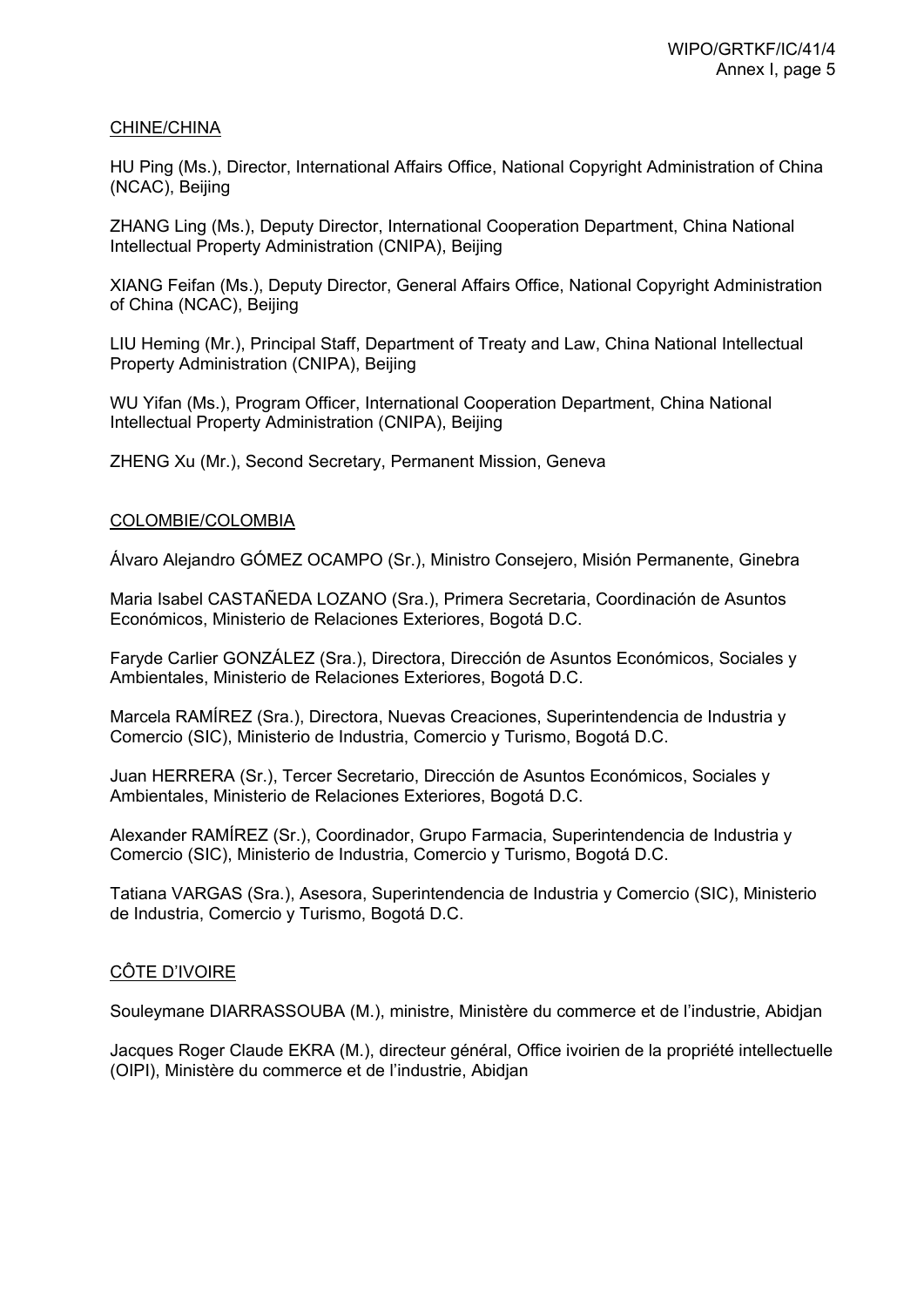CHINE/CHINA

HU Ping (Ms.), Director, International Affairs Office, National Copyright Administration of China (NCAC), Beijing

ZHANG Ling (Ms.), Deputy Director, International Cooperation Department, China National Intellectual Property Administration (CNIPA), Beijing

XIANG Feifan (Ms.), Deputy Director, General Affairs Office, National Copyright Administration of China (NCAC), Beijing

LIU Heming (Mr.), Principal Staff, Department of Treaty and Law, China National Intellectual Property Administration (CNIPA), Beijing

WU Yifan (Ms.), Program Officer, International Cooperation Department, China National Intellectual Property Administration (CNIPA), Beijing

ZHENG Xu (Mr.), Second Secretary, Permanent Mission, Geneva

COLOMBIE/COLOMBIA

Álvaro Alejandro GÓMEZ OCAMPO (Sr.), Ministro Consejero, Misión Permanente, Ginebra

Maria Isabel CASTAÑEDA LOZANO (Sra.), Primera Secretaria, Coordinación de Asuntos Económicos, Ministerio de Relaciones Exteriores, Bogotá D.C.

Faryde Carlier GONZÁLEZ (Sra.), Directora, Dirección de Asuntos Económicos, Sociales y Ambientales, Ministerio de Relaciones Exteriores, Bogotá D.C.

Marcela RAMÍREZ (Sra.), Directora, Nuevas Creaciones, Superintendencia de Industria y Comercio (SIC), Ministerio de Industria, Comercio y Turismo, Bogotá D.C.

Juan HERRERA (Sr.), Tercer Secretario, Dirección de Asuntos Económicos, Sociales y Ambientales, Ministerio de Relaciones Exteriores, Bogotá D.C.

Alexander RAMÍREZ (Sr.), Coordinador, Grupo Farmacia, Superintendencia de Industria y Comercio (SIC), Ministerio de Industria, Comercio y Turismo, Bogotá D.C.

Tatiana VARGAS (Sra.), Asesora, Superintendencia de Industria y Comercio (SIC), Ministerio de Industria, Comercio y Turismo, Bogotá D.C.

CÔTE D'IVOIRE

Souleymane DIARRASSOUBA (M.), ministre, Ministère du commerce et de l'industrie, Abidjan

Jacques Roger Claude EKRA (M.), directeur général, Office ivoirien de la propriété intellectuelle (OIPI), Ministère du commerce et de l'industrie, Abidjan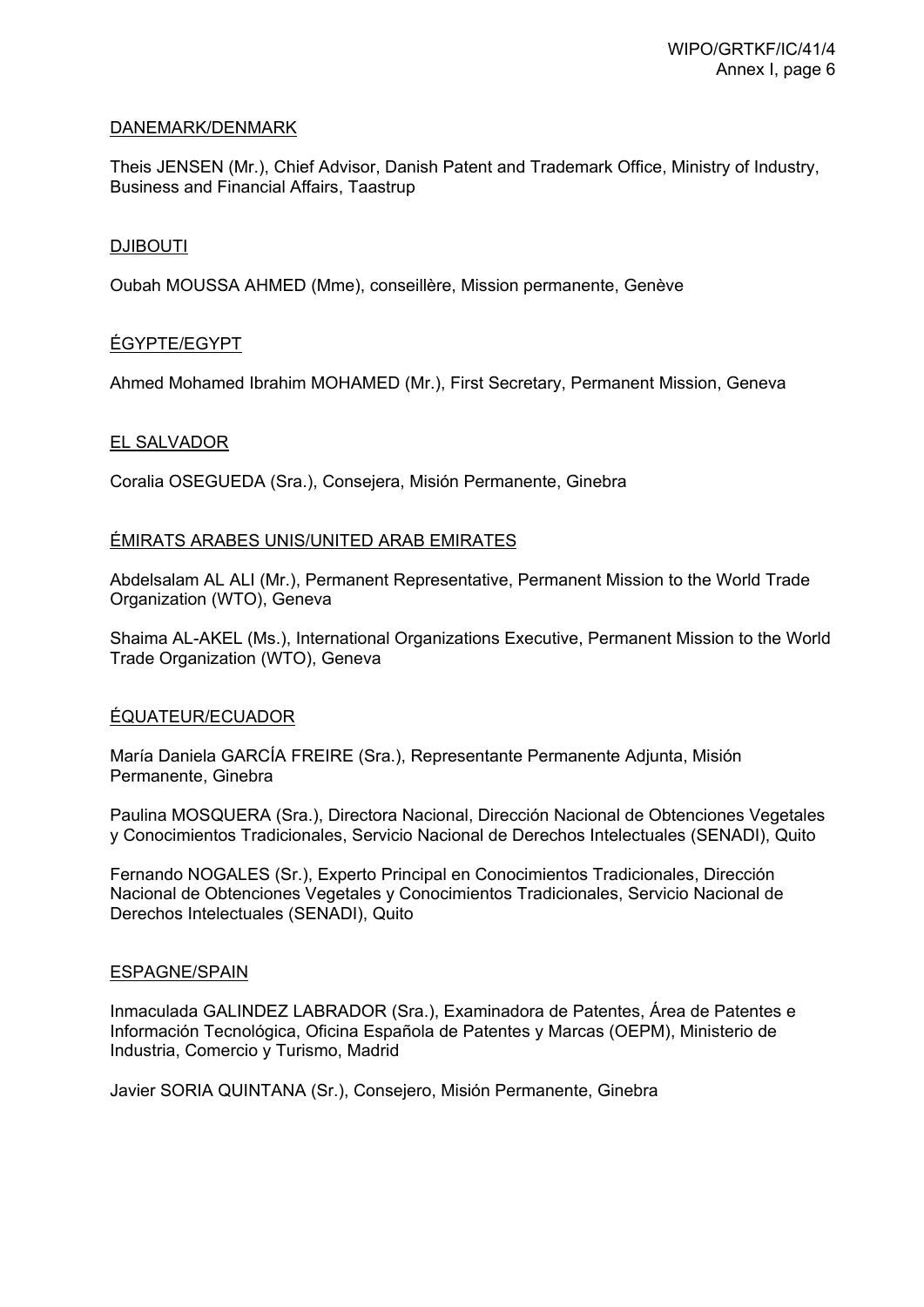DANEMARK/DENMARK

Theis JENSEN (Mr.), Chief Advisor, Danish Patent and Trademark Office, Ministry of Industry, Business and Financial Affairs, Taastrup

DJIBOUTI

Oubah MOUSSA AHMED (Mme), conseillère, Mission permanente, Genève

ÉGYPTE/EGYPT

Ahmed Mohamed Ibrahim MOHAMED (Mr.), First Secretary, Permanent Mission, Geneva

EL SALVADOR

Coralia OSEGUEDA (Sra.), Consejera, Misión Permanente, Ginebra

ÉMIRATS ARABES UNIS/UNITED ARAB EMIRATES

Abdelsalam AL ALI (Mr.), Permanent Representative, Permanent Mission to the World Trade Organization (WTO), Geneva

Shaima AL-AKEL (Ms.), International Organizations Executive, Permanent Mission to the World Trade Organization (WTO), Geneva

ÉQUATEUR/ECUADOR

María Daniela GARCÍA FREIRE (Sra.), Representante Permanente Adjunta, Misión Permanente, Ginebra

Paulina MOSQUERA (Sra.), Directora Nacional, Dirección Nacional de Obtenciones Vegetales y Conocimientos Tradicionales, Servicio Nacional de Derechos Intelectuales (SENADI), Quito

Fernando NOGALES (Sr.), Experto Principal en Conocimientos Tradicionales, Dirección Nacional de Obtenciones Vegetales y Conocimientos Tradicionales, Servicio Nacional de Derechos Intelectuales (SENADI), Quito

ESPAGNE/SPAIN

Inmaculada GALINDEZ LABRADOR (Sra.), Examinadora de Patentes, Área de Patentes e Información Tecnológica, Oficina Española de Patentes y Marcas (OEPM), Ministerio de Industria, Comercio y Turismo, Madrid

Javier SORIA QUINTANA (Sr.), Consejero, Misión Permanente, Ginebra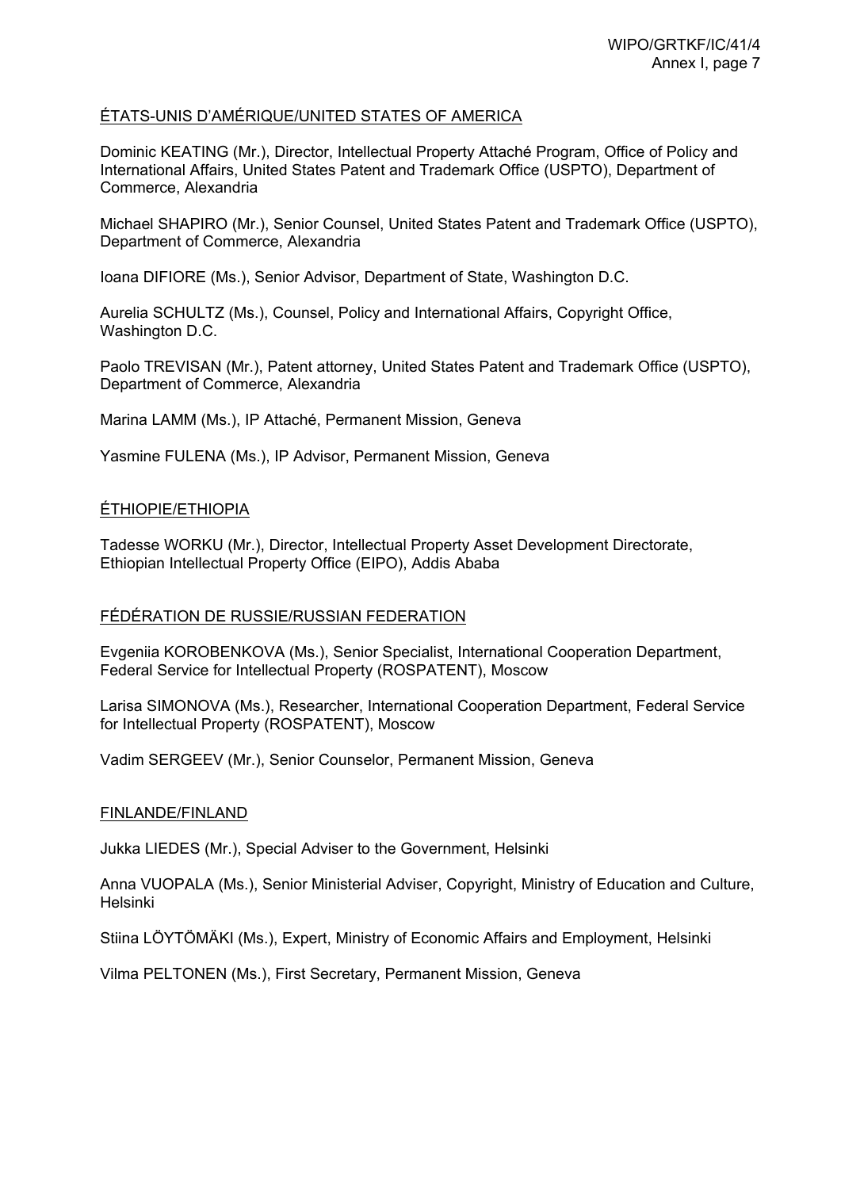ÉTATS-UNIS D'AMÉRIQUE/UNITED STATES OF AMERICA

Dominic KEATING (Mr.), Director, Intellectual Property Attaché Program, Office of Policy and International Affairs, United States Patent and Trademark Office (USPTO), Department of Commerce, Alexandria

Michael SHAPIRO (Mr.), Senior Counsel, United States Patent and Trademark Office (USPTO), Department of Commerce, Alexandria

Ioana DIFIORE (Ms.), Senior Advisor, Department of State, Washington D.C.

Aurelia SCHULTZ (Ms.), Counsel, Policy and International Affairs, Copyright Office, Washington D.C.

Paolo TREVISAN (Mr.), Patent attorney, United States Patent and Trademark Office (USPTO), Department of Commerce, Alexandria

Marina LAMM (Ms.), IP Attaché, Permanent Mission, Geneva

Yasmine FULENA (Ms.), IP Advisor, Permanent Mission, Geneva

ÉTHIOPIE/ETHIOPIA

Tadesse WORKU (Mr.), Director, Intellectual Property Asset Development Directorate, Ethiopian Intellectual Property Office (EIPO), Addis Ababa

FÉDÉRATION DE RUSSIE/RUSSIAN FEDERATION

Evgeniia KOROBENKOVA (Ms.), Senior Specialist, International Cooperation Department, Federal Service for Intellectual Property (ROSPATENT), Moscow

Larisa SIMONOVA (Ms.), Researcher, International Cooperation Department, Federal Service for Intellectual Property (ROSPATENT), Moscow

Vadim SERGEEV (Mr.), Senior Counselor, Permanent Mission, Geneva

FINLANDE/FINLAND

Jukka LIEDES (Mr.), Special Adviser to the Government, Helsinki

Anna VUOPALA (Ms.), Senior Ministerial Adviser, Copyright, Ministry of Education and Culture, Helsinki

Stiina LÖYTÖMÄKI (Ms.), Expert, Ministry of Economic Affairs and Employment, Helsinki

Vilma PELTONEN (Ms.), First Secretary, Permanent Mission, Geneva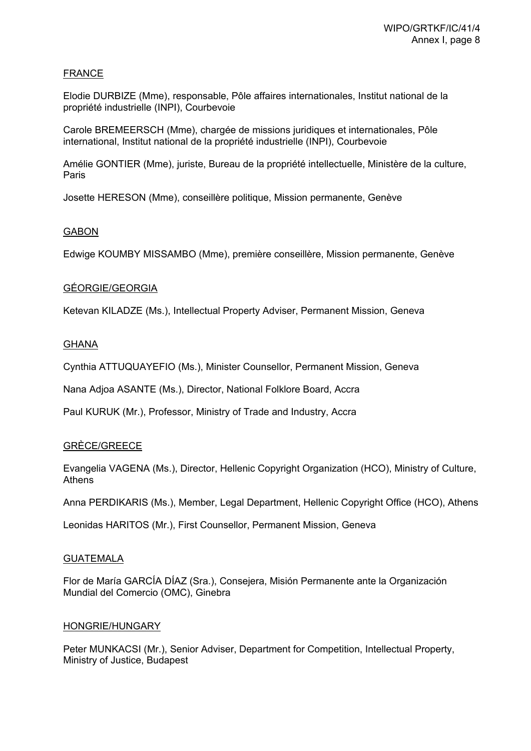FRANCE

Elodie DURBIZE (Mme), responsable, Pôle affaires internationales, Institut national de la propriété industrielle (INPI), Courbevoie

Carole BREMEERSCH (Mme), chargée de missions juridiques et internationales, Pôle international, Institut national de la propriété industrielle (INPI), Courbevoie

Amélie GONTIER (Mme), juriste, Bureau de la propriété intellectuelle, Ministère de la culture, Paris

Josette HERESON (Mme), conseillère politique, Mission permanente, Genève

GABON

Edwige KOUMBY MISSAMBO (Mme), première conseillère, Mission permanente, Genève

GÉORGIE/GEORGIA

Ketevan KILADZE (Ms.), Intellectual Property Adviser, Permanent Mission, Geneva

GHANA

Cynthia ATTUQUAYEFIO (Ms.), Minister Counsellor, Permanent Mission, Geneva

Nana Adjoa ASANTE (Ms.), Director, National Folklore Board, Accra

Paul KURUK (Mr.), Professor, Ministry of Trade and Industry, Accra

GRÈCE/GREECE

Evangelia VAGENA (Ms.), Director, Hellenic Copyright Organization (HCO), Ministry of Culture, Athens

Anna PERDIKARIS (Ms.), Member, Legal Department, Hellenic Copyright Office (HCO), Athens

Leonidas HARITOS (Mr.), First Counsellor, Permanent Mission, Geneva

GUATEMALA

Flor de María GARCÍA DÍAZ (Sra.), Consejera, Misión Permanente ante la Organización Mundial del Comercio (OMC), Ginebra

HONGRIE/HUNGARY

Peter MUNKACSI (Mr.), Senior Adviser, Department for Competition, Intellectual Property, Ministry of Justice, Budapest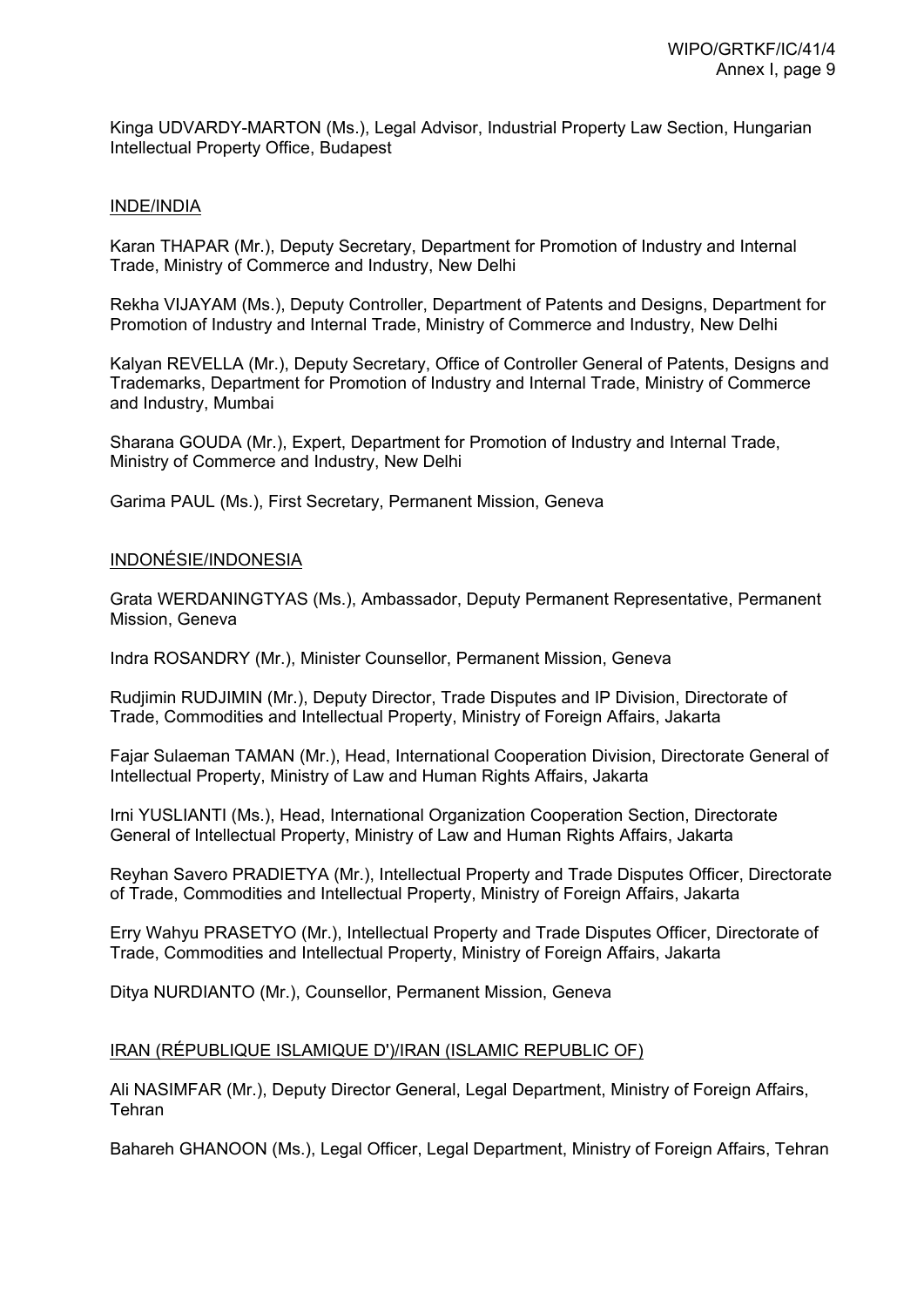Kinga UDVARDY-MARTON (Ms.), Legal Advisor, Industrial Property Law Section, Hungarian Intellectual Property Office, Budapest

INDE/INDIA

Karan THAPAR (Mr.), Deputy Secretary, Department for Promotion of Industry and Internal Trade, Ministry of Commerce and Industry, New Delhi

Rekha VIJAYAM (Ms.), Deputy Controller, Department of Patents and Designs, Department for Promotion of Industry and Internal Trade, Ministry of Commerce and Industry, New Delhi

Kalyan REVELLA (Mr.), Deputy Secretary, Office of Controller General of Patents, Designs and Trademarks, Department for Promotion of Industry and Internal Trade, Ministry of Commerce and Industry, Mumbai

Sharana GOUDA (Mr.), Expert, Department for Promotion of Industry and Internal Trade, Ministry of Commerce and Industry, New Delhi

Garima PAUL (Ms.), First Secretary, Permanent Mission, Geneva

INDONÉSIE/INDONESIA

Grata WERDANINGTYAS (Ms.), Ambassador, Deputy Permanent Representative, Permanent Mission, Geneva

Indra ROSANDRY (Mr.), Minister Counsellor, Permanent Mission, Geneva

Rudjimin RUDJIMIN (Mr.), Deputy Director, Trade Disputes and IP Division, Directorate of Trade, Commodities and Intellectual Property, Ministry of Foreign Affairs, Jakarta

Fajar Sulaeman TAMAN (Mr.), Head, International Cooperation Division, Directorate General of Intellectual Property, Ministry of Law and Human Rights Affairs, Jakarta

Irni YUSLIANTI (Ms.), Head, International Organization Cooperation Section, Directorate General of Intellectual Property, Ministry of Law and Human Rights Affairs, Jakarta

Reyhan Savero PRADIETYA (Mr.), Intellectual Property and Trade Disputes Officer, Directorate of Trade, Commodities and Intellectual Property, Ministry of Foreign Affairs, Jakarta

Erry Wahyu PRASETYO (Mr.), Intellectual Property and Trade Disputes Officer, Directorate of Trade, Commodities and Intellectual Property, Ministry of Foreign Affairs, Jakarta

Ditya NURDIANTO (Mr.), Counsellor, Permanent Mission, Geneva

IRAN (RÉPUBLIQUE ISLAMIQUE D')/IRAN (ISLAMIC REPUBLIC OF)

Ali NASIMFAR (Mr.), Deputy Director General, Legal Department, Ministry of Foreign Affairs, Tehran

Bahareh GHANOON (Ms.), Legal Officer, Legal Department, Ministry of Foreign Affairs, Tehran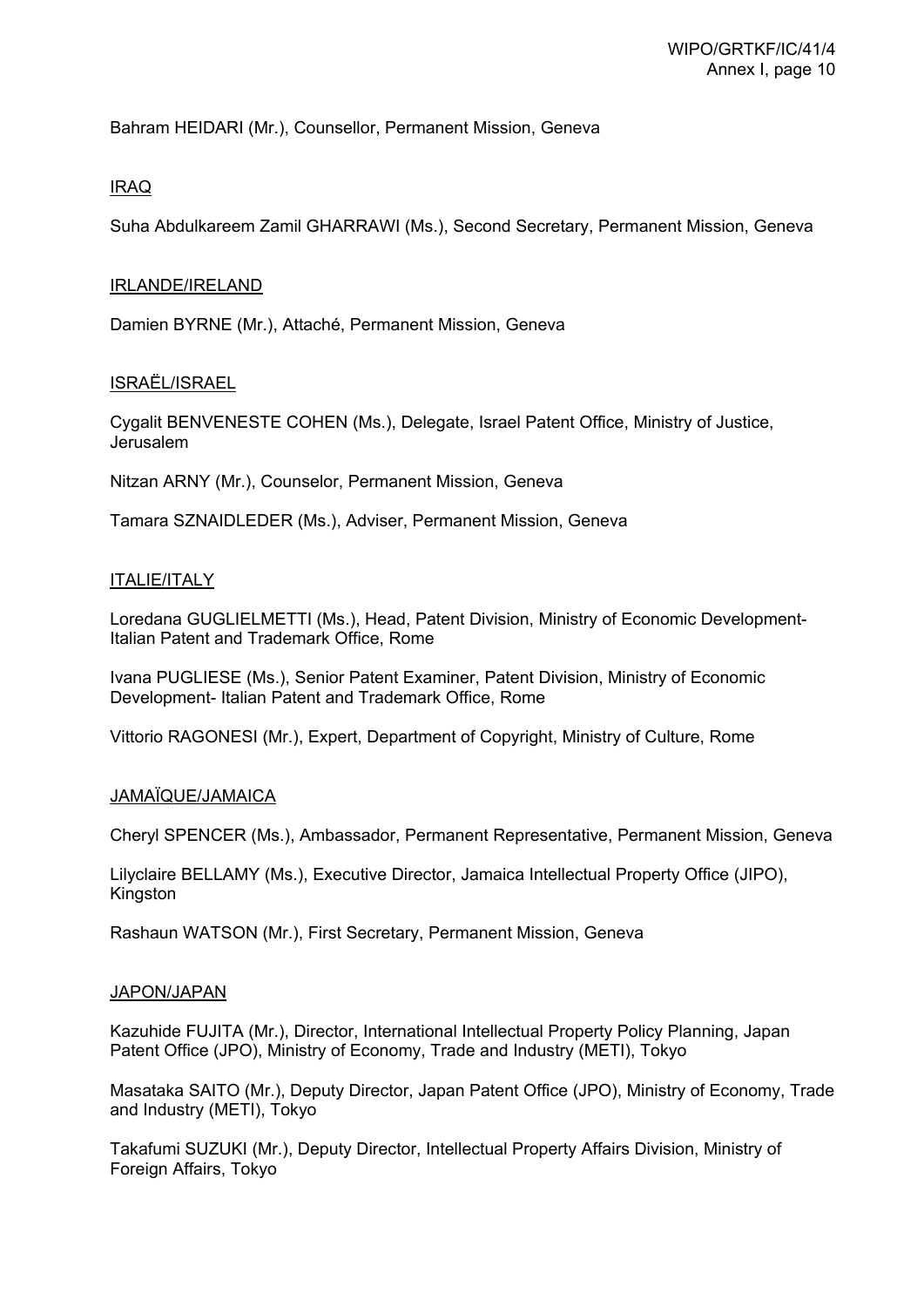Bahram HEIDARI (Mr.), Counsellor, Permanent Mission, Geneva

IRAQ

Suha Abdulkareem Zamil GHARRAWI (Ms.), Second Secretary, Permanent Mission, Geneva

IRLANDE/IRELAND

Damien BYRNE (Mr.), Attaché, Permanent Mission, Geneva

ISRAËL/ISRAEL

Cygalit BENVENESTE COHEN (Ms.), Delegate, Israel Patent Office, Ministry of Justice, Jerusalem

Nitzan ARNY (Mr.), Counselor, Permanent Mission, Geneva

Tamara SZNAIDLEDER (Ms.), Adviser, Permanent Mission, Geneva

ITALIE/ITALY

Loredana GUGLIELMETTI (Ms.), Head, Patent Division, Ministry of Economic Development- Italian Patent and Trademark Office, Rome

Ivana PUGLIESE (Ms.), Senior Patent Examiner, Patent Division, Ministry of Economic Development- Italian Patent and Trademark Office, Rome

Vittorio RAGONESI (Mr.), Expert, Department of Copyright, Ministry of Culture, Rome

JAMAÏQUE/JAMAICA

Cheryl SPENCER (Ms.), Ambassador, Permanent Representative, Permanent Mission, Geneva

Lilyclaire BELLAMY (Ms.), Executive Director, Jamaica Intellectual Property Office (JIPO), Kingston

Rashaun WATSON (Mr.), First Secretary, Permanent Mission, Geneva

JAPON/JAPAN

Kazuhide FUJITA (Mr.), Director, International Intellectual Property Policy Planning, Japan Patent Office (JPO), Ministry of Economy, Trade and Industry (METI), Tokyo

Masataka SAITO (Mr.), Deputy Director, Japan Patent Office (JPO), Ministry of Economy, Trade and Industry (METI), Tokyo

Takafumi SUZUKI (Mr.), Deputy Director, Intellectual Property Affairs Division, Ministry of Foreign Affairs, Tokyo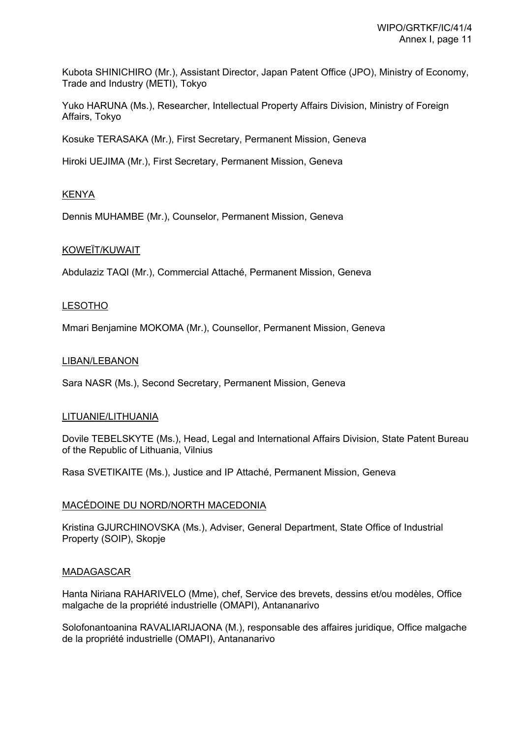Kubota SHINICHIRO (Mr.), Assistant Director, Japan Patent Office (JPO), Ministry of Economy, Trade and Industry (METI), Tokyo

Yuko HARUNA (Ms.), Researcher, Intellectual Property Affairs Division, Ministry of Foreign Affairs, Tokyo

Kosuke TERASAKA (Mr.), First Secretary, Permanent Mission, Geneva

Hiroki UEJIMA (Mr.), First Secretary, Permanent Mission, Geneva

KENYA

Dennis MUHAMBE (Mr.), Counselor, Permanent Mission, Geneva

KOWEÏT/KUWAIT

Abdulaziz TAQI (Mr.), Commercial Attaché, Permanent Mission, Geneva

LESOTHO

Mmari Benjamine MOKOMA (Mr.), Counsellor, Permanent Mission, Geneva

LIBAN/LEBANON

Sara NASR (Ms.), Second Secretary, Permanent Mission, Geneva

LITUANIE/LITHUANIA

Dovile TEBELSKYTE (Ms.), Head, Legal and International Affairs Division, State Patent Bureau of the Republic of Lithuania, Vilnius

Rasa SVETIKAITE (Ms.), Justice and IP Attaché, Permanent Mission, Geneva

MACÉDOINE DU NORD/NORTH MACEDONIA

Kristina GJURCHINOVSKA (Ms.), Adviser, General Department, State Office of Industrial Property (SOIP), Skopje

MADAGASCAR

Hanta Niriana RAHARIVELO (Mme), chef, Service des brevets, dessins et/ou modèles, Office malgache de la propriété industrielle (OMAPI), Antananarivo

Solofonantoanina RAVALIARIJAONA (M.), responsable des affaires juridique, Office malgache de la propriété industrielle (OMAPI), Antananarivo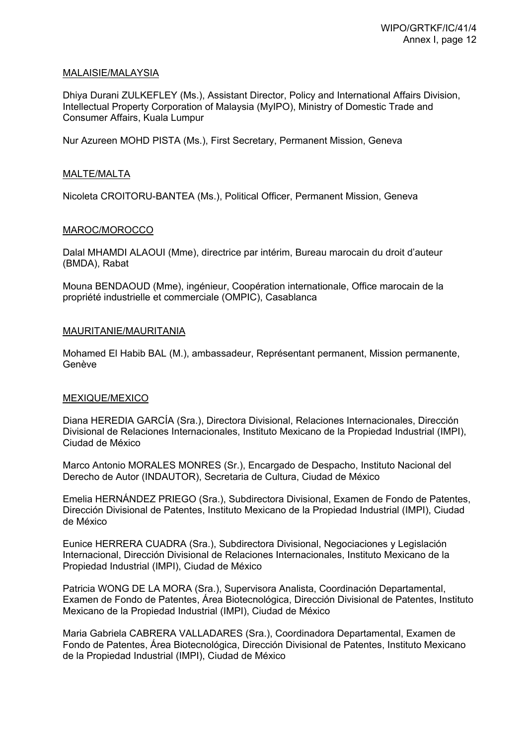MALAISIE/MALAYSIA

Dhiya Durani ZULKEFLEY (Ms.), Assistant Director, Policy and International Affairs Division, Intellectual Property Corporation of Malaysia (MyIPO), Ministry of Domestic Trade and Consumer Affairs, Kuala Lumpur

Nur Azureen MOHD PISTA (Ms.), First Secretary, Permanent Mission, Geneva

MALTE/MALTA

Nicoleta CROITORU-BANTEA (Ms.), Political Officer, Permanent Mission, Geneva

MAROC/MOROCCO

Dalal MHAMDI ALAOUI (Mme), directrice par intérim, Bureau marocain du droit d'auteur (BMDA), Rabat

Mouna BENDAOUD (Mme), ingénieur, Coopération internationale, Office marocain de la propriété industrielle et commerciale (OMPIC), Casablanca

MAURITANIE/MAURITANIA

Mohamed El Habib BAL (M.), ambassadeur, Représentant permanent, Mission permanente, Genève

MEXIQUE/MEXICO

Diana HEREDIA GARCÍA (Sra.), Directora Divisional, Relaciones Internacionales, Dirección Divisional de Relaciones Internacionales, Instituto Mexicano de la Propiedad Industrial (IMPI), Ciudad de México

Marco Antonio MORALES MONRES (Sr.), Encargado de Despacho, Instituto Nacional del Derecho de Autor (INDAUTOR), Secretaria de Cultura, Ciudad de México

Emelia HERNÁNDEZ PRIEGO (Sra.), Subdirectora Divisional, Examen de Fondo de Patentes, Dirección Divisional de Patentes, Instituto Mexicano de la Propiedad Industrial (IMPI), Ciudad de México

Eunice HERRERA CUADRA (Sra.), Subdirectora Divisional, Negociaciones y Legislación Internacional, Dirección Divisional de Relaciones Internacionales, Instituto Mexicano de la Propiedad Industrial (IMPI), Ciudad de México

Patricia WONG DE LA MORA (Sra.), Supervisora Analista, Coordinación Departamental, Examen de Fondo de Patentes, Área Biotecnológica, Dirección Divisional de Patentes, Instituto Mexicano de la Propiedad Industrial (IMPI), Ciudad de México

Maria Gabriela CABRERA VALLADARES (Sra.), Coordinadora Departamental, Examen de Fondo de Patentes, Área Biotecnológica, Dirección Divisional de Patentes, Instituto Mexicano de la Propiedad Industrial (IMPI), Ciudad de México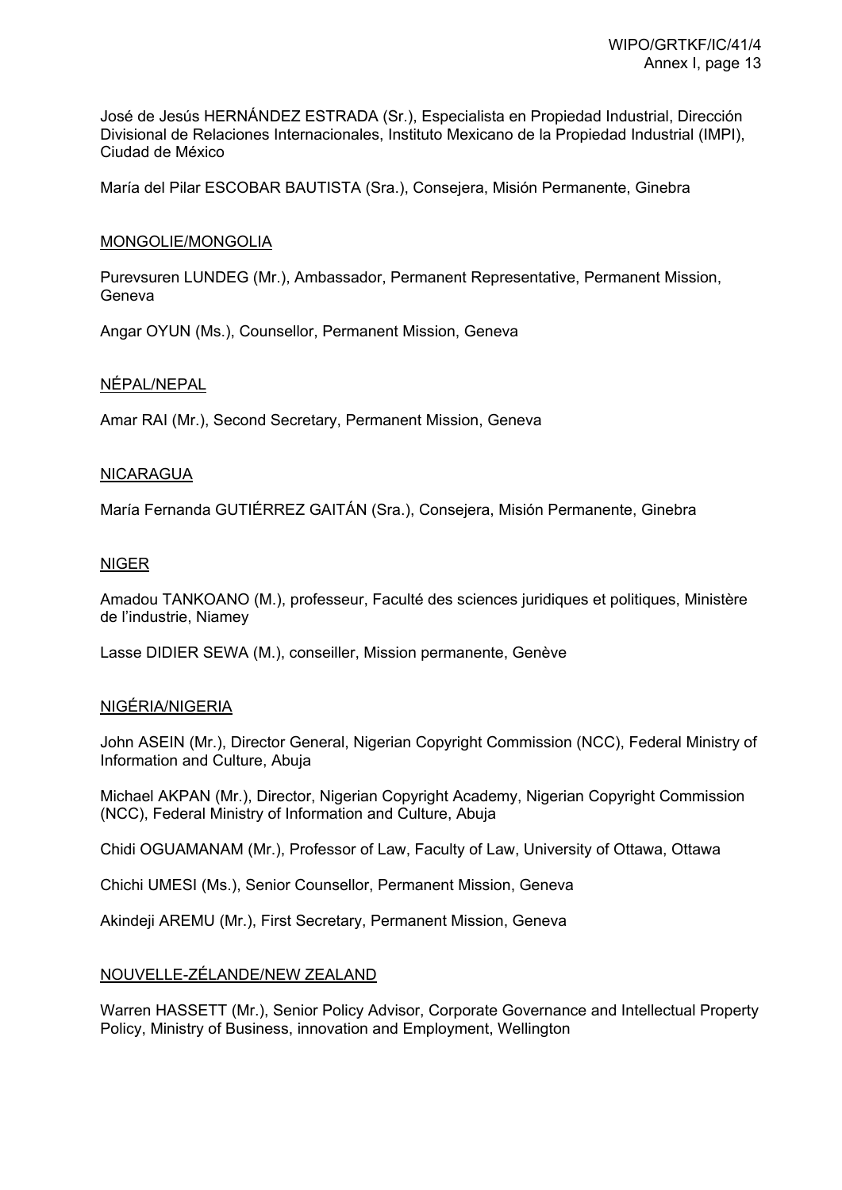José de Jesús HERNÁNDEZ ESTRADA (Sr.), Especialista en Propiedad Industrial, Dirección Divisional de Relaciones Internacionales, Instituto Mexicano de la Propiedad Industrial (IMPI), Ciudad de México

María del Pilar ESCOBAR BAUTISTA (Sra.), Consejera, Misión Permanente, Ginebra

<u>MONGOLIE/MONGOLIA</u>

Purevsuren LUNDEG (Mr.), Ambassador, Permanent Representative, Permanent Mission, Geneva

Angar OYUN (Ms.), Counsellor, Permanent Mission, Geneva

<u>NÉPAL/NEPAL</u>

Amar RAI (Mr.), Second Secretary, Permanent Mission, Geneva

<u>NICARAGUA</u>

María Fernanda GUTIÉRREZ GAITÁN (Sra.), Consejera, Misión Permanente, Ginebra

<u>NIGER</u>

Amadou TANKOANO (M.), professeur, Faculté des sciences juridiques et politiques, Ministère de l'industrie, Niamey

Lasse DIDIER SEWA (M.), conseiller, Mission permanente, Genève

<u>NIGÉRIA/NIGERIA</u>

John ASEIN (Mr.), Director General, Nigerian Copyright Commission (NCC), Federal Ministry of Information and Culture, Abuja

Michael AKPAN (Mr.), Director, Nigerian Copyright Academy, Nigerian Copyright Commission (NCC), Federal Ministry of Information and Culture, Abuja

Chidi OGUAMANAM (Mr.), Professor of Law, Faculty of Law, University of Ottawa, Ottawa

Chichi UMESI (Ms.), Senior Counsellor, Permanent Mission, Geneva

Akindeji AREMU (Mr.), First Secretary, Permanent Mission, Geneva

<u>NOUVELLE-ZÉLANDE/NEW ZEALAND</u>

Warren HASSETT (Mr.), Senior Policy Advisor, Corporate Governance and Intellectual Property Policy, Ministry of Business, innovation and Employment, Wellington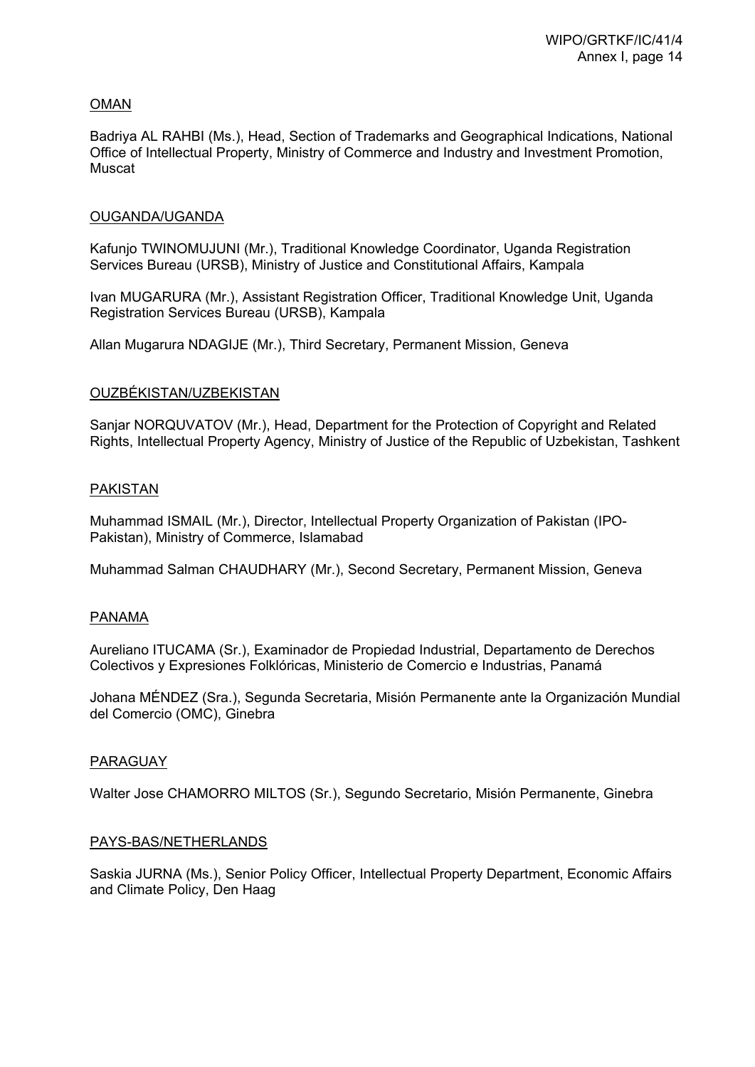OMAN

Badriya AL RAHBI (Ms.), Head, Section of Trademarks and Geographical Indications, National Office of Intellectual Property, Ministry of Commerce and Industry and Investment Promotion, Muscat

OUGANDA/UGANDA

Kafunjo TWINOMUJUNI (Mr.), Traditional Knowledge Coordinator, Uganda Registration Services Bureau (URSB), Ministry of Justice and Constitutional Affairs, Kampala

Ivan MUGARURA (Mr.), Assistant Registration Officer, Traditional Knowledge Unit, Uganda Registration Services Bureau (URSB), Kampala

Allan Mugarura NDAGIJE (Mr.), Third Secretary, Permanent Mission, Geneva

OUZBÉKISTAN/UZBEKISTAN

Sanjar NORQUVATOV (Mr.), Head, Department for the Protection of Copyright and Related Rights, Intellectual Property Agency, Ministry of Justice of the Republic of Uzbekistan, Tashkent

PAKISTAN

Muhammad ISMAIL (Mr.), Director, Intellectual Property Organization of Pakistan (IPO-Pakistan), Ministry of Commerce, Islamabad

Muhammad Salman CHAUDHARY (Mr.), Second Secretary, Permanent Mission, Geneva

PANAMA

Aureliano ITUCAMA (Sr.), Examinador de Propiedad Industrial, Departamento de Derechos Colectivos y Expresiones Folklóricas, Ministerio de Comercio e Industrias, Panamá

Johana MÉNDEZ (Sra.), Segunda Secretaria, Misión Permanente ante la Organización Mundial del Comercio (OMC), Ginebra

PARAGUAY

Walter Jose CHAMORRO MILTOS (Sr.), Segundo Secretario, Misión Permanente, Ginebra

PAYS-BAS/NETHERLANDS

Saskia JURNA (Ms.), Senior Policy Officer, Intellectual Property Department, Economic Affairs and Climate Policy, Den Haag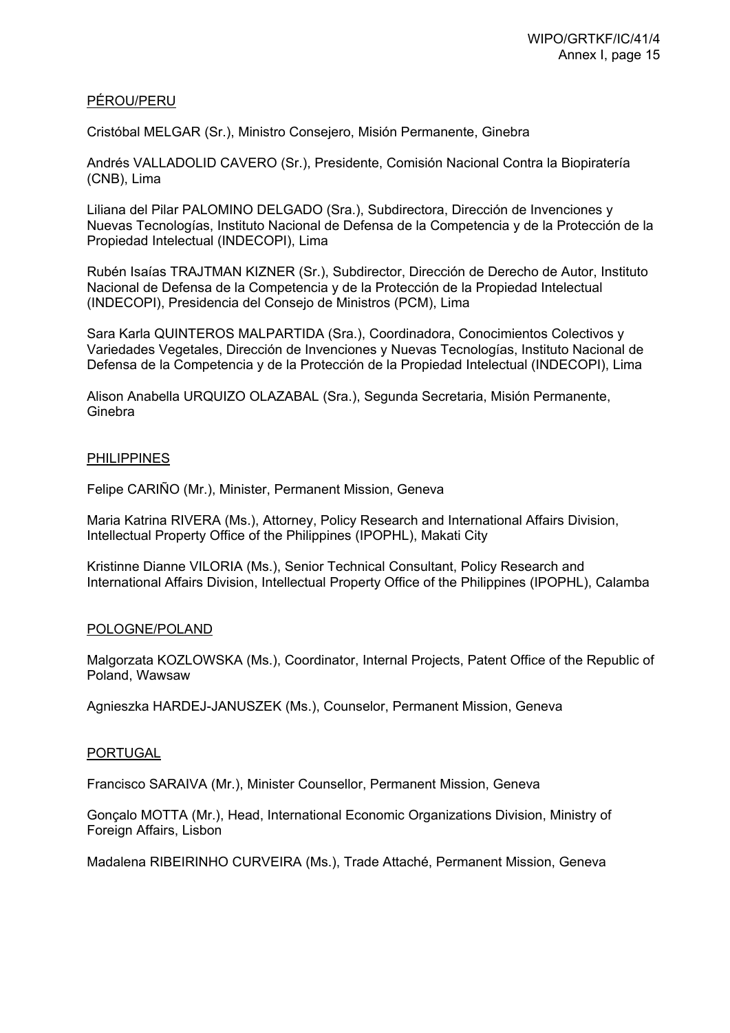PÉROU/PERU

Cristóbal MELGAR (Sr.), Ministro Consejero, Misión Permanente, Ginebra

Andrés VALLADOLID CAVERO (Sr.), Presidente, Comisión Nacional Contra la Biopiratería (CNB), Lima

Liliana del Pilar PALOMINO DELGADO (Sra.), Subdirectora, Dirección de Invenciones y Nuevas Tecnologías, Instituto Nacional de Defensa de la Competencia y de la Protección de la Propiedad Intelectual (INDECOPI), Lima

Rubén Isaías TRAJTMAN KIZNER (Sr.), Subdirector, Dirección de Derecho de Autor, Instituto Nacional de Defensa de la Competencia y de la Protección de la Propiedad Intelectual (INDECOPI), Presidencia del Consejo de Ministros (PCM), Lima

Sara Karla QUINTEROS MALPARTIDA (Sra.), Coordinadora, Conocimientos Colectivos y Variedades Vegetales, Dirección de Invenciones y Nuevas Tecnologías, Instituto Nacional de Defensa de la Competencia y de la Protección de la Propiedad Intelectual (INDECOPI), Lima

Alison Anabella URQUIZO OLAZABAL (Sra.), Segunda Secretaria, Misión Permanente, Ginebra

PHILIPPINES

Felipe CARIÑO (Mr.), Minister, Permanent Mission, Geneva

Maria Katrina RIVERA (Ms.), Attorney, Policy Research and International Affairs Division, Intellectual Property Office of the Philippines (IPOPHL), Makati City

Kristinne Dianne VILORIA (Ms.), Senior Technical Consultant, Policy Research and International Affairs Division, Intellectual Property Office of the Philippines (IPOPHL), Calamba

POLOGNE/POLAND

Malgorzata KOZLOWSKA (Ms.), Coordinator, Internal Projects, Patent Office of the Republic of Poland, Wawsaw

Agnieszka HARDEJ-JANUSZEK (Ms.), Counselor, Permanent Mission, Geneva

PORTUGAL

Francisco SARAIVA (Mr.), Minister Counsellor, Permanent Mission, Geneva

Gonçalo MOTTA (Mr.), Head, International Economic Organizations Division, Ministry of Foreign Affairs, Lisbon

Madalena RIBEIRINHO CURVEIRA (Ms.), Trade Attaché, Permanent Mission, Geneva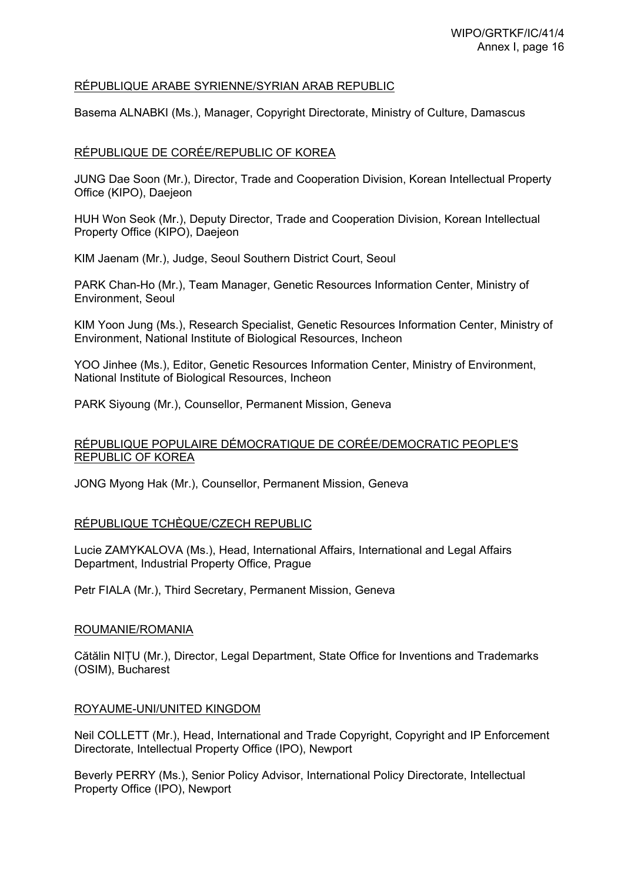RÉPUBLIQUE ARABE SYRIENNE/SYRIAN ARAB REPUBLIC

Basema ALNABKI (Ms.), Manager, Copyright Directorate, Ministry of Culture, Damascus

RÉPUBLIQUE DE CORÉE/REPUBLIC OF KOREA

JUNG Dae Soon (Mr.), Director, Trade and Cooperation Division, Korean Intellectual Property Office (KIPO), Daejeon

HUH Won Seok (Mr.), Deputy Director, Trade and Cooperation Division, Korean Intellectual Property Office (KIPO), Daejeon

KIM Jaenam (Mr.), Judge, Seoul Southern District Court, Seoul

PARK Chan-Ho (Mr.), Team Manager, Genetic Resources Information Center, Ministry of Environment, Seoul

KIM Yoon Jung (Ms.), Research Specialist, Genetic Resources Information Center, Ministry of Environment, National Institute of Biological Resources, Incheon

YOO Jinhee (Ms.), Editor, Genetic Resources Information Center, Ministry of Environment, National Institute of Biological Resources, Incheon

PARK Siyoung (Mr.), Counsellor, Permanent Mission, Geneva

RÉPUBLIQUE POPULAIRE DÉMOCRATIQUE DE CORÉE/DEMOCRATIC PEOPLE'S REPUBLIC OF KOREA

JONG Myong Hak (Mr.), Counsellor, Permanent Mission, Geneva

RÉPUBLIQUE TCHÈQUE/CZECH REPUBLIC

Lucie ZAMYKALOVA (Ms.), Head, International Affairs, International and Legal Affairs Department, Industrial Property Office, Prague

Petr FIALA (Mr.), Third Secretary, Permanent Mission, Geneva

ROUMANIE/ROMANIA

Cătălin NIȚU (Mr.), Director, Legal Department, State Office for Inventions and Trademarks (OSIM), Bucharest

ROYAUME-UNI/UNITED KINGDOM

Neil COLLETT (Mr.), Head, International and Trade Copyright, Copyright and IP Enforcement Directorate, Intellectual Property Office (IPO), Newport

Beverly PERRY (Ms.), Senior Policy Advisor, International Policy Directorate, Intellectual Property Office (IPO), Newport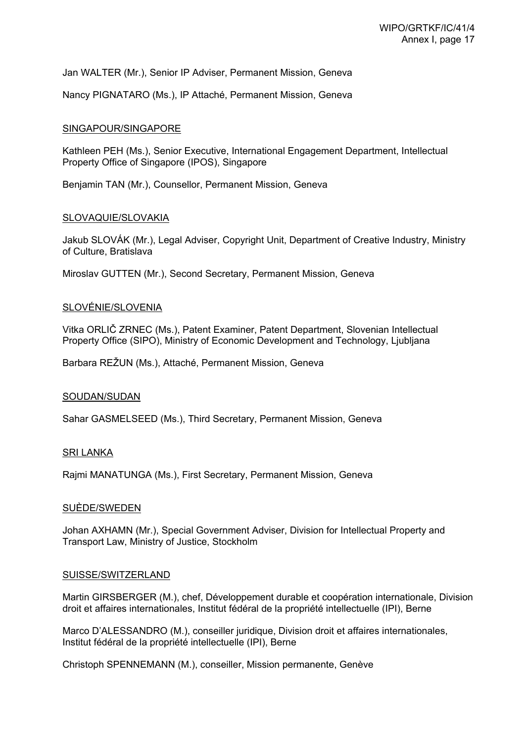Jan WALTER (Mr.), Senior IP Adviser, Permanent Mission, Geneva

Nancy PIGNATARO (Ms.), IP Attaché, Permanent Mission, Geneva

<u>SINGAPOUR/SINGAPORE</u>

Kathleen PEH (Ms.), Senior Executive, International Engagement Department, Intellectual Property Office of Singapore (IPOS), Singapore

Benjamin TAN (Mr.), Counsellor, Permanent Mission, Geneva

<u>SLOVAQUIE/SLOVAKIA</u>

Jakub SLOVÁK (Mr.), Legal Adviser, Copyright Unit, Department of Creative Industry, Ministry of Culture, Bratislava

Miroslav GUTTEN (Mr.), Second Secretary, Permanent Mission, Geneva

<u>SLOVÉNIE/SLOVENIA</u>

Vitka ORLIČ ZRNEC (Ms.), Patent Examiner, Patent Department, Slovenian Intellectual Property Office (SIPO), Ministry of Economic Development and Technology, Ljubljana

Barbara REŽUN (Ms.), Attaché, Permanent Mission, Geneva

<u>SOUDAN/SUDAN</u>

Sahar GASMELSEED (Ms.), Third Secretary, Permanent Mission, Geneva

<u>SRI LANKA</u>

Rajmi MANATUNGA (Ms.), First Secretary, Permanent Mission, Geneva

<u>SUÈDE/SWEDEN</u>

Johan AXHAMN (Mr.), Special Government Adviser, Division for Intellectual Property and Transport Law, Ministry of Justice, Stockholm

<u>SUISSE/SWITZERLAND</u>

Martin GIRSBERGER (M.), chef, Développement durable et coopération internationale, Division droit et affaires internationales, Institut fédéral de la propriété intellectuelle (IPI), Berne

Marco D'ALESSANDRO (M.), conseiller juridique, Division droit et affaires internationales, Institut fédéral de la propriété intellectuelle (IPI), Berne

Christoph SPENNEMANN (M.), conseiller, Mission permanente, Genève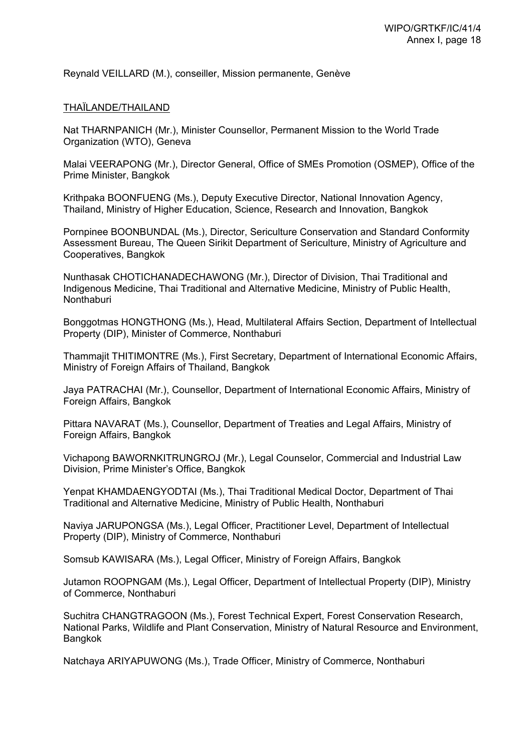Reynald VEILLARD (M.), conseiller, Mission permanente, Genève

THAÏLANDE/THAILAND

Nat THARNPANICH (Mr.), Minister Counsellor, Permanent Mission to the World Trade Organization (WTO), Geneva

Malai VEERAPONG (Mr.), Director General, Office of SMEs Promotion (OSMEP), Office of the Prime Minister, Bangkok

Krithpaka BOONFUENG (Ms.), Deputy Executive Director, National Innovation Agency, Thailand, Ministry of Higher Education, Science, Research and Innovation, Bangkok

Pornpinee BOONBUNDAL (Ms.), Director, Sericulture Conservation and Standard Conformity Assessment Bureau, The Queen Sirikit Department of Sericulture, Ministry of Agriculture and Cooperatives, Bangkok

Nunthasak CHOTICHANADECHAWONG (Mr.), Director of Division, Thai Traditional and Indigenous Medicine, Thai Traditional and Alternative Medicine, Ministry of Public Health, Nonthaburi

Bonggotmas HONGTHONG (Ms.), Head, Multilateral Affairs Section, Department of Intellectual Property (DIP), Minister of Commerce, Nonthaburi

Thammajit THITIMONTRE (Ms.), First Secretary, Department of International Economic Affairs, Ministry of Foreign Affairs of Thailand, Bangkok

Jaya PATRACHAI (Mr.), Counsellor, Department of International Economic Affairs, Ministry of Foreign Affairs, Bangkok

Pittara NAVARAT (Ms.), Counsellor, Department of Treaties and Legal Affairs, Ministry of Foreign Affairs, Bangkok

Vichapong BAWORNKITRUNGROJ (Mr.), Legal Counselor, Commercial and Industrial Law Division, Prime Minister's Office, Bangkok

Yenpat KHAMDAENGYODTAI (Ms.), Thai Traditional Medical Doctor, Department of Thai Traditional and Alternative Medicine, Ministry of Public Health, Nonthaburi

Naviya JARUPONGSA (Ms.), Legal Officer, Practitioner Level, Department of Intellectual Property (DIP), Ministry of Commerce, Nonthaburi

Somsub KAWISARA (Ms.), Legal Officer, Ministry of Foreign Affairs, Bangkok

Jutamon ROOPNGAM (Ms.), Legal Officer, Department of Intellectual Property (DIP), Ministry of Commerce, Nonthaburi

Suchitra CHANGTRAGOON (Ms.), Forest Technical Expert, Forest Conservation Research, National Parks, Wildlife and Plant Conservation, Ministry of Natural Resource and Environment, Bangkok

Natchaya ARIYAPUWONG (Ms.), Trade Officer, Ministry of Commerce, Nonthaburi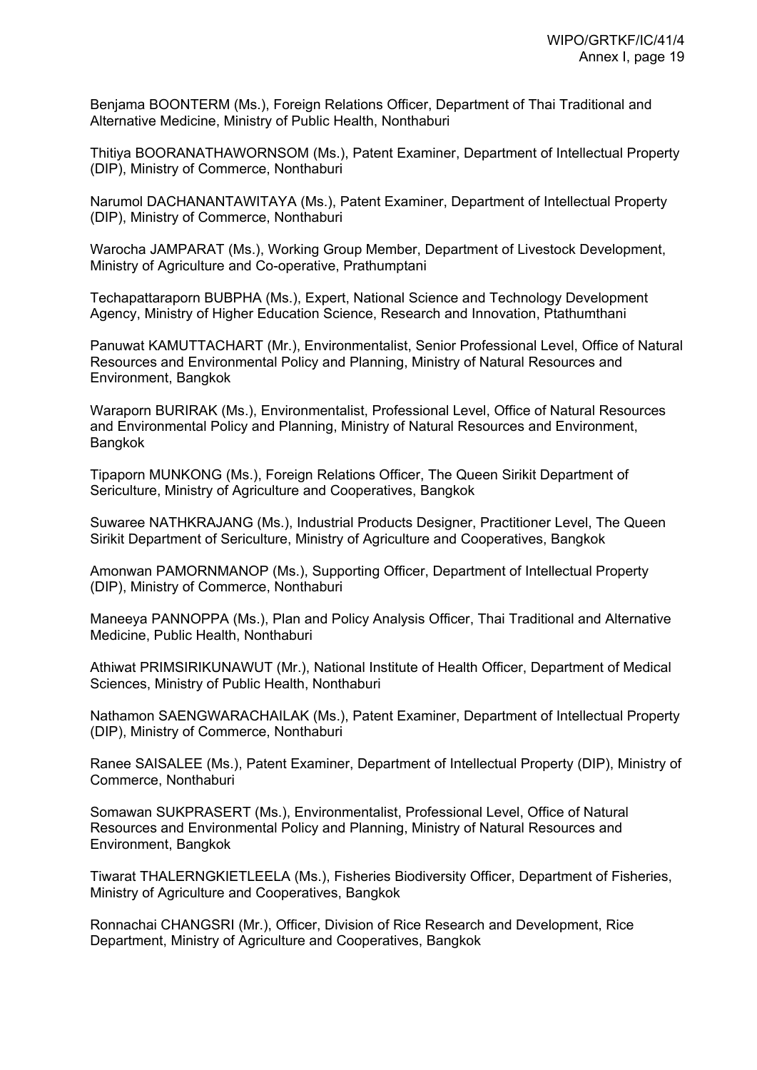Benjama BOONTERM (Ms.), Foreign Relations Officer, Department of Thai Traditional and Alternative Medicine, Ministry of Public Health, Nonthaburi

Thitiya BOORANATHAWORNSOM (Ms.), Patent Examiner, Department of Intellectual Property (DIP), Ministry of Commerce, Nonthaburi

Narumol DACHANANTAWITAYA (Ms.), Patent Examiner, Department of Intellectual Property (DIP), Ministry of Commerce, Nonthaburi

Warocha JAMPARAT (Ms.), Working Group Member, Department of Livestock Development, Ministry of Agriculture and Co-operative, Prathumptani

Techapattaraporn BUBPHA (Ms.), Expert, National Science and Technology Development Agency, Ministry of Higher Education Science, Research and Innovation, Ptathumthani

Panuwat KAMUTTACHART (Mr.), Environmentalist, Senior Professional Level, Office of Natural Resources and Environmental Policy and Planning, Ministry of Natural Resources and Environment, Bangkok

Waraporn BURIRAK (Ms.), Environmentalist, Professional Level, Office of Natural Resources and Environmental Policy and Planning, Ministry of Natural Resources and Environment, Bangkok

Tipaporn MUNKONG (Ms.), Foreign Relations Officer, The Queen Sirikit Department of Sericulture, Ministry of Agriculture and Cooperatives, Bangkok

Suwaree NATHKRAJANG (Ms.), Industrial Products Designer, Practitioner Level, The Queen Sirikit Department of Sericulture, Ministry of Agriculture and Cooperatives, Bangkok

Amonwan PAMORNMANOP (Ms.), Supporting Officer, Department of Intellectual Property (DIP), Ministry of Commerce, Nonthaburi

Maneeya PANNOPPA (Ms.), Plan and Policy Analysis Officer, Thai Traditional and Alternative Medicine, Public Health, Nonthaburi

Athiwat PRIMSIRIKUNAWUT (Mr.), National Institute of Health Officer, Department of Medical Sciences, Ministry of Public Health, Nonthaburi

Nathamon SAENGWARACHAILAK (Ms.), Patent Examiner, Department of Intellectual Property (DIP), Ministry of Commerce, Nonthaburi

Ranee SAISALEE (Ms.), Patent Examiner, Department of Intellectual Property (DIP), Ministry of Commerce, Nonthaburi

Somawan SUKPRASERT (Ms.), Environmentalist, Professional Level, Office of Natural Resources and Environmental Policy and Planning, Ministry of Natural Resources and Environment, Bangkok

Tiwarat THALERNGKIETLEELA (Ms.), Fisheries Biodiversity Officer, Department of Fisheries, Ministry of Agriculture and Cooperatives, Bangkok

Ronnachai CHANGSRI (Mr.), Officer, Division of Rice Research and Development, Rice Department, Ministry of Agriculture and Cooperatives, Bangkok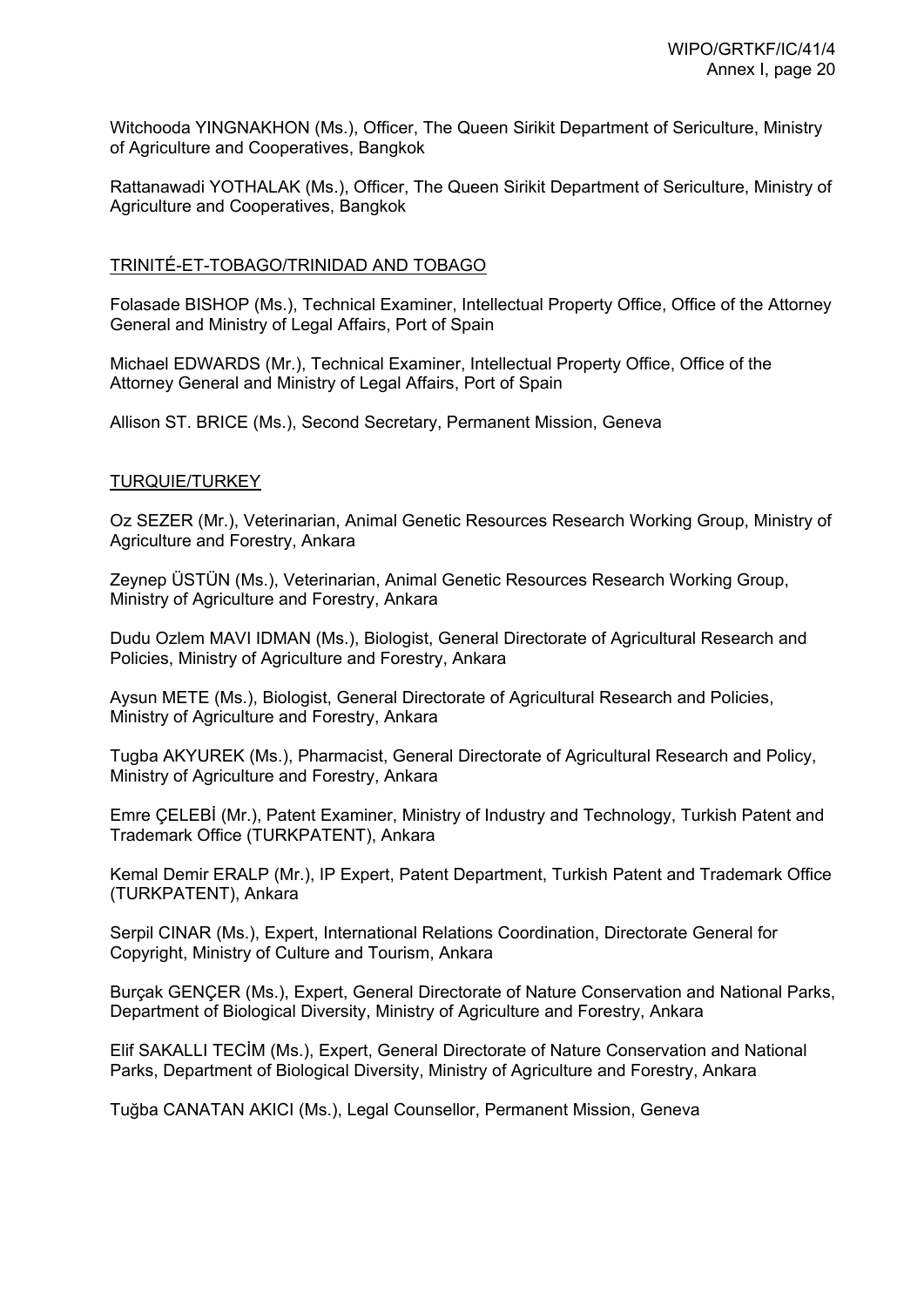Witchooda YINGNAKHON (Ms.), Officer, The Queen Sirikit Department of Sericulture, Ministry of Agriculture and Cooperatives, Bangkok

Rattanawadi YOTHALAK (Ms.), Officer, The Queen Sirikit Department of Sericulture, Ministry of Agriculture and Cooperatives, Bangkok

TRINITÉ-ET-TOBAGO/TRINIDAD AND TOBAGO

Folasade BISHOP (Ms.), Technical Examiner, Intellectual Property Office, Office of the Attorney General and Ministry of Legal Affairs, Port of Spain

Michael EDWARDS (Mr.), Technical Examiner, Intellectual Property Office, Office of the Attorney General and Ministry of Legal Affairs, Port of Spain

Allison ST. BRICE (Ms.), Second Secretary, Permanent Mission, Geneva

TURQUIE/TURKEY

Oz SEZER (Mr.), Veterinarian, Animal Genetic Resources Research Working Group, Ministry of Agriculture and Forestry, Ankara

Zeynep ÜSTÜN (Ms.), Veterinarian, Animal Genetic Resources Research Working Group, Ministry of Agriculture and Forestry, Ankara

Dudu Ozlem MAVI IDMAN (Ms.), Biologist, General Directorate of Agricultural Research and Policies, Ministry of Agriculture and Forestry, Ankara

Aysun METE (Ms.), Biologist, General Directorate of Agricultural Research and Policies, Ministry of Agriculture and Forestry, Ankara

Tugba AKYUREK (Ms.), Pharmacist, General Directorate of Agricultural Research and Policy, Ministry of Agriculture and Forestry, Ankara

Emre ÇELEBİ (Mr.), Patent Examiner, Ministry of Industry and Technology, Turkish Patent and Trademark Office (TURKPATENT), Ankara

Kemal Demir ERALP (Mr.), IP Expert, Patent Department, Turkish Patent and Trademark Office (TURKPATENT), Ankara

Serpil CINAR (Ms.), Expert, International Relations Coordination, Directorate General for Copyright, Ministry of Culture and Tourism, Ankara

Burçak GENÇER (Ms.), Expert, General Directorate of Nature Conservation and National Parks, Department of Biological Diversity, Ministry of Agriculture and Forestry, Ankara

Elif SAKALLI TECİM (Ms.), Expert, General Directorate of Nature Conservation and National Parks, Department of Biological Diversity, Ministry of Agriculture and Forestry, Ankara

Tuğba CANATAN AKICI (Ms.), Legal Counsellor, Permanent Mission, Geneva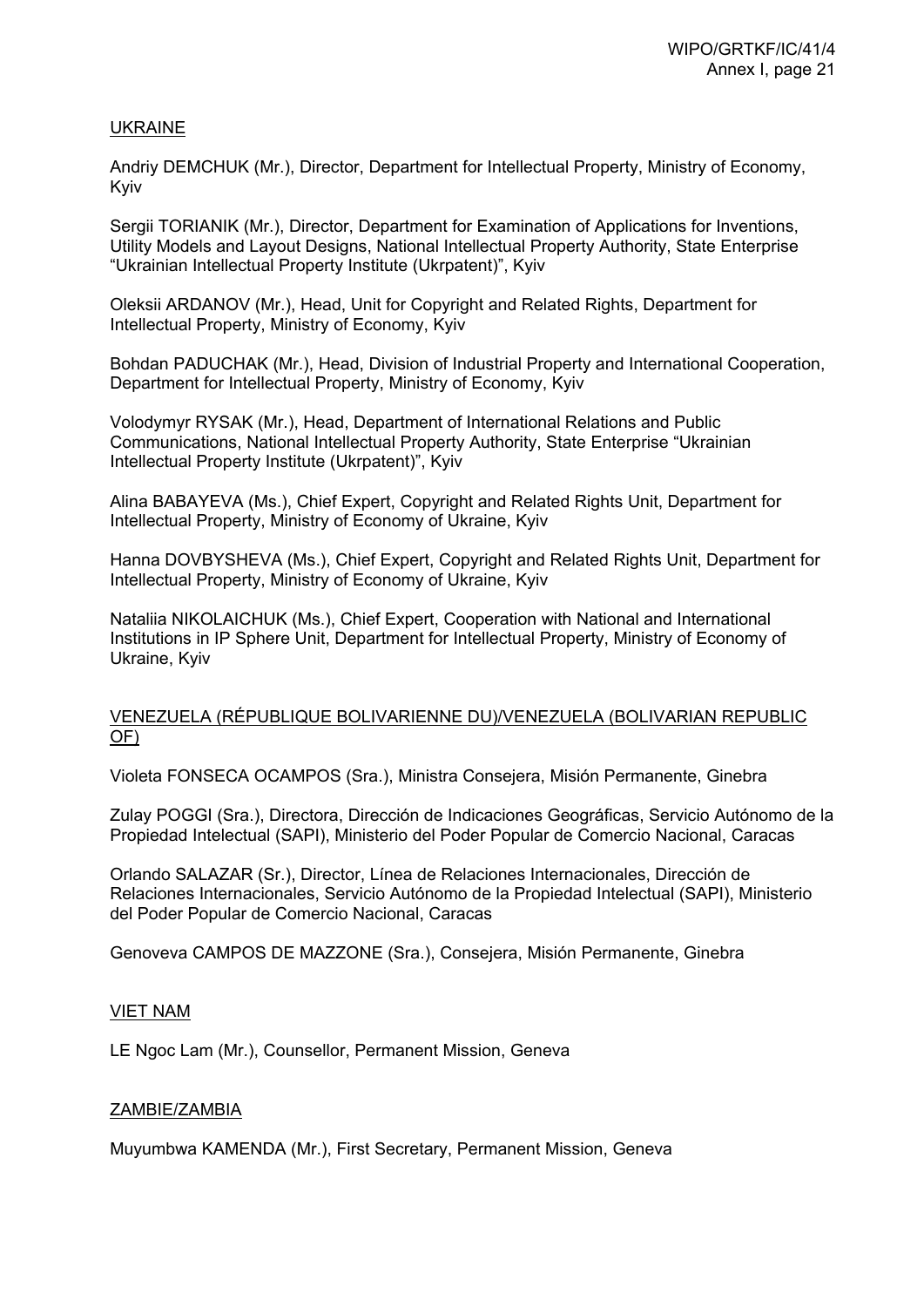UKRAINE

Andriy DEMCHUK (Mr.), Director, Department for Intellectual Property, Ministry of Economy, Kyiv

Sergii TORIANIK (Mr.), Director, Department for Examination of Applications for Inventions, Utility Models and Layout Designs, National Intellectual Property Authority, State Enterprise “Ukrainian Intellectual Property Institute (Ukrpatent)”, Kyiv

Oleksii ARDANOV (Mr.), Head, Unit for Copyright and Related Rights, Department for Intellectual Property, Ministry of Economy, Kyiv

Bohdan PADUCHAK (Mr.), Head, Division of Industrial Property and International Cooperation, Department for Intellectual Property, Ministry of Economy, Kyiv

Volodymyr RYSAK (Mr.), Head, Department of International Relations and Public Communications, National Intellectual Property Authority, State Enterprise “Ukrainian Intellectual Property Institute (Ukrpatent)”, Kyiv

Alina BABAYEVA (Ms.), Chief Expert, Copyright and Related Rights Unit, Department for Intellectual Property, Ministry of Economy of Ukraine, Kyiv

Hanna DOVBYSHEVA (Ms.), Chief Expert, Copyright and Related Rights Unit, Department for Intellectual Property, Ministry of Economy of Ukraine, Kyiv

Nataliia NIKOLAICHUK (Ms.), Chief Expert, Cooperation with National and International Institutions in IP Sphere Unit, Department for Intellectual Property, Ministry of Economy of Ukraine, Kyiv

VENEZUELA (RÉPUBLIQUE BOLIVARIENNE DU)/VENEZUELA (BOLIVARIAN REPUBLIC OF)

Violeta FONSECA OCAMPOS (Sra.), Ministra Consejera, Misión Permanente, Ginebra

Zulay POGGI (Sra.), Directora, Dirección de Indicaciones Geográficas, Servicio Autónomo de la Propiedad Intelectual (SAPI), Ministerio del Poder Popular de Comercio Nacional, Caracas

Orlando SALAZAR (Sr.), Director, Línea de Relaciones Internacionales, Dirección de Relaciones Internacionales, Servicio Autónomo de la Propiedad Intelectual (SAPI), Ministerio del Poder Popular de Comercio Nacional, Caracas

Genoveva CAMPOS DE MAZZONE (Sra.), Consejera, Misión Permanente, Ginebra

VIET NAM

LE Ngoc Lam (Mr.), Counsellor, Permanent Mission, Geneva

ZAMBIE/ZAMBIA

Muyumbwa KAMENDA (Mr.), First Secretary, Permanent Mission, Geneva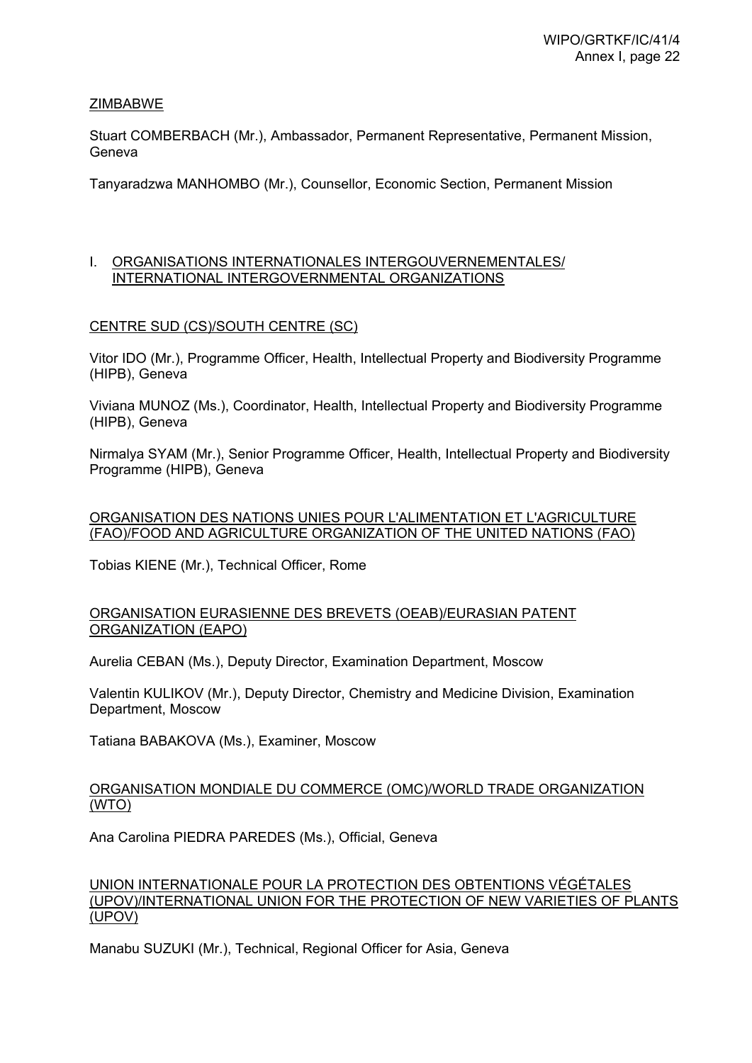ZIMBABWE

Stuart COMBERBACH (Mr.), Ambassador, Permanent Representative, Permanent Mission, Geneva

Tanyaradzwa MANHOMBO (Mr.), Counsellor, Economic Section, Permanent Mission

## I. ORGANISATIONS INTERNATIONALES INTERGOUVERNEMENTALES/ INTERNATIONAL INTERGOVERNMENTAL ORGANIZATIONS

CENTRE SUD (CS)/SOUTH CENTRE (SC)

Vitor IDO (Mr.), Programme Officer, Health, Intellectual Property and Biodiversity Programme (HIPB), Geneva

Viviana MUNOZ (Ms.), Coordinator, Health, Intellectual Property and Biodiversity Programme (HIPB), Geneva

Nirmalya SYAM (Mr.), Senior Programme Officer, Health, Intellectual Property and Biodiversity Programme (HIPB), Geneva

ORGANISATION DES NATIONS UNIES POUR L'ALIMENTATION ET L'AGRICULTURE (FAO)/FOOD AND AGRICULTURE ORGANIZATION OF THE UNITED NATIONS (FAO)

Tobias KIENE (Mr.), Technical Officer, Rome

ORGANISATION EURASIENNE DES BREVETS (OEAB)/EURASIAN PATENT ORGANIZATION (EAPO)

Aurelia CEBAN (Ms.), Deputy Director, Examination Department, Moscow

Valentin KULIKOV (Mr.), Deputy Director, Chemistry and Medicine Division, Examination Department, Moscow

Tatiana BABAKOVA (Ms.), Examiner, Moscow

ORGANISATION MONDIALE DU COMMERCE (OMC)/WORLD TRADE ORGANIZATION (WTO)

Ana Carolina PIEDRA PAREDES (Ms.), Official, Geneva

UNION INTERNATIONALE POUR LA PROTECTION DES OBTENTIONS VÉGÉTALES (UPOV)/INTERNATIONAL UNION FOR THE PROTECTION OF NEW VARIETIES OF PLANTS (UPOV)

Manabu SUZUKI (Mr.), Technical, Regional Officer for Asia, Geneva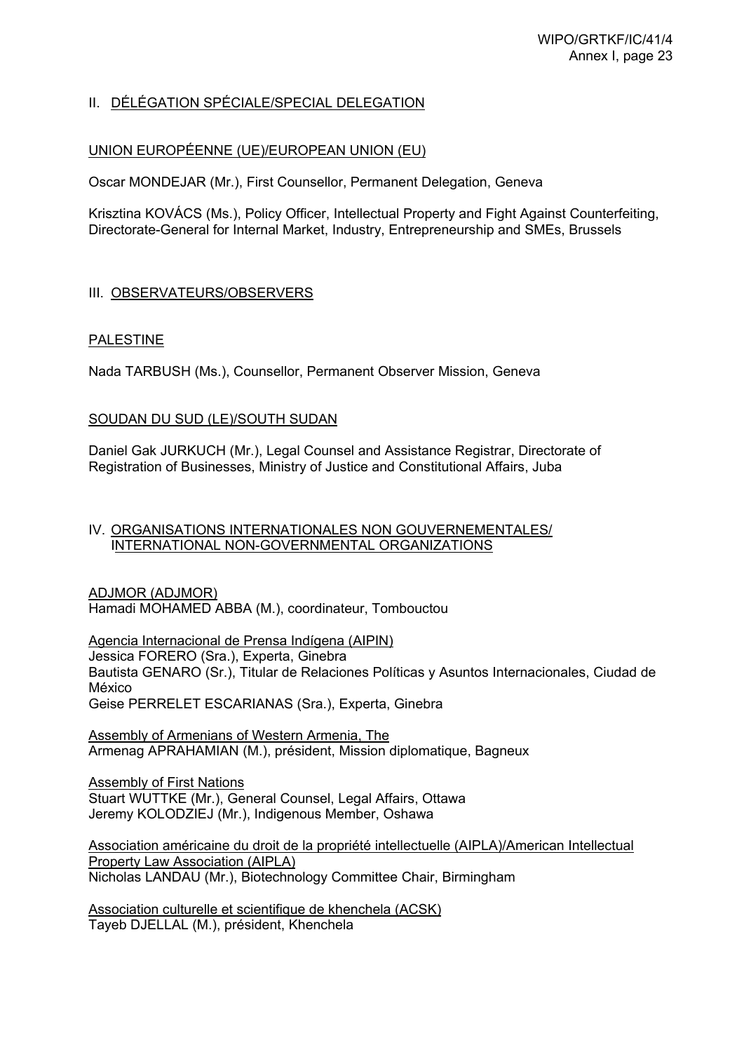## II. DÉLÉGATION SPÉCIALE/SPECIAL DELEGATION

### UNION EUROPÉENNE (UE)/EUROPEAN UNION (EU)

Oscar MONDEJAR (Mr.), First Counsellor, Permanent Delegation, Geneva

Krisztina KOVÁCS (Ms.), Policy Officer, Intellectual Property and Fight Against Counterfeiting, Directorate-General for Internal Market, Industry, Entrepreneurship and SMEs, Brussels

## III. OBSERVATEURS/OBSERVERS

### PALESTINE

Nada TARBUSH (Ms.), Counsellor, Permanent Observer Mission, Geneva

### SOUDAN DU SUD (LE)/SOUTH SUDAN

Daniel Gak JURKUCH (Mr.), Legal Counsel and Assistance Registrar, Directorate of Registration of Businesses, Ministry of Justice and Constitutional Affairs, Juba

## IV. ORGANISATIONS INTERNATIONALES NON GOUVERNEMENTALES/ INTERNATIONAL NON-GOVERNMENTAL ORGANIZATIONS

ADJMOR (ADJMOR)
Hamadi MOHAMED ABBA (M.), coordinateur, Tombouctou

Agencia Internacional de Prensa Indígena (AIPIN)
Jessica FORERO (Sra.), Experta, Ginebra
Bautista GENARO (Sr.), Titular de Relaciones Políticas y Asuntos Internacionales, Ciudad de México
Geise PERRELET ESCARIANAS (Sra.), Experta, Ginebra

Assembly of Armenians of Western Armenia, The
Armenag APRAHAMIAN (M.), président, Mission diplomatique, Bagneux

Assembly of First Nations
Stuart WUTTKE (Mr.), General Counsel, Legal Affairs, Ottawa
Jeremy KOLODZIEJ (Mr.), Indigenous Member, Oshawa

Association américaine du droit de la propriété intellectuelle (AIPLA)/American Intellectual Property Law Association (AIPLA)
Nicholas LANDAU (Mr.), Biotechnology Committee Chair, Birmingham

Association culturelle et scientifique de khenchela (ACSK)
Tayeb DJELLAL (M.), président, Khenchela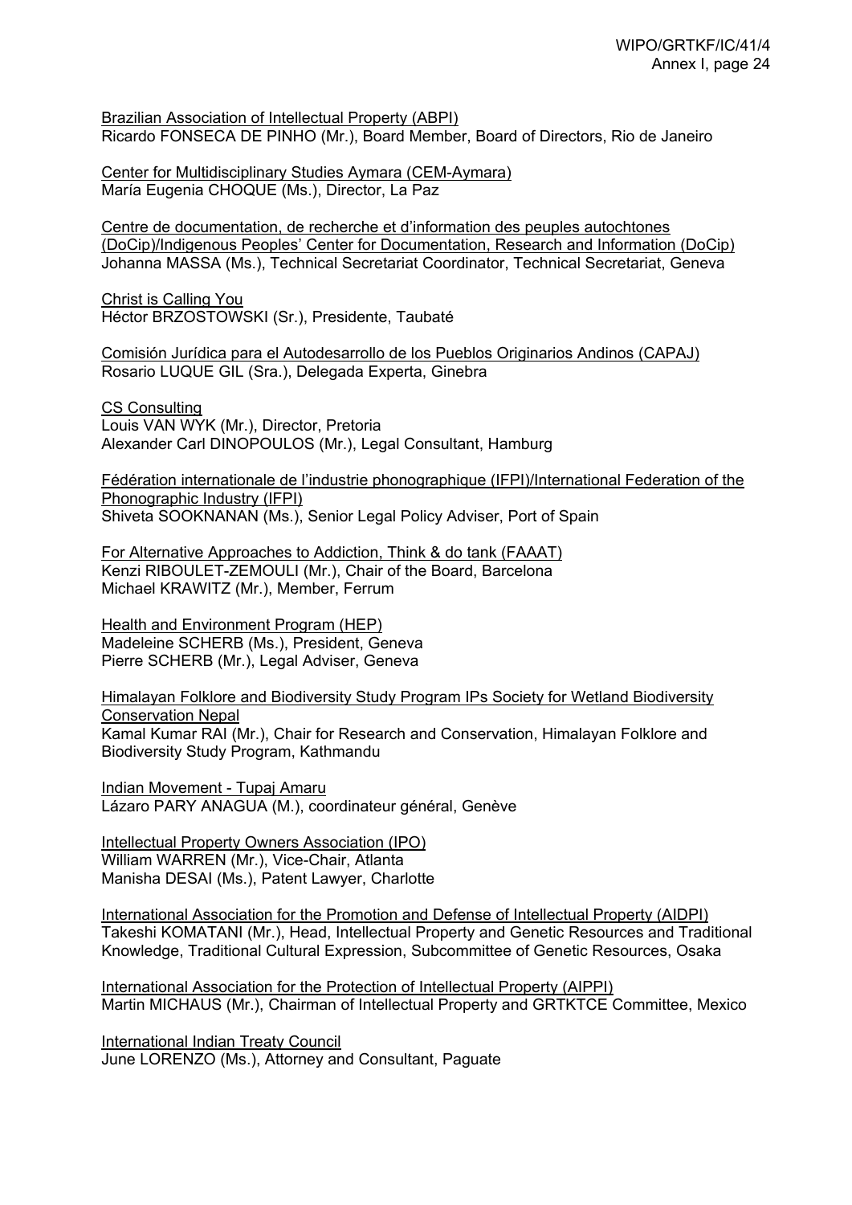Brazilian Association of Intellectual Property (ABPI)
Ricardo FONSECA DE PINHO (Mr.), Board Member, Board of Directors, Rio de Janeiro

Center for Multidisciplinary Studies Aymara (CEM-Aymara)
María Eugenia CHOQUE (Ms.), Director, La Paz

Centre de documentation, de recherche et d'information des peuples autochtones (DoCip)/Indigenous Peoples' Center for Documentation, Research and Information (DoCip)
Johanna MASSA (Ms.), Technical Secretariat Coordinator, Technical Secretariat, Geneva

Christ is Calling You
Héctor BRZOSTOWSKI (Sr.), Presidente, Taubaté

Comisión Jurídica para el Autodesarrollo de los Pueblos Originarios Andinos (CAPAJ)
Rosario LUQUE GIL (Sra.), Delegada Experta, Ginebra

CS Consulting
Louis VAN WYK (Mr.), Director, Pretoria
Alexander Carl DINOPOULOS (Mr.), Legal Consultant, Hamburg

Fédération internationale de l'industrie phonographique (IFPI)/International Federation of the Phonographic Industry (IFPI)
Shiveta SOOKNANAN (Ms.), Senior Legal Policy Adviser, Port of Spain

For Alternative Approaches to Addiction, Think & do tank (FAAAT)
Kenzi RIBOULET-ZEMOULI (Mr.), Chair of the Board, Barcelona
Michael KRAWITZ (Mr.), Member, Ferrum

Health and Environment Program (HEP)
Madeleine SCHERB (Ms.), President, Geneva
Pierre SCHERB (Mr.), Legal Adviser, Geneva

Himalayan Folklore and Biodiversity Study Program IPs Society for Wetland Biodiversity Conservation Nepal
Kamal Kumar RAI (Mr.), Chair for Research and Conservation, Himalayan Folklore and Biodiversity Study Program, Kathmandu

Indian Movement - Tupaj Amaru
Lázaro PARY ANAGUA (M.), coordinateur général, Genève

Intellectual Property Owners Association (IPO)
William WARREN (Mr.), Vice-Chair, Atlanta
Manisha DESAI (Ms.), Patent Lawyer, Charlotte

International Association for the Promotion and Defense of Intellectual Property (AIDPI)
Takeshi KOMATANI (Mr.), Head, Intellectual Property and Genetic Resources and Traditional Knowledge, Traditional Cultural Expression, Subcommittee of Genetic Resources, Osaka

International Association for the Protection of Intellectual Property (AIPPI)
Martin MICHAUS (Mr.), Chairman of Intellectual Property and GRTKTCE Committee, Mexico

International Indian Treaty Council
June LORENZO (Ms.), Attorney and Consultant, Paguate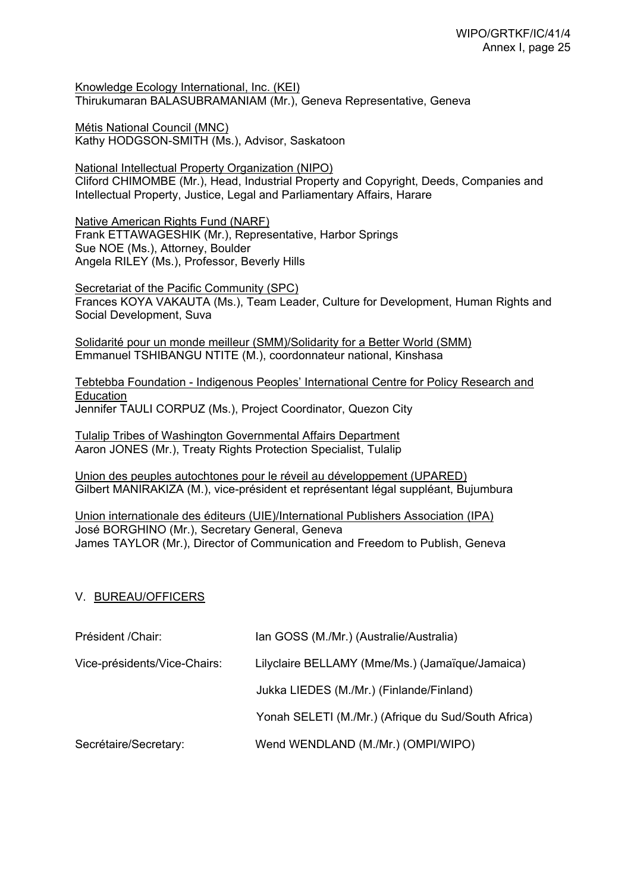Knowledge Ecology International, Inc. (KEI)
Thirukumaran BALASUBRAMANIAM (Mr.), Geneva Representative, Geneva

Métis National Council (MNC)
Kathy HODGSON-SMITH (Ms.), Advisor, Saskatoon

National Intellectual Property Organization (NIPO)
Cliford CHIMOMBE (Mr.), Head, Industrial Property and Copyright, Deeds, Companies and Intellectual Property, Justice, Legal and Parliamentary Affairs, Harare

Native American Rights Fund (NARF)
Frank ETTAWAGESHIK (Mr.), Representative, Harbor Springs
Sue NOE (Ms.), Attorney, Boulder
Angela RILEY (Ms.), Professor, Beverly Hills

Secretariat of the Pacific Community (SPC)
Frances KOYA VAKAUTA (Ms.), Team Leader, Culture for Development, Human Rights and Social Development, Suva

Solidarité pour un monde meilleur (SMM)/Solidarity for a Better World (SMM)
Emmanuel TSHIBANGU NTITE (M.), coordonnateur national, Kinshasa

Tebtebba Foundation - Indigenous Peoples' International Centre for Policy Research and Education
Jennifer TAULI CORPUZ (Ms.), Project Coordinator, Quezon City

Tulalip Tribes of Washington Governmental Affairs Department
Aaron JONES (Mr.), Treaty Rights Protection Specialist, Tulalip

Union des peuples autochtones pour le réveil au développement (UPARED)
Gilbert MANIRAKIZA (M.), vice-président et représentant légal suppléant, Bujumbura

Union internationale des éditeurs (UIE)/International Publishers Association (IPA)
José BORGHINO (Mr.), Secretary General, Geneva
James TAYLOR (Mr.), Director of Communication and Freedom to Publish, Geneva

## V. BUREAU/OFFICERS

Président /Chair: Ian GOSS (M./Mr.) (Australie/Australia)

Vice-présidents/Vice-Chairs: Lilyclaire BELLAMY (Mme/Ms.) (Jamaïque/Jamaica)
Jukka LIEDES (M./Mr.) (Finlande/Finland)
Yonah SELETI (M./Mr.) (Afrique du Sud/South Africa)

Secrétaire/Secretary: Wend WENDLAND (M./Mr.) (OMPI/WIPO)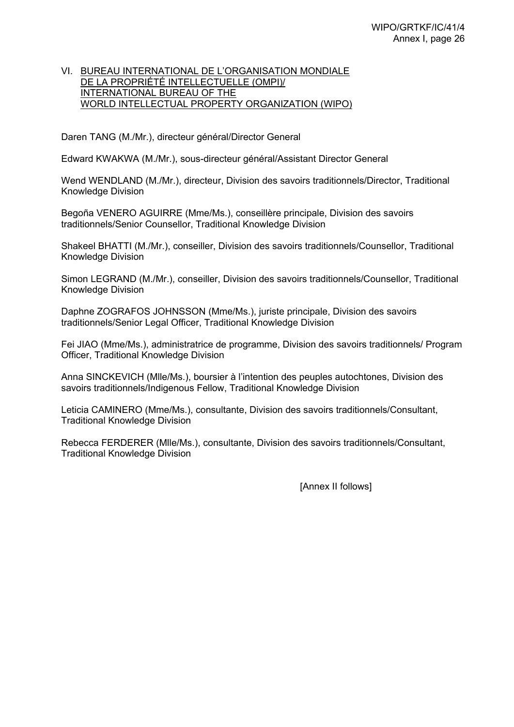## VI. BUREAU INTERNATIONAL DE L'ORGANISATION MONDIALE DE LA PROPRIÉTÉ INTELLECTUELLE (OMPI)/ INTERNATIONAL BUREAU OF THE WORLD INTELLECTUAL PROPERTY ORGANIZATION (WIPO)

Daren TANG (M./Mr.), directeur général/Director General

Edward KWAKWA (M./Mr.), sous-directeur général/Assistant Director General

Wend WENDLAND (M./Mr.), directeur, Division des savoirs traditionnels/Director, Traditional Knowledge Division

Begoña VENERO AGUIRRE (Mme/Ms.), conseillère principale, Division des savoirs traditionnels/Senior Counsellor, Traditional Knowledge Division

Shakeel BHATTI (M./Mr.), conseiller, Division des savoirs traditionnels/Counsellor, Traditional Knowledge Division

Simon LEGRAND (M./Mr.), conseiller, Division des savoirs traditionnels/Counsellor, Traditional Knowledge Division

Daphne ZOGRAFOS JOHNSSON (Mme/Ms.), juriste principale, Division des savoirs traditionnels/Senior Legal Officer, Traditional Knowledge Division

Fei JIAO (Mme/Ms.), administratrice de programme, Division des savoirs traditionnels/ Program Officer, Traditional Knowledge Division

Anna SINCKEVICH (Mlle/Ms.), boursier à l'intention des peuples autochtones, Division des savoirs traditionnels/Indigenous Fellow, Traditional Knowledge Division

Leticia CAMINERO (Mme/Ms.), consultante, Division des savoirs traditionnels/Consultant, Traditional Knowledge Division

Rebecca FERDERER (Mlle/Ms.), consultante, Division des savoirs traditionnels/Consultant, Traditional Knowledge Division

[Annex II follows]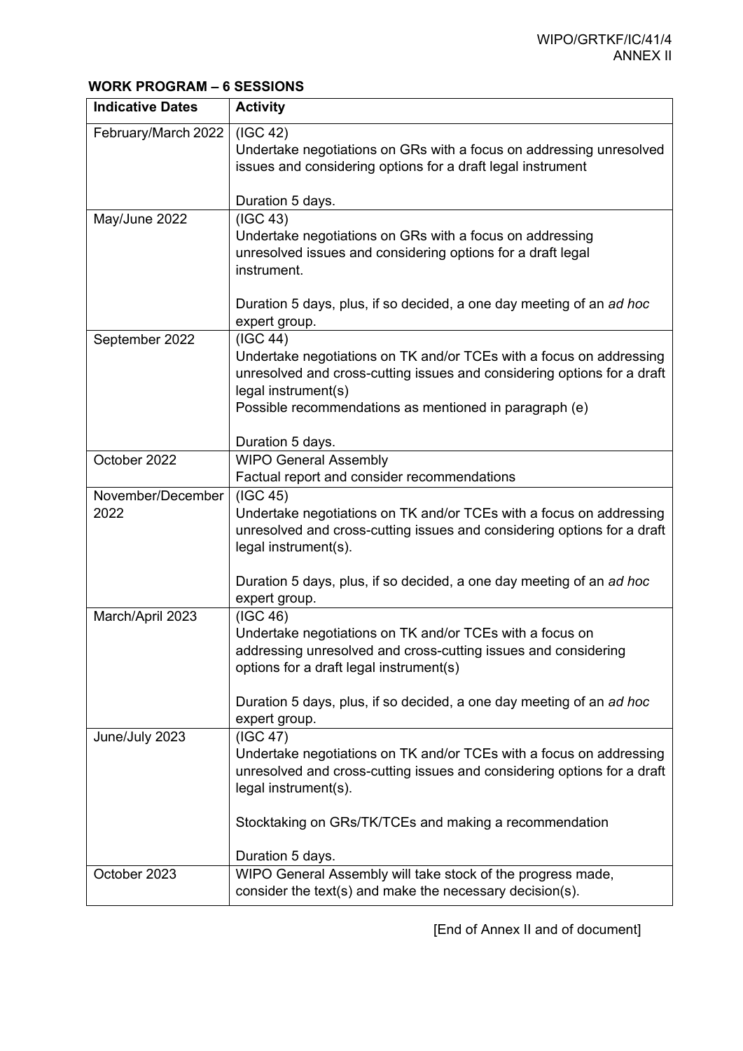**WORK PROGRAM – 6 SESSIONS**

| Indicative Dates | Activity |
|---|---|
| February/March 2022 | (IGC 42)<br>Undertake negotiations on GRs with a focus on addressing unresolved issues and considering options for a draft legal instrument<br><br>Duration 5 days. |
| May/June 2022 | (IGC 43)<br>Undertake negotiations on GRs with a focus on addressing unresolved issues and considering options for a draft legal instrument.<br><br>Duration 5 days, plus, if so decided, a one day meeting of an *ad hoc* expert group. |
| September 2022 | (IGC 44)<br>Undertake negotiations on TK and/or TCEs with a focus on addressing unresolved and cross-cutting issues and considering options for a draft legal instrument(s)<br>Possible recommendations as mentioned in paragraph (e)<br><br>Duration 5 days. |
| October 2022 | WIPO General Assembly<br>Factual report and consider recommendations |
| November/December 2022 | (IGC 45)<br>Undertake negotiations on TK and/or TCEs with a focus on addressing unresolved and cross-cutting issues and considering options for a draft legal instrument(s).<br><br>Duration 5 days, plus, if so decided, a one day meeting of an *ad hoc* expert group. |
| March/April 2023 | (IGC 46)<br>Undertake negotiations on TK and/or TCEs with a focus on addressing unresolved and cross-cutting issues and considering options for a draft legal instrument(s)<br><br>Duration 5 days, plus, if so decided, a one day meeting of an *ad hoc* expert group. |
| June/July 2023 | (IGC 47)<br>Undertake negotiations on TK and/or TCEs with a focus on addressing unresolved and cross-cutting issues and considering options for a draft legal instrument(s).<br><br>Stocktaking on GRs/TK/TCEs and making a recommendation<br><br>Duration 5 days. |
| October 2023 | WIPO General Assembly will take stock of the progress made, consider the text(s) and make the necessary decision(s). |

[End of Annex II and of document]